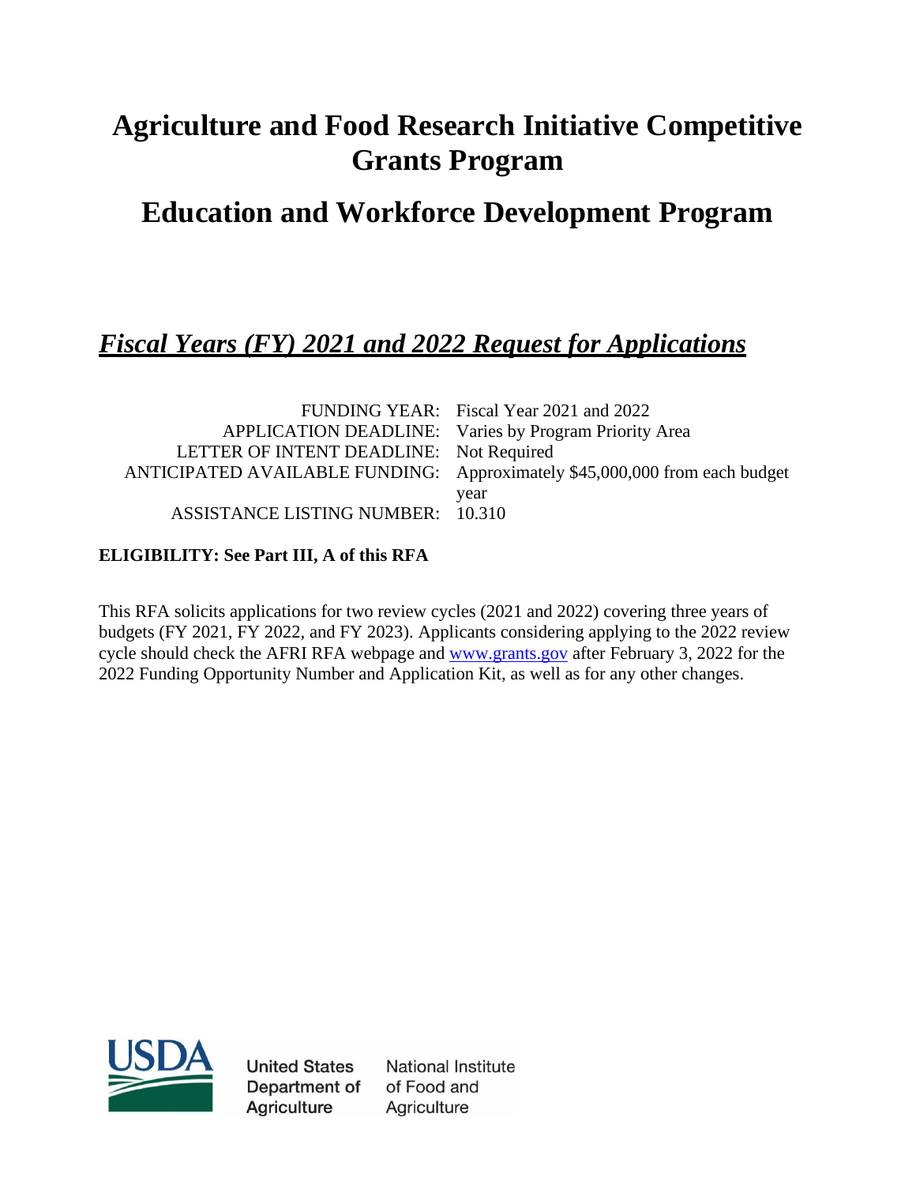# Agriculture and Food Research Initiative Competitive Grants Program

# Education and Workforce Development Program

## *Fiscal Years (FY) 2021 and 2022 Request for Applications*

| | |
|---|---|
| FUNDING YEAR: | Fiscal Year 2021 and 2022 |
| APPLICATION DEADLINE: | Varies by Program Priority Area |
| LETTER OF INTENT DEADLINE: | Not Required |
| ANTICIPATED AVAILABLE FUNDING: | Approximately $45,000,000 from each budget year |
| ASSISTANCE LISTING NUMBER: | 10.310 |

**ELIGIBILITY: See Part III, A of this RFA**

This RFA solicits applications for two review cycles (2021 and 2022) covering three years of budgets (FY 2021, FY 2022, and FY 2023). Applicants considering applying to the 2022 review cycle should check the AFRI RFA webpage and www.grants.gov after February 3, 2022 for the 2022 Funding Opportunity Number and Application Kit, as well as for any other changes.

United States Department of Agriculture | National Institute of Food and Agriculture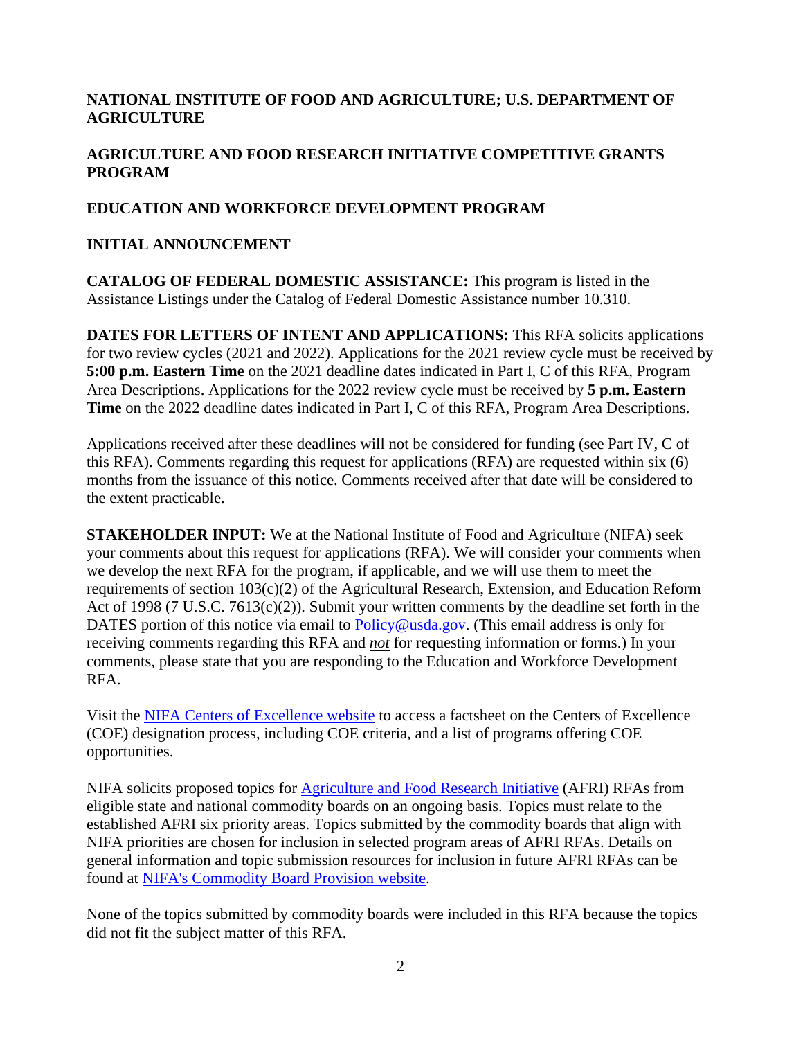**NATIONAL INSTITUTE OF FOOD AND AGRICULTURE; U.S. DEPARTMENT OF AGRICULTURE**

**AGRICULTURE AND FOOD RESEARCH INITIATIVE COMPETITIVE GRANTS PROGRAM**

**EDUCATION AND WORKFORCE DEVELOPMENT PROGRAM**

**INITIAL ANNOUNCEMENT**

**CATALOG OF FEDERAL DOMESTIC ASSISTANCE:** This program is listed in the Assistance Listings under the Catalog of Federal Domestic Assistance number 10.310.

**DATES FOR LETTERS OF INTENT AND APPLICATIONS:** This RFA solicits applications for two review cycles (2021 and 2022). Applications for the 2021 review cycle must be received by **5:00 p.m. Eastern Time** on the 2021 deadline dates indicated in Part I, C of this RFA, Program Area Descriptions. Applications for the 2022 review cycle must be received by **5 p.m. Eastern Time** on the 2022 deadline dates indicated in Part I, C of this RFA, Program Area Descriptions.

Applications received after these deadlines will not be considered for funding (see Part IV, C of this RFA). Comments regarding this request for applications (RFA) are requested within six (6) months from the issuance of this notice. Comments received after that date will be considered to the extent practicable.

**STAKEHOLDER INPUT:** We at the National Institute of Food and Agriculture (NIFA) seek your comments about this request for applications (RFA). We will consider your comments when we develop the next RFA for the program, if applicable, and we will use them to meet the requirements of section 103(c)(2) of the Agricultural Research, Extension, and Education Reform Act of 1998 (7 U.S.C. 7613(c)(2)). Submit your written comments by the deadline set forth in the DATES portion of this notice via email to Policy@usda.gov. (This email address is only for receiving comments regarding this RFA and ***not*** for requesting information or forms.) In your comments, please state that you are responding to the Education and Workforce Development RFA.

Visit the NIFA Centers of Excellence website to access a factsheet on the Centers of Excellence (COE) designation process, including COE criteria, and a list of programs offering COE opportunities.

NIFA solicits proposed topics for Agriculture and Food Research Initiative (AFRI) RFAs from eligible state and national commodity boards on an ongoing basis. Topics must relate to the established AFRI six priority areas. Topics submitted by the commodity boards that align with NIFA priorities are chosen for inclusion in selected program areas of AFRI RFAs. Details on general information and topic submission resources for inclusion in future AFRI RFAs can be found at NIFA's Commodity Board Provision website.

None of the topics submitted by commodity boards were included in this RFA because the topics did not fit the subject matter of this RFA.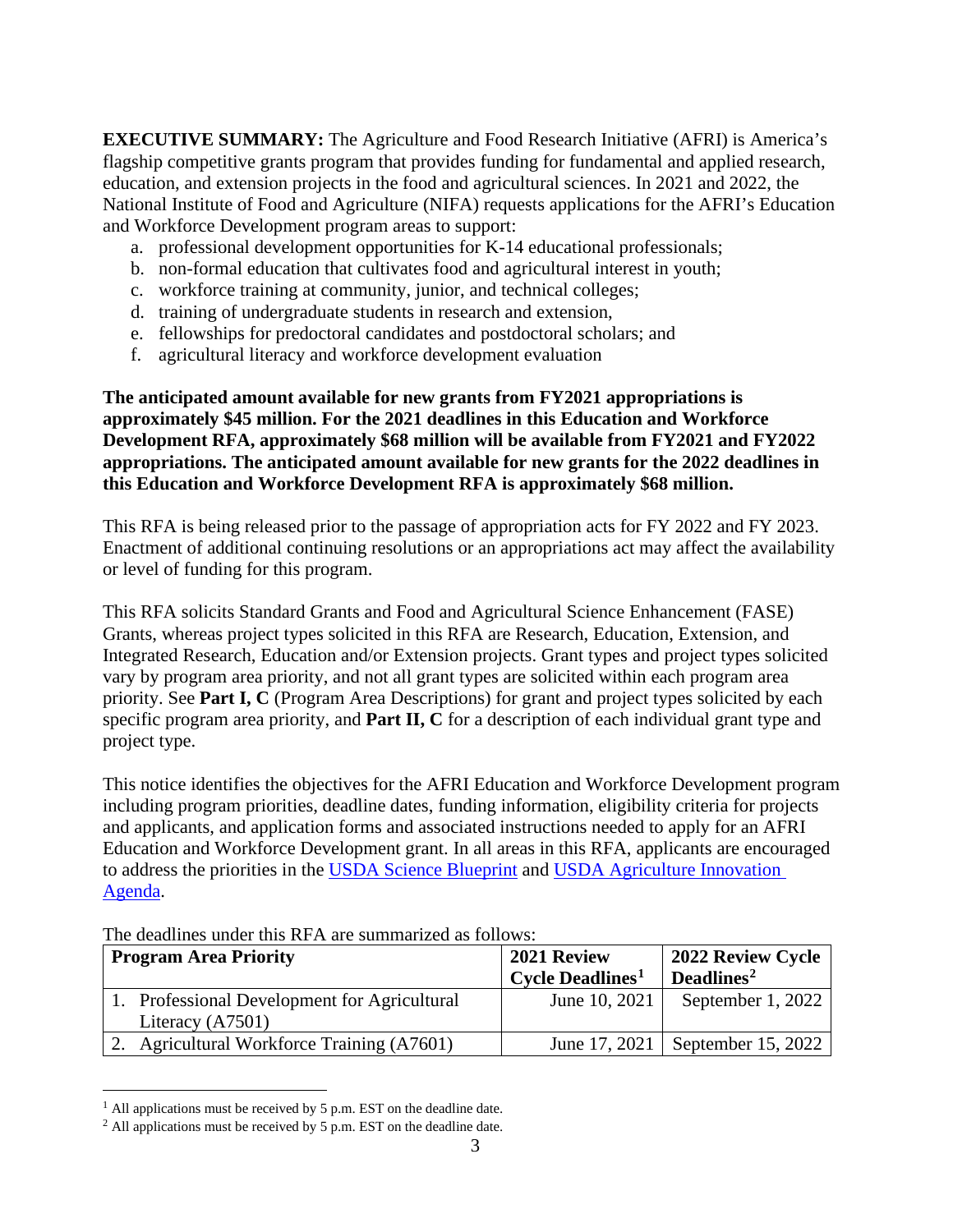**EXECUTIVE SUMMARY:** The Agriculture and Food Research Initiative (AFRI) is America's flagship competitive grants program that provides funding for fundamental and applied research, education, and extension projects in the food and agricultural sciences. In 2021 and 2022, the National Institute of Food and Agriculture (NIFA) requests applications for the AFRI's Education and Workforce Development program areas to support:

a. professional development opportunities for K-14 educational professionals;
b. non-formal education that cultivates food and agricultural interest in youth;
c. workforce training at community, junior, and technical colleges;
d. training of undergraduate students in research and extension,
e. fellowships for predoctoral candidates and postdoctoral scholars; and
f. agricultural literacy and workforce development evaluation

**The anticipated amount available for new grants from FY2021 appropriations is approximately $45 million. For the 2021 deadlines in this Education and Workforce Development RFA, approximately $68 million will be available from FY2021 and FY2022 appropriations. The anticipated amount available for new grants for the 2022 deadlines in this Education and Workforce Development RFA is approximately $68 million.**

This RFA is being released prior to the passage of appropriation acts for FY 2022 and FY 2023. Enactment of additional continuing resolutions or an appropriations act may affect the availability or level of funding for this program.

This RFA solicits Standard Grants and Food and Agricultural Science Enhancement (FASE) Grants, whereas project types solicited in this RFA are Research, Education, Extension, and Integrated Research, Education and/or Extension projects. Grant types and project types solicited vary by program area priority, and not all grant types are solicited within each program area priority. See **Part I, C** (Program Area Descriptions) for grant and project types solicited by each specific program area priority, and **Part II, C** for a description of each individual grant type and project type.

This notice identifies the objectives for the AFRI Education and Workforce Development program including program priorities, deadline dates, funding information, eligibility criteria for projects and applicants, and application forms and associated instructions needed to apply for an AFRI Education and Workforce Development grant. In all areas in this RFA, applicants are encouraged to address the priorities in the USDA Science Blueprint and USDA Agriculture Innovation Agenda.

The deadlines under this RFA are summarized as follows:

| Program Area Priority | 2021 Review Cycle Deadlines[1] | 2022 Review Cycle Deadlines[2] |
|---|---|---|
| 1. Professional Development for Agricultural Literacy (A7501) | June 10, 2021 | September 1, 2022 |
| 2. Agricultural Workforce Training (A7601) | June 17, 2021 | September 15, 2022 |

[1] All applications must be received by 5 p.m. EST on the deadline date.

[2] All applications must be received by 5 p.m. EST on the deadline date.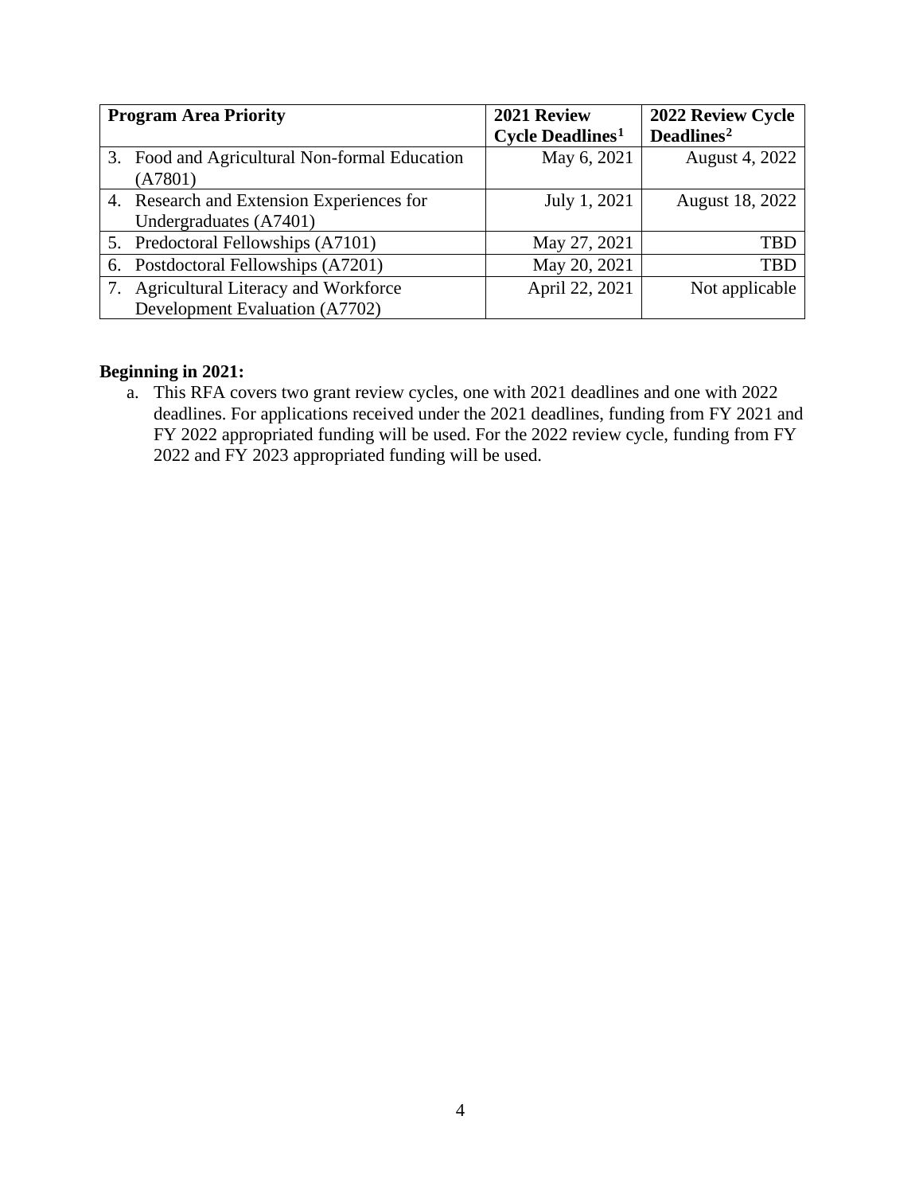| Program Area Priority | 2021 Review Cycle Deadlines[1] | 2022 Review Cycle Deadlines[2] |
|---|---|---|
| 3. Food and Agricultural Non-formal Education (A7801) | May 6, 2021 | August 4, 2022 |
| 4. Research and Extension Experiences for Undergraduates (A7401) | July 1, 2021 | August 18, 2022 |
| 5. Predoctoral Fellowships (A7101) | May 27, 2021 | TBD |
| 6. Postdoctoral Fellowships (A7201) | May 20, 2021 | TBD |
| 7. Agricultural Literacy and Workforce Development Evaluation (A7702) | April 22, 2021 | Not applicable |

**Beginning in 2021:**

a. This RFA covers two grant review cycles, one with 2021 deadlines and one with 2022 deadlines. For applications received under the 2021 deadlines, funding from FY 2021 and FY 2022 appropriated funding will be used. For the 2022 review cycle, funding from FY 2022 and FY 2023 appropriated funding will be used.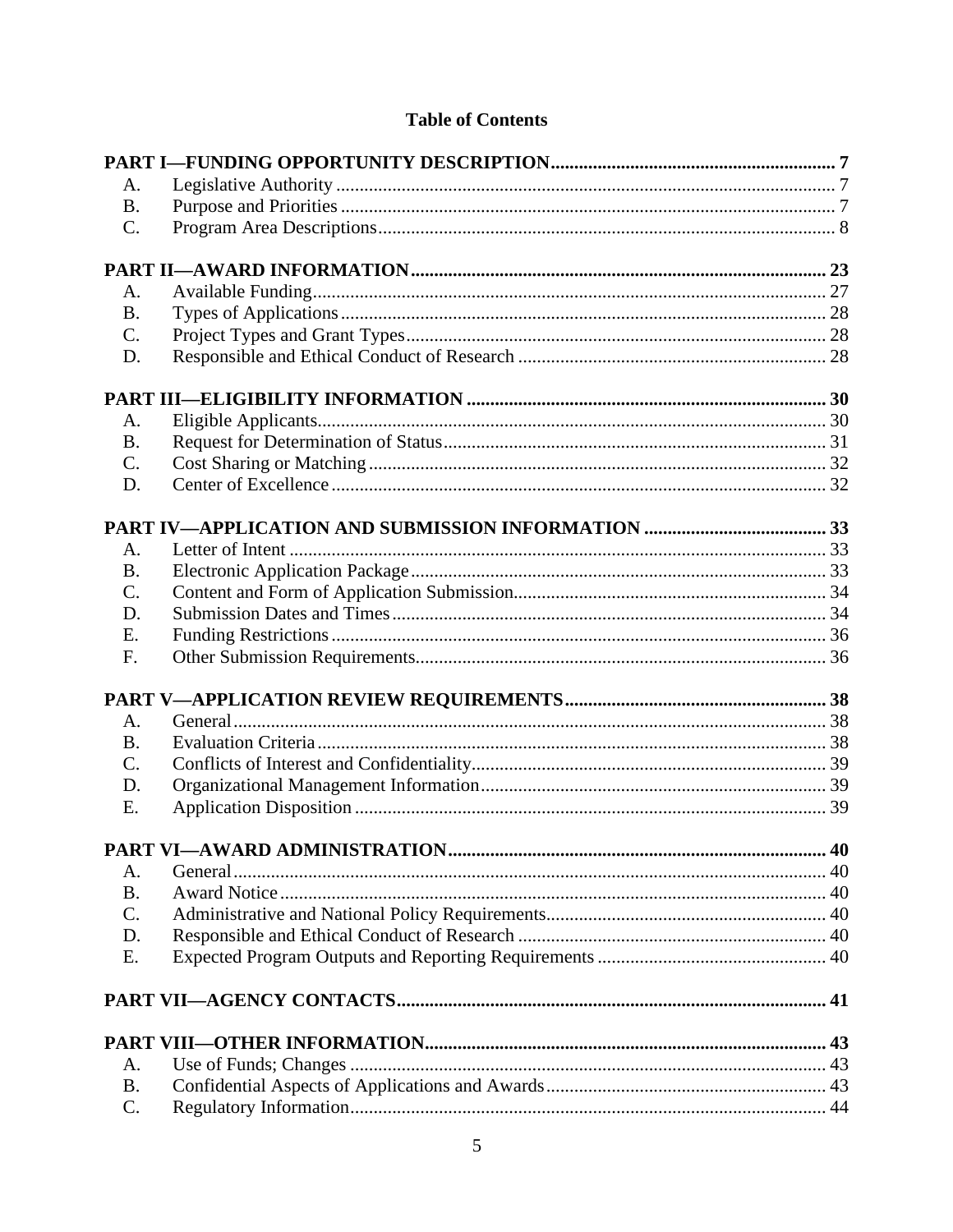## Table of Contents

**PART I—FUNDING OPPORTUNITY DESCRIPTION** ... 7

- A. Legislative Authority ... 7
- B. Purpose and Priorities ... 7
- C. Program Area Descriptions ... 8

**PART II—AWARD INFORMATION** ... 23

- A. Available Funding ... 27
- B. Types of Applications ... 28
- C. Project Types and Grant Types ... 28
- D. Responsible and Ethical Conduct of Research ... 28

**PART III—ELIGIBILITY INFORMATION** ... 30

- A. Eligible Applicants ... 30
- B. Request for Determination of Status ... 31
- C. Cost Sharing or Matching ... 32
- D. Center of Excellence ... 32

**PART IV—APPLICATION AND SUBMISSION INFORMATION** ... 33

- A. Letter of Intent ... 33
- B. Electronic Application Package ... 33
- C. Content and Form of Application Submission ... 34
- D. Submission Dates and Times ... 34
- E. Funding Restrictions ... 36
- F. Other Submission Requirements ... 36

**PART V—APPLICATION REVIEW REQUIREMENTS** ... 38

- A. General ... 38
- B. Evaluation Criteria ... 38
- C. Conflicts of Interest and Confidentiality ... 39
- D. Organizational Management Information ... 39
- E. Application Disposition ... 39

**PART VI—AWARD ADMINISTRATION** ... 40

- A. General ... 40
- B. Award Notice ... 40
- C. Administrative and National Policy Requirements ... 40
- D. Responsible and Ethical Conduct of Research ... 40
- E. Expected Program Outputs and Reporting Requirements ... 40

**PART VII—AGENCY CONTACTS** ... 41

**PART VIII—OTHER INFORMATION** ... 43

- A. Use of Funds; Changes ... 43
- B. Confidential Aspects of Applications and Awards ... 43
- C. Regulatory Information ... 44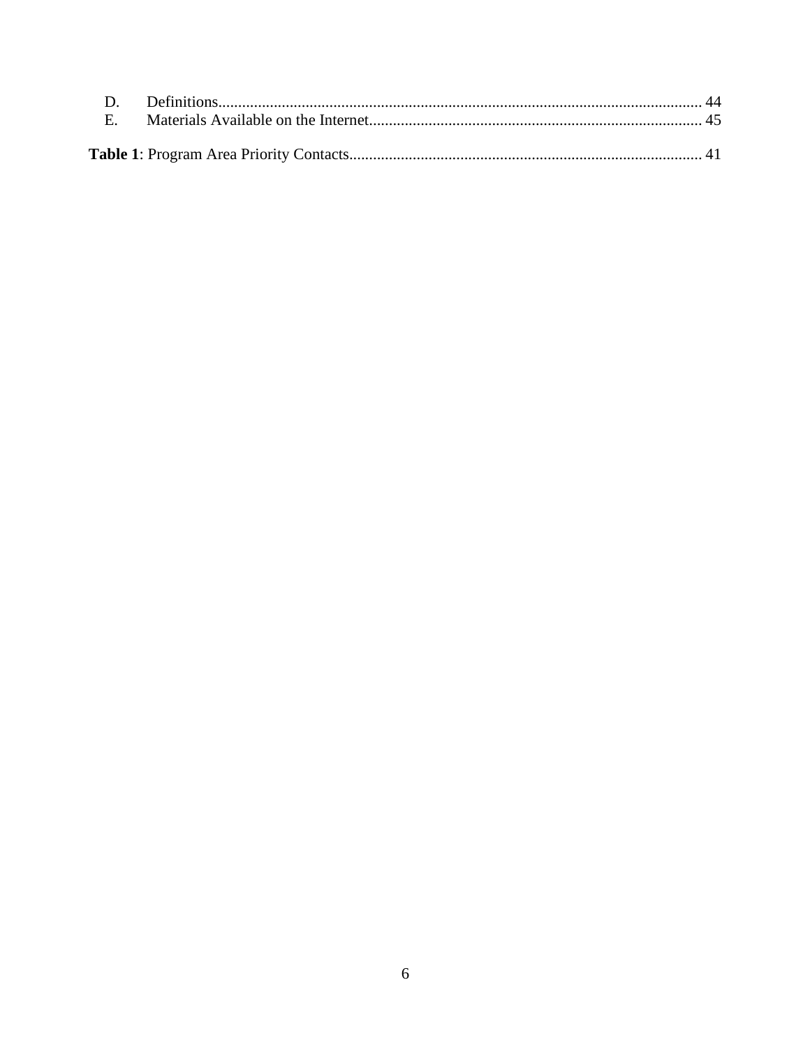D. Definitions ... 44
E. Materials Available on the Internet ... 45

**Table 1**: Program Area Priority Contacts ... 41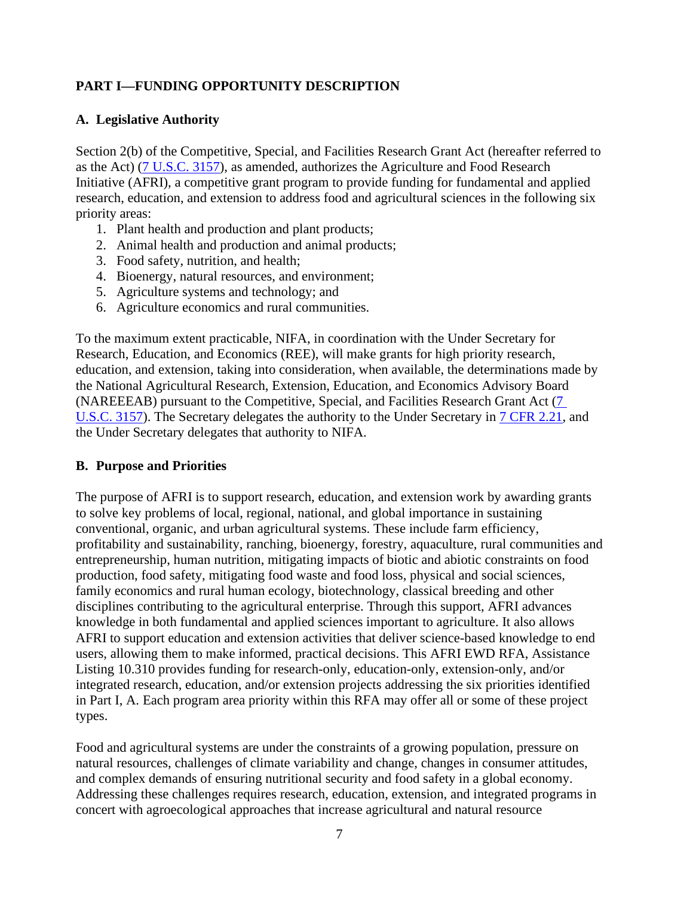## PART I—FUNDING OPPORTUNITY DESCRIPTION

### A. Legislative Authority

Section 2(b) of the Competitive, Special, and Facilities Research Grant Act (hereafter referred to as the Act) (7 U.S.C. 3157), as amended, authorizes the Agriculture and Food Research Initiative (AFRI), a competitive grant program to provide funding for fundamental and applied research, education, and extension to address food and agricultural sciences in the following six priority areas:

1. Plant health and production and plant products;
2. Animal health and production and animal products;
3. Food safety, nutrition, and health;
4. Bioenergy, natural resources, and environment;
5. Agriculture systems and technology; and
6. Agriculture economics and rural communities.

To the maximum extent practicable, NIFA, in coordination with the Under Secretary for Research, Education, and Economics (REE), will make grants for high priority research, education, and extension, taking into consideration, when available, the determinations made by the National Agricultural Research, Extension, Education, and Economics Advisory Board (NAREEEAB) pursuant to the Competitive, Special, and Facilities Research Grant Act (7 U.S.C. 3157). The Secretary delegates the authority to the Under Secretary in 7 CFR 2.21, and the Under Secretary delegates that authority to NIFA.

### B. Purpose and Priorities

The purpose of AFRI is to support research, education, and extension work by awarding grants to solve key problems of local, regional, national, and global importance in sustaining conventional, organic, and urban agricultural systems. These include farm efficiency, profitability and sustainability, ranching, bioenergy, forestry, aquaculture, rural communities and entrepreneurship, human nutrition, mitigating impacts of biotic and abiotic constraints on food production, food safety, mitigating food waste and food loss, physical and social sciences, family economics and rural human ecology, biotechnology, classical breeding and other disciplines contributing to the agricultural enterprise. Through this support, AFRI advances knowledge in both fundamental and applied sciences important to agriculture. It also allows AFRI to support education and extension activities that deliver science-based knowledge to end users, allowing them to make informed, practical decisions. This AFRI EWD RFA, Assistance Listing 10.310 provides funding for research-only, education-only, extension-only, and/or integrated research, education, and/or extension projects addressing the six priorities identified in Part I, A. Each program area priority within this RFA may offer all or some of these project types.

Food and agricultural systems are under the constraints of a growing population, pressure on natural resources, challenges of climate variability and change, changes in consumer attitudes, and complex demands of ensuring nutritional security and food safety in a global economy. Addressing these challenges requires research, education, extension, and integrated programs in concert with agroecological approaches that increase agricultural and natural resource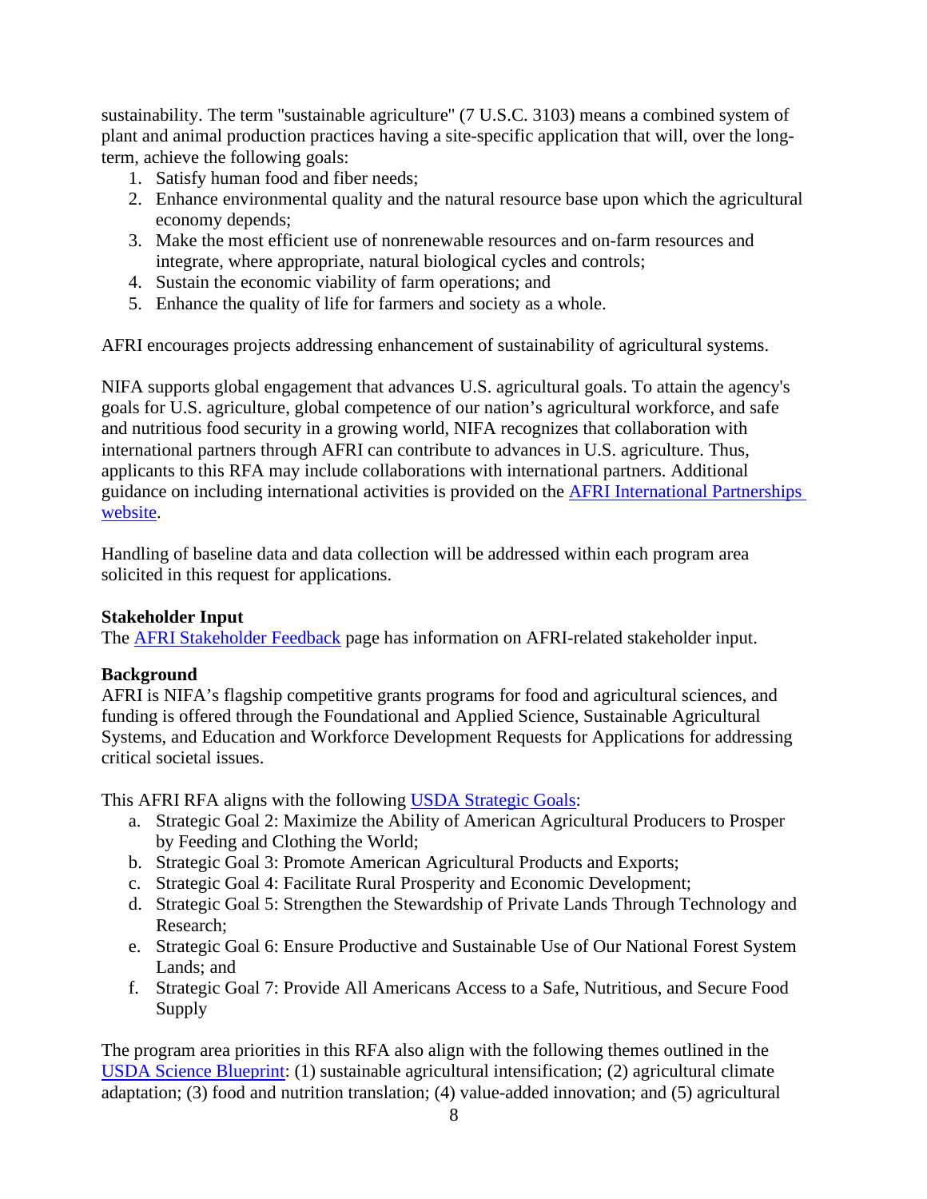sustainability. The term "sustainable agriculture" (7 U.S.C. 3103) means a combined system of plant and animal production practices having a site-specific application that will, over the long-term, achieve the following goals:

1. Satisfy human food and fiber needs;
2. Enhance environmental quality and the natural resource base upon which the agricultural economy depends;
3. Make the most efficient use of nonrenewable resources and on-farm resources and integrate, where appropriate, natural biological cycles and controls;
4. Sustain the economic viability of farm operations; and
5. Enhance the quality of life for farmers and society as a whole.

AFRI encourages projects addressing enhancement of sustainability of agricultural systems.

NIFA supports global engagement that advances U.S. agricultural goals. To attain the agency's goals for U.S. agriculture, global competence of our nation's agricultural workforce, and safe and nutritious food security in a growing world, NIFA recognizes that collaboration with international partners through AFRI can contribute to advances in U.S. agriculture. Thus, applicants to this RFA may include collaborations with international partners. Additional guidance on including international activities is provided on the AFRI International Partnerships website.

Handling of baseline data and data collection will be addressed within each program area solicited in this request for applications.

**Stakeholder Input**

The AFRI Stakeholder Feedback page has information on AFRI-related stakeholder input.

**Background**

AFRI is NIFA's flagship competitive grants programs for food and agricultural sciences, and funding is offered through the Foundational and Applied Science, Sustainable Agricultural Systems, and Education and Workforce Development Requests for Applications for addressing critical societal issues.

This AFRI RFA aligns with the following USDA Strategic Goals:

a. Strategic Goal 2: Maximize the Ability of American Agricultural Producers to Prosper by Feeding and Clothing the World;
b. Strategic Goal 3: Promote American Agricultural Products and Exports;
c. Strategic Goal 4: Facilitate Rural Prosperity and Economic Development;
d. Strategic Goal 5: Strengthen the Stewardship of Private Lands Through Technology and Research;
e. Strategic Goal 6: Ensure Productive and Sustainable Use of Our National Forest System Lands; and
f. Strategic Goal 7: Provide All Americans Access to a Safe, Nutritious, and Secure Food Supply

The program area priorities in this RFA also align with the following themes outlined in the USDA Science Blueprint: (1) sustainable agricultural intensification; (2) agricultural climate adaptation; (3) food and nutrition translation; (4) value-added innovation; and (5) agricultural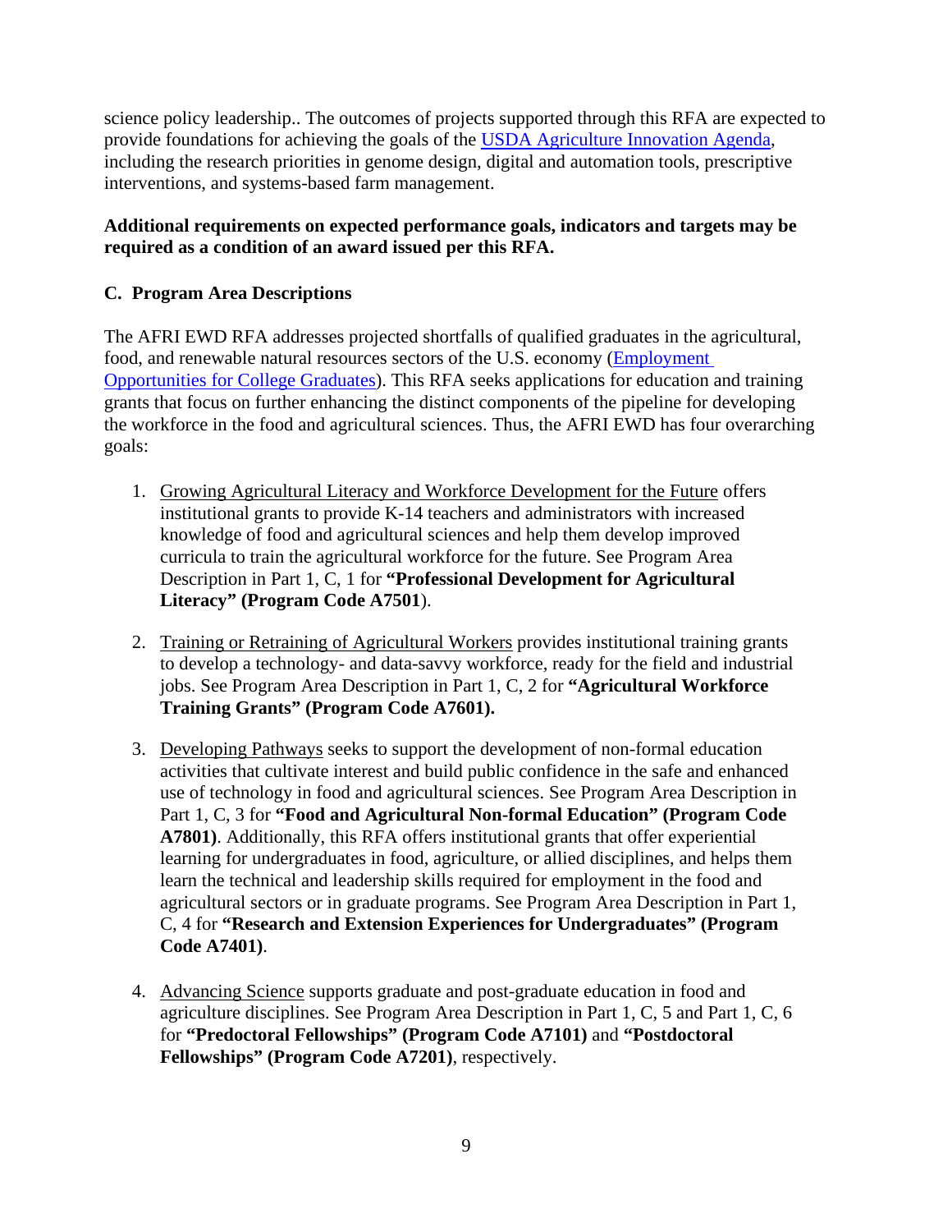science policy leadership.. The outcomes of projects supported through this RFA are expected to provide foundations for achieving the goals of the [USDA Agriculture Innovation Agenda](), including the research priorities in genome design, digital and automation tools, prescriptive interventions, and systems-based farm management.

**Additional requirements on expected performance goals, indicators and targets may be required as a condition of an award issued per this RFA.**

### C. Program Area Descriptions

The AFRI EWD RFA addresses projected shortfalls of qualified graduates in the agricultural, food, and renewable natural resources sectors of the U.S. economy ([Employment Opportunities for College Graduates]()). This RFA seeks applications for education and training grants that focus on further enhancing the distinct components of the pipeline for developing the workforce in the food and agricultural sciences. Thus, the AFRI EWD has four overarching goals:

1. Growing Agricultural Literacy and Workforce Development for the Future offers institutional grants to provide K-14 teachers and administrators with increased knowledge of food and agricultural sciences and help them develop improved curricula to train the agricultural workforce for the future. See Program Area Description in Part 1, C, 1 for **"Professional Development for Agricultural Literacy" (Program Code A7501**).

2. Training or Retraining of Agricultural Workers provides institutional training grants to develop a technology- and data-savvy workforce, ready for the field and industrial jobs. See Program Area Description in Part 1, C, 2 for **"Agricultural Workforce Training Grants" (Program Code A7601).**

3. Developing Pathways seeks to support the development of non-formal education activities that cultivate interest and build public confidence in the safe and enhanced use of technology in food and agricultural sciences. See Program Area Description in Part 1, C, 3 for **"Food and Agricultural Non-formal Education" (Program Code A7801)**. Additionally, this RFA offers institutional grants that offer experiential learning for undergraduates in food, agriculture, or allied disciplines, and helps them learn the technical and leadership skills required for employment in the food and agricultural sectors or in graduate programs. See Program Area Description in Part 1, C, 4 for **"Research and Extension Experiences for Undergraduates" (Program Code A7401)**.

4. Advancing Science supports graduate and post-graduate education in food and agriculture disciplines. See Program Area Description in Part 1, C, 5 and Part 1, C, 6 for **"Predoctoral Fellowships" (Program Code A7101)** and **"Postdoctoral Fellowships" (Program Code A7201)**, respectively.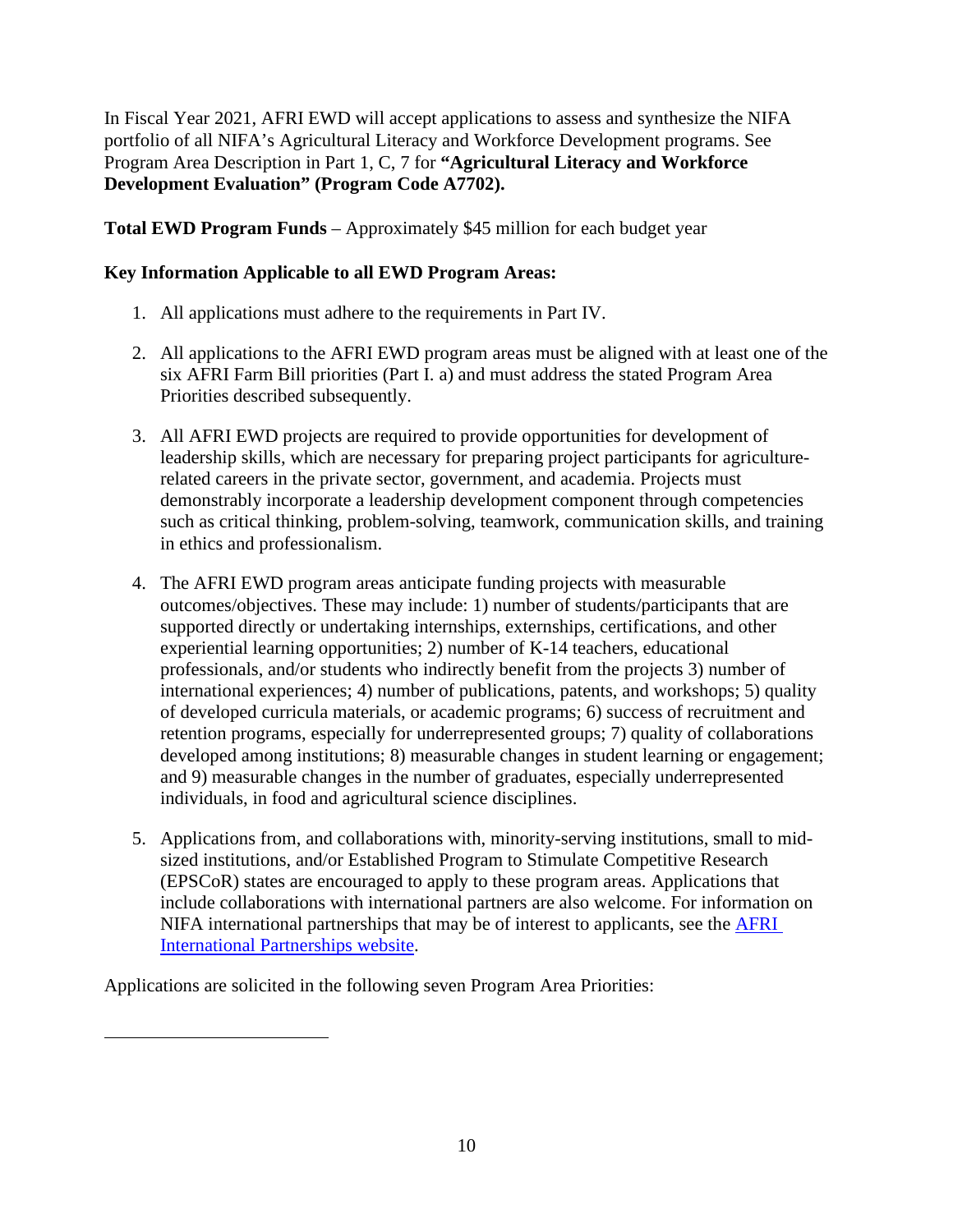In Fiscal Year 2021, AFRI EWD will accept applications to assess and synthesize the NIFA portfolio of all NIFA's Agricultural Literacy and Workforce Development programs. See Program Area Description in Part 1, C, 7 for **"Agricultural Literacy and Workforce Development Evaluation" (Program Code A7702).**

**Total EWD Program Funds** – Approximately $45 million for each budget year

**Key Information Applicable to all EWD Program Areas:**

1. All applications must adhere to the requirements in Part IV.

2. All applications to the AFRI EWD program areas must be aligned with at least one of the six AFRI Farm Bill priorities (Part I. a) and must address the stated Program Area Priorities described subsequently.

3. All AFRI EWD projects are required to provide opportunities for development of leadership skills, which are necessary for preparing project participants for agriculture-related careers in the private sector, government, and academia. Projects must demonstrably incorporate a leadership development component through competencies such as critical thinking, problem-solving, teamwork, communication skills, and training in ethics and professionalism.

4. The AFRI EWD program areas anticipate funding projects with measurable outcomes/objectives. These may include: 1) number of students/participants that are supported directly or undertaking internships, externships, certifications, and other experiential learning opportunities; 2) number of K-14 teachers, educational professionals, and/or students who indirectly benefit from the projects 3) number of international experiences; 4) number of publications, patents, and workshops; 5) quality of developed curricula materials, or academic programs; 6) success of recruitment and retention programs, especially for underrepresented groups; 7) quality of collaborations developed among institutions; 8) measurable changes in student learning or engagement; and 9) measurable changes in the number of graduates, especially underrepresented individuals, in food and agricultural science disciplines.

5. Applications from, and collaborations with, minority-serving institutions, small to mid-sized institutions, and/or Established Program to Stimulate Competitive Research (EPSCoR) states are encouraged to apply to these program areas. Applications that include collaborations with international partners are also welcome. For information on NIFA international partnerships that may be of interest to applicants, see the [AFRI International Partnerships website](#).

Applications are solicited in the following seven Program Area Priorities: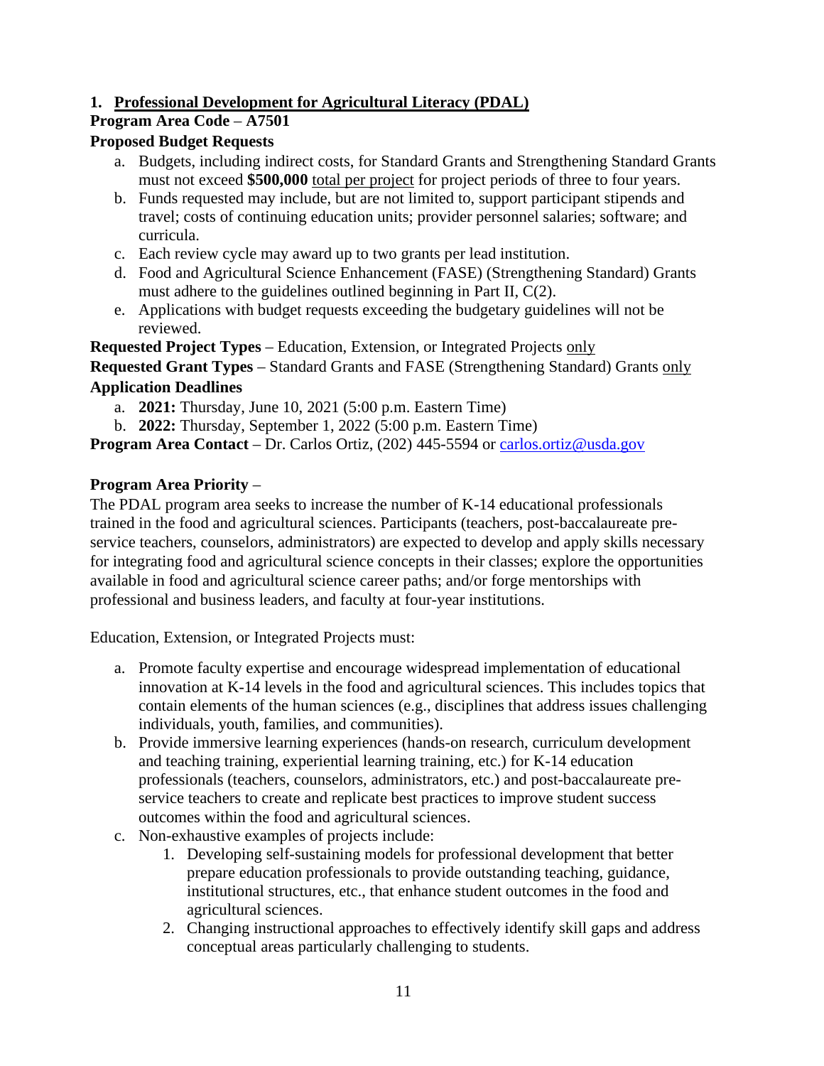## 1. <u>Professional Development for Agricultural Literacy (PDAL)</u>

**Program Area Code – A7501**

**Proposed Budget Requests**

a. Budgets, including indirect costs, for Standard Grants and Strengthening Standard Grants must not exceed **$500,000** <u>total per project</u> for project periods of three to four years.
b. Funds requested may include, but are not limited to, support participant stipends and travel; costs of continuing education units; provider personnel salaries; software; and curricula.
c. Each review cycle may award up to two grants per lead institution.
d. Food and Agricultural Science Enhancement (FASE) (Strengthening Standard) Grants must adhere to the guidelines outlined beginning in Part II, C(2).
e. Applications with budget requests exceeding the budgetary guidelines will not be reviewed.

**Requested Project Types** – Education, Extension, or Integrated Projects <u>only</u>

**Requested Grant Types** – Standard Grants and FASE (Strengthening Standard) Grants <u>only</u>

**Application Deadlines**

a. **2021:** Thursday, June 10, 2021 (5:00 p.m. Eastern Time)
b. **2022:** Thursday, September 1, 2022 (5:00 p.m. Eastern Time)

**Program Area Contact** – Dr. Carlos Ortiz, (202) 445-5594 or carlos.ortiz@usda.gov

**Program Area Priority** –

The PDAL program area seeks to increase the number of K-14 educational professionals trained in the food and agricultural sciences. Participants (teachers, post-baccalaureate pre-service teachers, counselors, administrators) are expected to develop and apply skills necessary for integrating food and agricultural science concepts in their classes; explore the opportunities available in food and agricultural science career paths; and/or forge mentorships with professional and business leaders, and faculty at four-year institutions.

Education, Extension, or Integrated Projects must:

a. Promote faculty expertise and encourage widespread implementation of educational innovation at K-14 levels in the food and agricultural sciences. This includes topics that contain elements of the human sciences (e.g., disciplines that address issues challenging individuals, youth, families, and communities).
b. Provide immersive learning experiences (hands-on research, curriculum development and teaching training, experiential learning training, etc.) for K-14 education professionals (teachers, counselors, administrators, etc.) and post-baccalaureate pre-service teachers to create and replicate best practices to improve student success outcomes within the food and agricultural sciences.
c. Non-exhaustive examples of projects include:
    1. Developing self-sustaining models for professional development that better prepare education professionals to provide outstanding teaching, guidance, institutional structures, etc., that enhance student outcomes in the food and agricultural sciences.
    2. Changing instructional approaches to effectively identify skill gaps and address conceptual areas particularly challenging to students.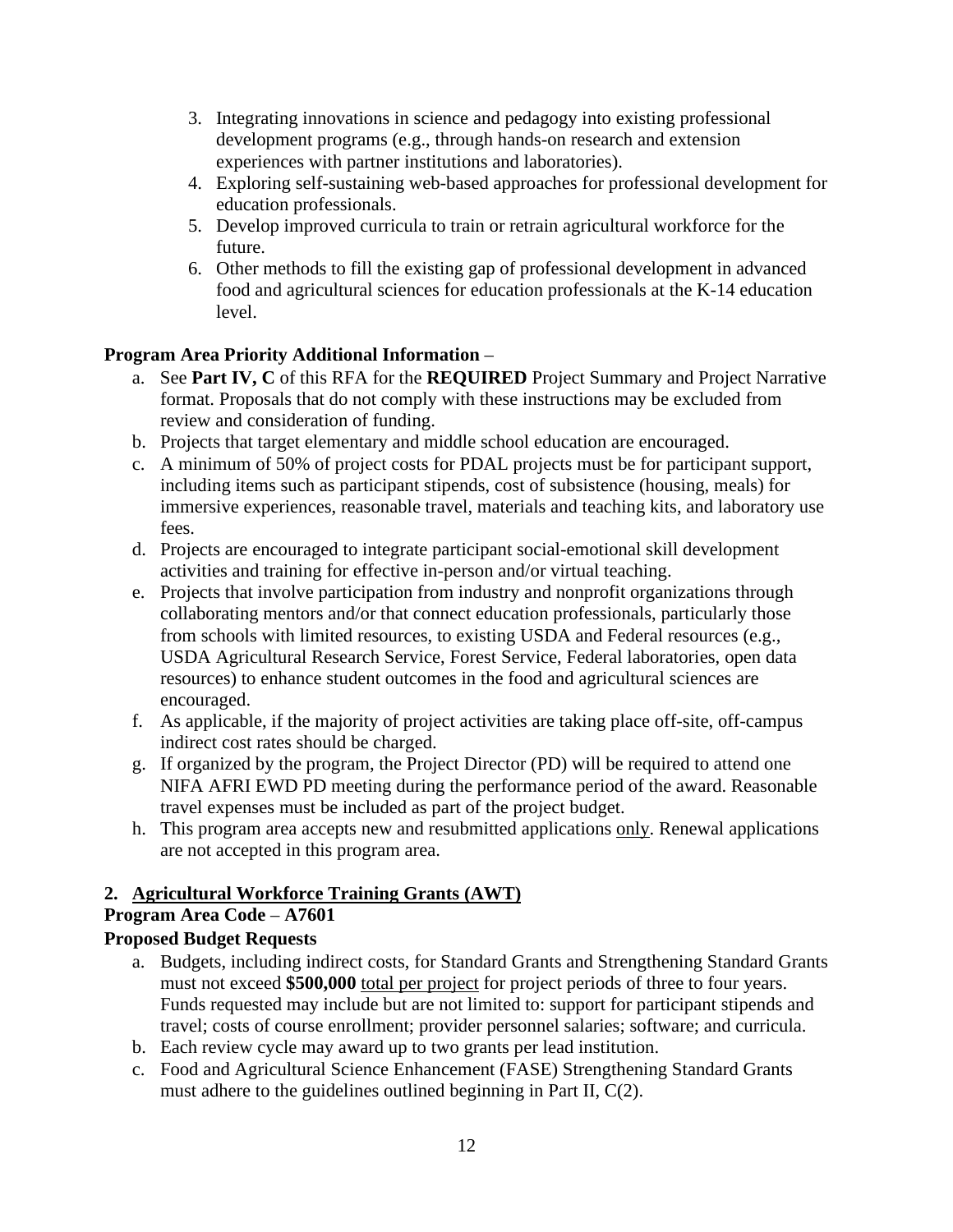3. Integrating innovations in science and pedagogy into existing professional development programs (e.g., through hands-on research and extension experiences with partner institutions and laboratories).
4. Exploring self-sustaining web-based approaches for professional development for education professionals.
5. Develop improved curricula to train or retrain agricultural workforce for the future.
6. Other methods to fill the existing gap of professional development in advanced food and agricultural sciences for education professionals at the K-14 education level.

**Program Area Priority Additional Information** –

a. See **Part IV, C** of this RFA for the **REQUIRED** Project Summary and Project Narrative format. Proposals that do not comply with these instructions may be excluded from review and consideration of funding.
b. Projects that target elementary and middle school education are encouraged.
c. A minimum of 50% of project costs for PDAL projects must be for participant support, including items such as participant stipends, cost of subsistence (housing, meals) for immersive experiences, reasonable travel, materials and teaching kits, and laboratory use fees.
d. Projects are encouraged to integrate participant social-emotional skill development activities and training for effective in-person and/or virtual teaching.
e. Projects that involve participation from industry and nonprofit organizations through collaborating mentors and/or that connect education professionals, particularly those from schools with limited resources, to existing USDA and Federal resources (e.g., USDA Agricultural Research Service, Forest Service, Federal laboratories, open data resources) to enhance student outcomes in the food and agricultural sciences are encouraged.
f. As applicable, if the majority of project activities are taking place off-site, off-campus indirect cost rates should be charged.
g. If organized by the program, the Project Director (PD) will be required to attend one NIFA AFRI EWD PD meeting during the performance period of the award. Reasonable travel expenses must be included as part of the project budget.
h. This program area accepts new and resubmitted applications <u>only</u>. Renewal applications are not accepted in this program area.

**2. <u>Agricultural Workforce Training Grants (AWT)</u>**

**Program Area Code** – **A7601**

**Proposed Budget Requests**

a. Budgets, including indirect costs, for Standard Grants and Strengthening Standard Grants must not exceed **$500,000** <u>total per project</u> for project periods of three to four years. Funds requested may include but are not limited to: support for participant stipends and travel; costs of course enrollment; provider personnel salaries; software; and curricula.
b. Each review cycle may award up to two grants per lead institution.
c. Food and Agricultural Science Enhancement (FASE) Strengthening Standard Grants must adhere to the guidelines outlined beginning in Part II, C(2).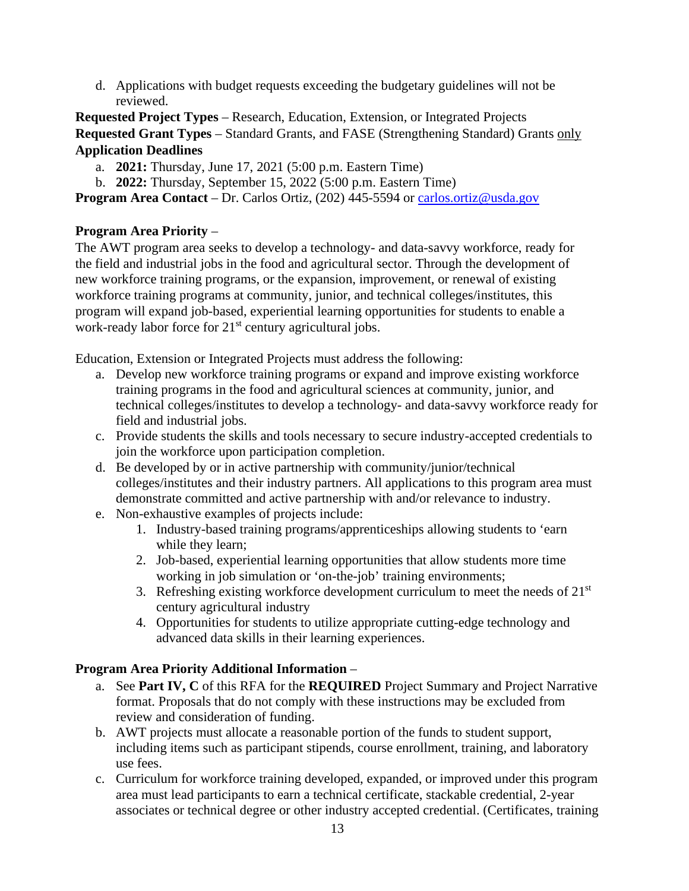d. Applications with budget requests exceeding the budgetary guidelines will not be reviewed.

**Requested Project Types** – Research, Education, Extension, or Integrated Projects

**Requested Grant Types** – Standard Grants, and FASE (Strengthening Standard) Grants only

**Application Deadlines**

a. **2021:** Thursday, June 17, 2021 (5:00 p.m. Eastern Time)
b. **2022:** Thursday, September 15, 2022 (5:00 p.m. Eastern Time)

**Program Area Contact** – Dr. Carlos Ortiz, (202) 445-5594 or carlos.ortiz@usda.gov

**Program Area Priority** –

The AWT program area seeks to develop a technology- and data-savvy workforce, ready for the field and industrial jobs in the food and agricultural sector. Through the development of new workforce training programs, or the expansion, improvement, or renewal of existing workforce training programs at community, junior, and technical colleges/institutes, this program will expand job-based, experiential learning opportunities for students to enable a work-ready labor force for 21st century agricultural jobs.

Education, Extension or Integrated Projects must address the following:

a. Develop new workforce training programs or expand and improve existing workforce training programs in the food and agricultural sciences at community, junior, and technical colleges/institutes to develop a technology- and data-savvy workforce ready for field and industrial jobs.
c. Provide students the skills and tools necessary to secure industry-accepted credentials to join the workforce upon participation completion.
d. Be developed by or in active partnership with community/junior/technical colleges/institutes and their industry partners. All applications to this program area must demonstrate committed and active partnership with and/or relevance to industry.
e. Non-exhaustive examples of projects include:
    1. Industry-based training programs/apprenticeships allowing students to 'earn while they learn;
    2. Job-based, experiential learning opportunities that allow students more time working in job simulation or 'on-the-job' training environments;
    3. Refreshing existing workforce development curriculum to meet the needs of 21st century agricultural industry
    4. Opportunities for students to utilize appropriate cutting-edge technology and advanced data skills in their learning experiences.

**Program Area Priority Additional Information** –

a. See **Part IV, C** of this RFA for the **REQUIRED** Project Summary and Project Narrative format. Proposals that do not comply with these instructions may be excluded from review and consideration of funding.
b. AWT projects must allocate a reasonable portion of the funds to student support, including items such as participant stipends, course enrollment, training, and laboratory use fees.
c. Curriculum for workforce training developed, expanded, or improved under this program area must lead participants to earn a technical certificate, stackable credential, 2-year associates or technical degree or other industry accepted credential. (Certificates, training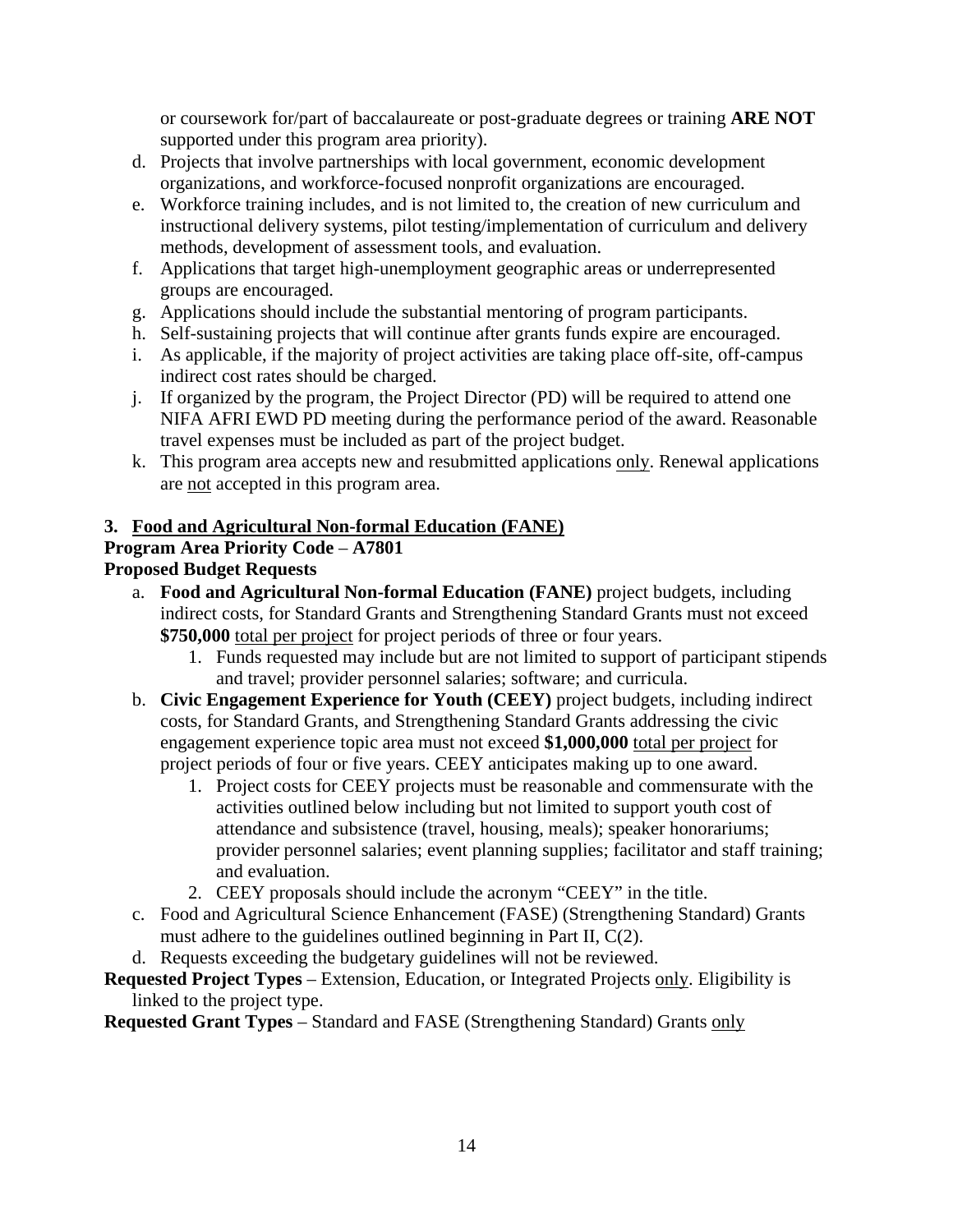or coursework for/part of baccalaureate or post-graduate degrees or training **ARE NOT** supported under this program area priority).

d. Projects that involve partnerships with local government, economic development organizations, and workforce-focused nonprofit organizations are encouraged.
e. Workforce training includes, and is not limited to, the creation of new curriculum and instructional delivery systems, pilot testing/implementation of curriculum and delivery methods, development of assessment tools, and evaluation.
f. Applications that target high-unemployment geographic areas or underrepresented groups are encouraged.
g. Applications should include the substantial mentoring of program participants.
h. Self-sustaining projects that will continue after grants funds expire are encouraged.
i. As applicable, if the majority of project activities are taking place off-site, off-campus indirect cost rates should be charged.
j. If organized by the program, the Project Director (PD) will be required to attend one NIFA AFRI EWD PD meeting during the performance period of the award. Reasonable travel expenses must be included as part of the project budget.
k. This program area accepts new and resubmitted applications only. Renewal applications are not accepted in this program area.

### 3. Food and Agricultural Non-formal Education (FANE)

**Program Area Priority Code – A7801**

**Proposed Budget Requests**

a. **Food and Agricultural Non-formal Education (FANE)** project budgets, including indirect costs, for Standard Grants and Strengthening Standard Grants must not exceed **$750,000** total per project for project periods of three or four years.
    1. Funds requested may include but are not limited to support of participant stipends and travel; provider personnel salaries; software; and curricula.
b. **Civic Engagement Experience for Youth (CEEY)** project budgets, including indirect costs, for Standard Grants, and Strengthening Standard Grants addressing the civic engagement experience topic area must not exceed **$1,000,000** total per project for project periods of four or five years. CEEY anticipates making up to one award.
    1. Project costs for CEEY projects must be reasonable and commensurate with the activities outlined below including but not limited to support youth cost of attendance and subsistence (travel, housing, meals); speaker honorariums; provider personnel salaries; event planning supplies; facilitator and staff training; and evaluation.
    2. CEEY proposals should include the acronym "CEEY" in the title.
c. Food and Agricultural Science Enhancement (FASE) (Strengthening Standard) Grants must adhere to the guidelines outlined beginning in Part II, C(2).
d. Requests exceeding the budgetary guidelines will not be reviewed.

**Requested Project Types** – Extension, Education, or Integrated Projects only. Eligibility is linked to the project type.

**Requested Grant Types** – Standard and FASE (Strengthening Standard) Grants only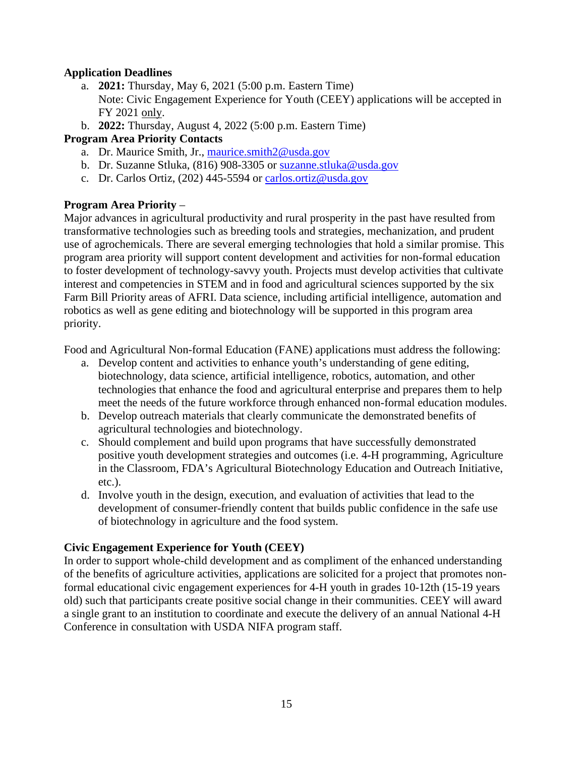**Application Deadlines**

a. **2021:** Thursday, May 6, 2021 (5:00 p.m. Eastern Time)
   Note: Civic Engagement Experience for Youth (CEEY) applications will be accepted in FY 2021 only.
b. **2022:** Thursday, August 4, 2022 (5:00 p.m. Eastern Time)

**Program Area Priority Contacts**

a. Dr. Maurice Smith, Jr., maurice.smith2@usda.gov
b. Dr. Suzanne Stluka, (816) 908-3305 or suzanne.stluka@usda.gov
c. Dr. Carlos Ortiz, (202) 445-5594 or carlos.ortiz@usda.gov

**Program Area Priority** –

Major advances in agricultural productivity and rural prosperity in the past have resulted from transformative technologies such as breeding tools and strategies, mechanization, and prudent use of agrochemicals. There are several emerging technologies that hold a similar promise. This program area priority will support content development and activities for non-formal education to foster development of technology-savvy youth. Projects must develop activities that cultivate interest and competencies in STEM and in food and agricultural sciences supported by the six Farm Bill Priority areas of AFRI. Data science, including artificial intelligence, automation and robotics as well as gene editing and biotechnology will be supported in this program area priority.

Food and Agricultural Non-formal Education (FANE) applications must address the following:

a. Develop content and activities to enhance youth's understanding of gene editing, biotechnology, data science, artificial intelligence, robotics, automation, and other technologies that enhance the food and agricultural enterprise and prepares them to help meet the needs of the future workforce through enhanced non-formal education modules.
b. Develop outreach materials that clearly communicate the demonstrated benefits of agricultural technologies and biotechnology.
c. Should complement and build upon programs that have successfully demonstrated positive youth development strategies and outcomes (i.e. 4-H programming, Agriculture in the Classroom, FDA's Agricultural Biotechnology Education and Outreach Initiative, etc.).
d. Involve youth in the design, execution, and evaluation of activities that lead to the development of consumer-friendly content that builds public confidence in the safe use of biotechnology in agriculture and the food system.

**Civic Engagement Experience for Youth (CEEY)**

In order to support whole-child development and as compliment of the enhanced understanding of the benefits of agriculture activities, applications are solicited for a project that promotes non-formal educational civic engagement experiences for 4-H youth in grades 10-12th (15-19 years old) such that participants create positive social change in their communities. CEEY will award a single grant to an institution to coordinate and execute the delivery of an annual National 4-H Conference in consultation with USDA NIFA program staff.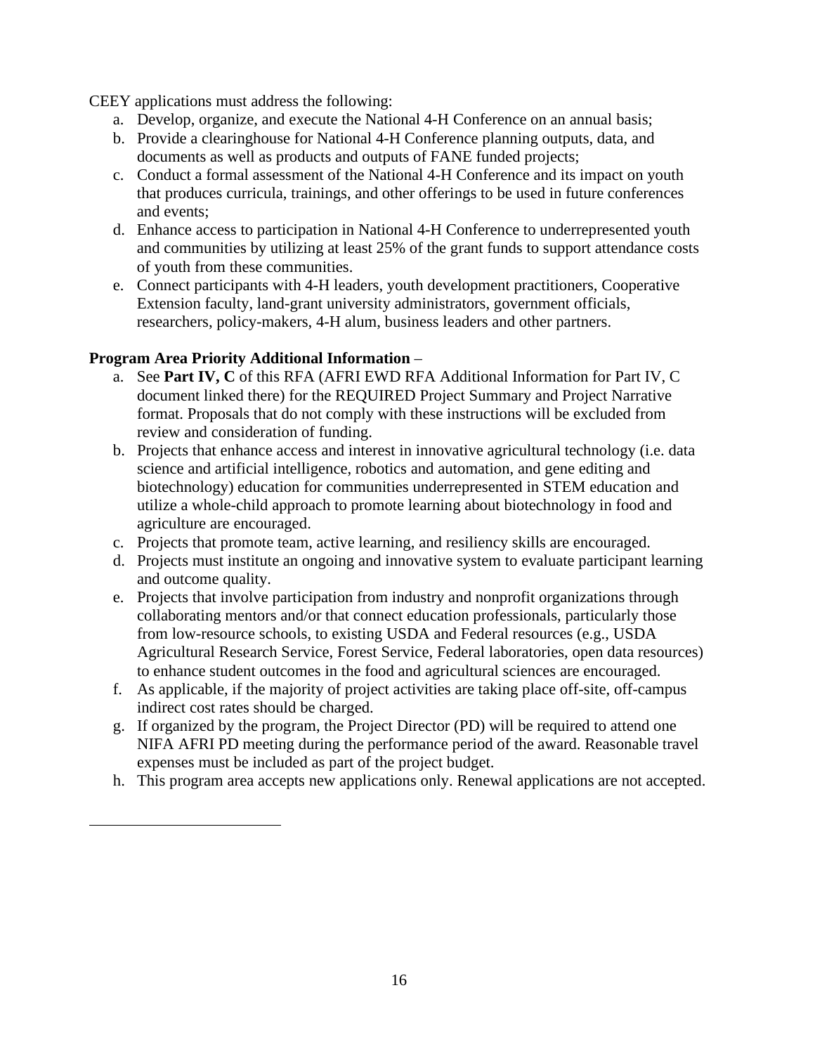CEEY applications must address the following:

a. Develop, organize, and execute the National 4-H Conference on an annual basis;
b. Provide a clearinghouse for National 4-H Conference planning outputs, data, and documents as well as products and outputs of FANE funded projects;
c. Conduct a formal assessment of the National 4-H Conference and its impact on youth that produces curricula, trainings, and other offerings to be used in future conferences and events;
d. Enhance access to participation in National 4-H Conference to underrepresented youth and communities by utilizing at least 25% of the grant funds to support attendance costs of youth from these communities.
e. Connect participants with 4-H leaders, youth development practitioners, Cooperative Extension faculty, land-grant university administrators, government officials, researchers, policy-makers, 4-H alum, business leaders and other partners.

**Program Area Priority Additional Information** –

a. See **Part IV, C** of this RFA (AFRI EWD RFA Additional Information for Part IV, C document linked there) for the REQUIRED Project Summary and Project Narrative format. Proposals that do not comply with these instructions will be excluded from review and consideration of funding.
b. Projects that enhance access and interest in innovative agricultural technology (i.e. data science and artificial intelligence, robotics and automation, and gene editing and biotechnology) education for communities underrepresented in STEM education and utilize a whole-child approach to promote learning about biotechnology in food and agriculture are encouraged.
c. Projects that promote team, active learning, and resiliency skills are encouraged.
d. Projects must institute an ongoing and innovative system to evaluate participant learning and outcome quality.
e. Projects that involve participation from industry and nonprofit organizations through collaborating mentors and/or that connect education professionals, particularly those from low-resource schools, to existing USDA and Federal resources (e.g., USDA Agricultural Research Service, Forest Service, Federal laboratories, open data resources) to enhance student outcomes in the food and agricultural sciences are encouraged.
f. As applicable, if the majority of project activities are taking place off-site, off-campus indirect cost rates should be charged.
g. If organized by the program, the Project Director (PD) will be required to attend one NIFA AFRI PD meeting during the performance period of the award. Reasonable travel expenses must be included as part of the project budget.
h. This program area accepts new applications only. Renewal applications are not accepted.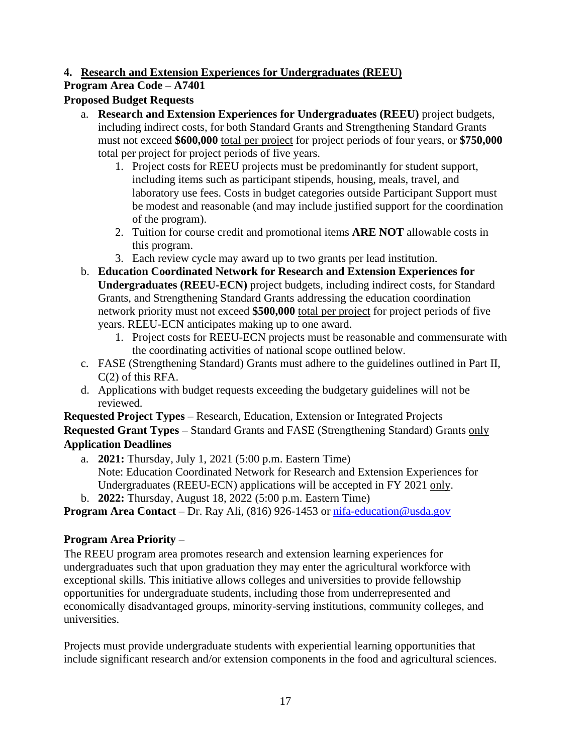#### 4. Research and Extension Experiences for Undergraduates (REEU)

**Program Area Code – A7401**

**Proposed Budget Requests**

a. **Research and Extension Experiences for Undergraduates (REEU)** project budgets, including indirect costs, for both Standard Grants and Strengthening Standard Grants must not exceed **$600,000** total per project for project periods of four years, or **$750,000** total per project for project periods of five years.
   1. Project costs for REEU projects must be predominantly for student support, including items such as participant stipends, housing, meals, travel, and laboratory use fees. Costs in budget categories outside Participant Support must be modest and reasonable (and may include justified support for the coordination of the program).
   2. Tuition for course credit and promotional items **ARE NOT** allowable costs in this program.
   3. Each review cycle may award up to two grants per lead institution.

b. **Education Coordinated Network for Research and Extension Experiences for Undergraduates (REEU-ECN)** project budgets, including indirect costs, for Standard Grants, and Strengthening Standard Grants addressing the education coordination network priority must not exceed **$500,000** total per project for project periods of five years. REEU-ECN anticipates making up to one award.
   1. Project costs for REEU-ECN projects must be reasonable and commensurate with the coordinating activities of national scope outlined below.

c. FASE (Strengthening Standard) Grants must adhere to the guidelines outlined in Part II, C(2) of this RFA.

d. Applications with budget requests exceeding the budgetary guidelines will not be reviewed.

**Requested Project Types** – Research, Education, Extension or Integrated Projects

**Requested Grant Types** – Standard Grants and FASE (Strengthening Standard) Grants only

**Application Deadlines**

a. **2021:** Thursday, July 1, 2021 (5:00 p.m. Eastern Time)
   Note: Education Coordinated Network for Research and Extension Experiences for Undergraduates (REEU-ECN) applications will be accepted in FY 2021 only.

b. **2022:** Thursday, August 18, 2022 (5:00 p.m. Eastern Time)

**Program Area Contact** – Dr. Ray Ali, (816) 926-1453 or nifa-education@usda.gov

**Program Area Priority** –

The REEU program area promotes research and extension learning experiences for undergraduates such that upon graduation they may enter the agricultural workforce with exceptional skills. This initiative allows colleges and universities to provide fellowship opportunities for undergraduate students, including those from underrepresented and economically disadvantaged groups, minority-serving institutions, community colleges, and universities.

Projects must provide undergraduate students with experiential learning opportunities that include significant research and/or extension components in the food and agricultural sciences.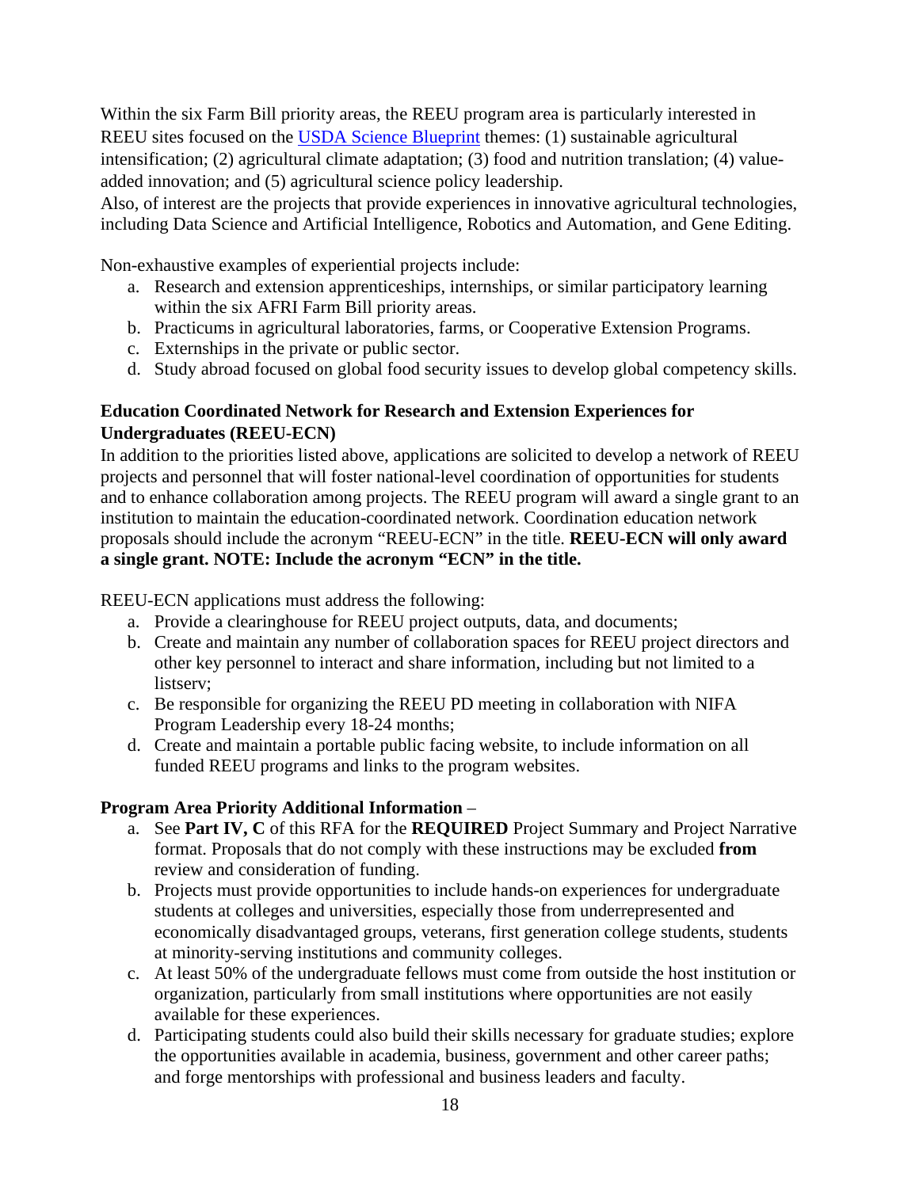Within the six Farm Bill priority areas, the REEU program area is particularly interested in REEU sites focused on the [USDA Science Blueprint](#) themes: (1) sustainable agricultural intensification; (2) agricultural climate adaptation; (3) food and nutrition translation; (4) value-added innovation; and (5) agricultural science policy leadership.
Also, of interest are the projects that provide experiences in innovative agricultural technologies, including Data Science and Artificial Intelligence, Robotics and Automation, and Gene Editing.

Non-exhaustive examples of experiential projects include:

a. Research and extension apprenticeships, internships, or similar participatory learning within the six AFRI Farm Bill priority areas.
b. Practicums in agricultural laboratories, farms, or Cooperative Extension Programs.
c. Externships in the private or public sector.
d. Study abroad focused on global food security issues to develop global competency skills.

**Education Coordinated Network for Research and Extension Experiences for Undergraduates (REEU-ECN)**

In addition to the priorities listed above, applications are solicited to develop a network of REEU projects and personnel that will foster national-level coordination of opportunities for students and to enhance collaboration among projects. The REEU program will award a single grant to an institution to maintain the education-coordinated network. Coordination education network proposals should include the acronym "REEU-ECN" in the title. **REEU-ECN will only award a single grant. NOTE: Include the acronym "ECN" in the title.**

REEU-ECN applications must address the following:

a. Provide a clearinghouse for REEU project outputs, data, and documents;
b. Create and maintain any number of collaboration spaces for REEU project directors and other key personnel to interact and share information, including but not limited to a listserv;
c. Be responsible for organizing the REEU PD meeting in collaboration with NIFA Program Leadership every 18-24 months;
d. Create and maintain a portable public facing website, to include information on all funded REEU programs and links to the program websites.

**Program Area Priority Additional Information** –

a. See **Part IV, C** of this RFA for the **REQUIRED** Project Summary and Project Narrative format. Proposals that do not comply with these instructions may be excluded **from** review and consideration of funding.
b. Projects must provide opportunities to include hands-on experiences for undergraduate students at colleges and universities, especially those from underrepresented and economically disadvantaged groups, veterans, first generation college students, students at minority-serving institutions and community colleges.
c. At least 50% of the undergraduate fellows must come from outside the host institution or organization, particularly from small institutions where opportunities are not easily available for these experiences.
d. Participating students could also build their skills necessary for graduate studies; explore the opportunities available in academia, business, government and other career paths; and forge mentorships with professional and business leaders and faculty.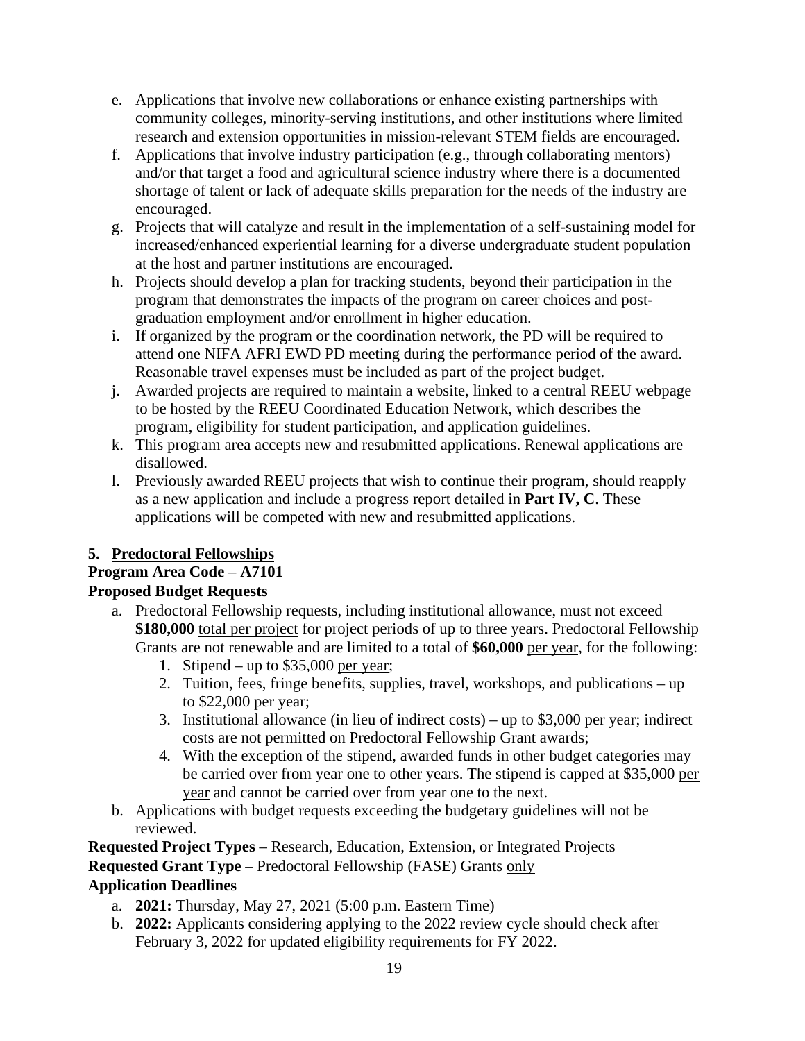e. Applications that involve new collaborations or enhance existing partnerships with community colleges, minority-serving institutions, and other institutions where limited research and extension opportunities in mission-relevant STEM fields are encouraged.
f. Applications that involve industry participation (e.g., through collaborating mentors) and/or that target a food and agricultural science industry where there is a documented shortage of talent or lack of adequate skills preparation for the needs of the industry are encouraged.
g. Projects that will catalyze and result in the implementation of a self-sustaining model for increased/enhanced experiential learning for a diverse undergraduate student population at the host and partner institutions are encouraged.
h. Projects should develop a plan for tracking students, beyond their participation in the program that demonstrates the impacts of the program on career choices and post-graduation employment and/or enrollment in higher education.
i. If organized by the program or the coordination network, the PD will be required to attend one NIFA AFRI EWD PD meeting during the performance period of the award. Reasonable travel expenses must be included as part of the project budget.
j. Awarded projects are required to maintain a website, linked to a central REEU webpage to be hosted by the REEU Coordinated Education Network, which describes the program, eligibility for student participation, and application guidelines.
k. This program area accepts new and resubmitted applications. Renewal applications are disallowed.
l. Previously awarded REEU projects that wish to continue their program, should reapply as a new application and include a progress report detailed in **Part IV, C**. These applications will be competed with new and resubmitted applications.

**5. Predoctoral Fellowships**

**Program Area Code** – **A7101**

**Proposed Budget Requests**

a. Predoctoral Fellowship requests, including institutional allowance, must not exceed **$180,000** total per project for project periods of up to three years. Predoctoral Fellowship Grants are not renewable and are limited to a total of **$60,000** per year, for the following:
   1. Stipend – up to $35,000 per year;
   2. Tuition, fees, fringe benefits, supplies, travel, workshops, and publications – up to $22,000 per year;
   3. Institutional allowance (in lieu of indirect costs) – up to $3,000 per year; indirect costs are not permitted on Predoctoral Fellowship Grant awards;
   4. With the exception of the stipend, awarded funds in other budget categories may be carried over from year one to other years. The stipend is capped at $35,000 per year and cannot be carried over from year one to the next.
b. Applications with budget requests exceeding the budgetary guidelines will not be reviewed.

**Requested Project Types** – Research, Education, Extension, or Integrated Projects

**Requested Grant Type** – Predoctoral Fellowship (FASE) Grants only

**Application Deadlines**

a. **2021:** Thursday, May 27, 2021 (5:00 p.m. Eastern Time)
b. **2022:** Applicants considering applying to the 2022 review cycle should check after February 3, 2022 for updated eligibility requirements for FY 2022.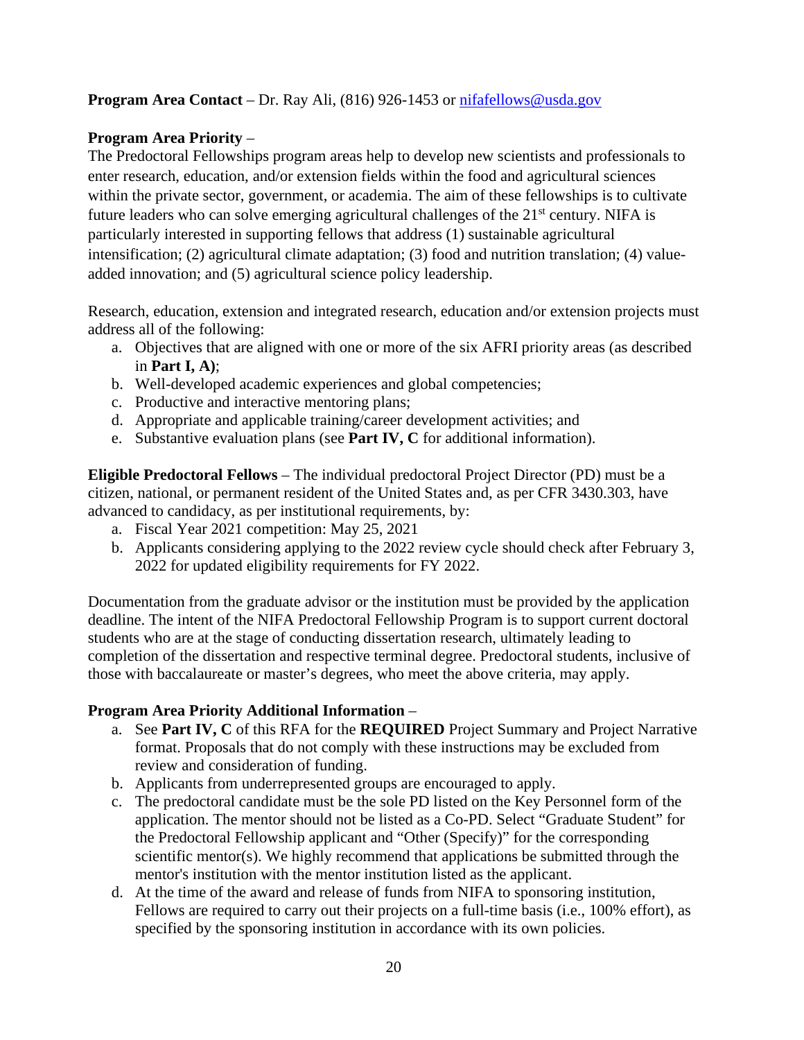**Program Area Contact** – Dr. Ray Ali, (816) 926-1453 or nifafellows@usda.gov

**Program Area Priority** –

The Predoctoral Fellowships program areas help to develop new scientists and professionals to enter research, education, and/or extension fields within the food and agricultural sciences within the private sector, government, or academia. The aim of these fellowships is to cultivate future leaders who can solve emerging agricultural challenges of the 21st century. NIFA is particularly interested in supporting fellows that address (1) sustainable agricultural intensification; (2) agricultural climate adaptation; (3) food and nutrition translation; (4) value-added innovation; and (5) agricultural science policy leadership.

Research, education, extension and integrated research, education and/or extension projects must address all of the following:

a. Objectives that are aligned with one or more of the six AFRI priority areas (as described in **Part I, A)**;
b. Well-developed academic experiences and global competencies;
c. Productive and interactive mentoring plans;
d. Appropriate and applicable training/career development activities; and
e. Substantive evaluation plans (see **Part IV, C** for additional information).

**Eligible Predoctoral Fellows** – The individual predoctoral Project Director (PD) must be a citizen, national, or permanent resident of the United States and, as per CFR 3430.303, have advanced to candidacy, as per institutional requirements, by:

a. Fiscal Year 2021 competition: May 25, 2021
b. Applicants considering applying to the 2022 review cycle should check after February 3, 2022 for updated eligibility requirements for FY 2022.

Documentation from the graduate advisor or the institution must be provided by the application deadline. The intent of the NIFA Predoctoral Fellowship Program is to support current doctoral students who are at the stage of conducting dissertation research, ultimately leading to completion of the dissertation and respective terminal degree. Predoctoral students, inclusive of those with baccalaureate or master's degrees, who meet the above criteria, may apply.

**Program Area Priority Additional Information** –

a. See **Part IV, C** of this RFA for the **REQUIRED** Project Summary and Project Narrative format. Proposals that do not comply with these instructions may be excluded from review and consideration of funding.
b. Applicants from underrepresented groups are encouraged to apply.
c. The predoctoral candidate must be the sole PD listed on the Key Personnel form of the application. The mentor should not be listed as a Co-PD. Select "Graduate Student" for the Predoctoral Fellowship applicant and "Other (Specify)" for the corresponding scientific mentor(s). We highly recommend that applications be submitted through the mentor's institution with the mentor institution listed as the applicant.
d. At the time of the award and release of funds from NIFA to sponsoring institution, Fellows are required to carry out their projects on a full-time basis (i.e., 100% effort), as specified by the sponsoring institution in accordance with its own policies.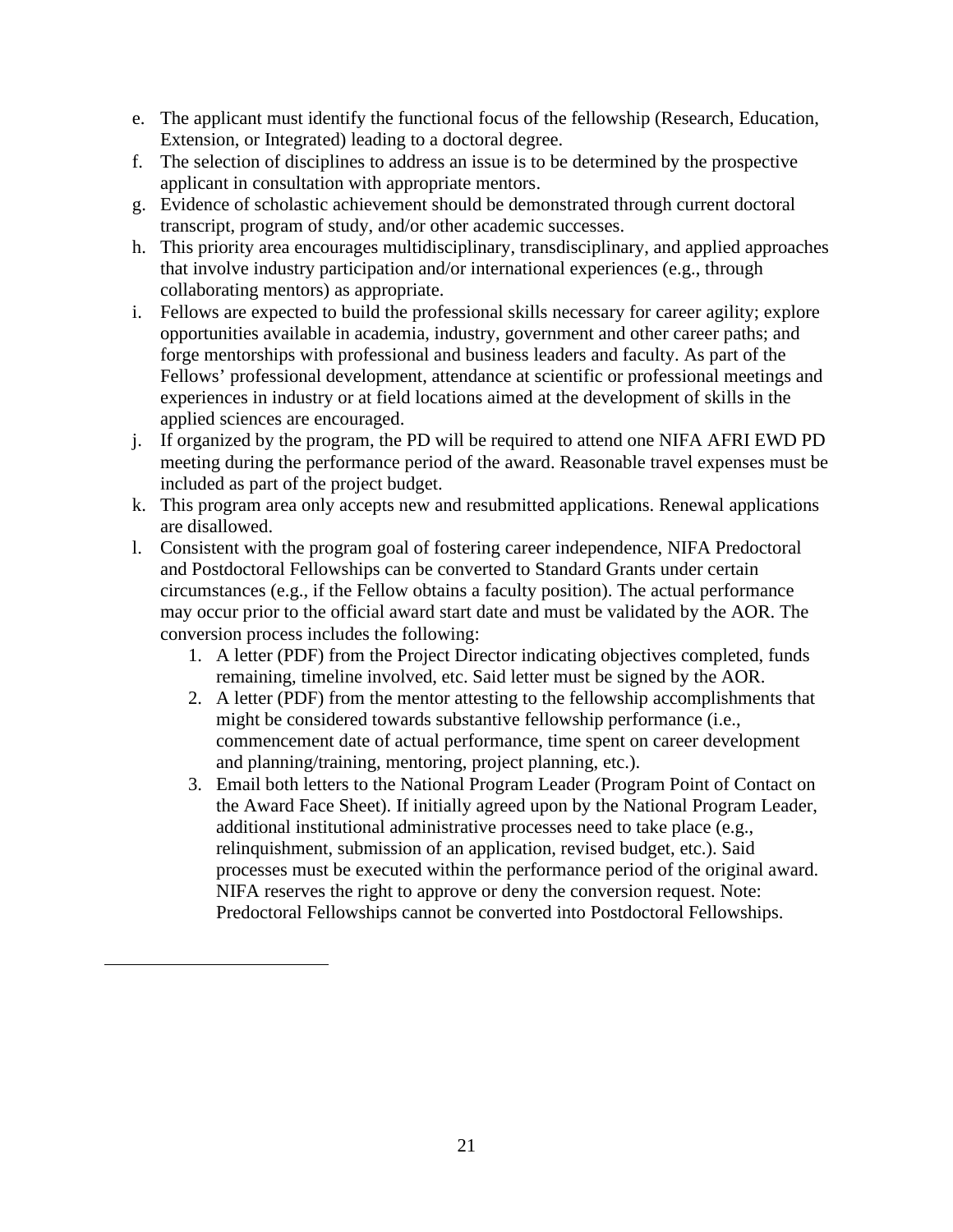e. The applicant must identify the functional focus of the fellowship (Research, Education, Extension, or Integrated) leading to a doctoral degree.
f. The selection of disciplines to address an issue is to be determined by the prospective applicant in consultation with appropriate mentors.
g. Evidence of scholastic achievement should be demonstrated through current doctoral transcript, program of study, and/or other academic successes.
h. This priority area encourages multidisciplinary, transdisciplinary, and applied approaches that involve industry participation and/or international experiences (e.g., through collaborating mentors) as appropriate.
i. Fellows are expected to build the professional skills necessary for career agility; explore opportunities available in academia, industry, government and other career paths; and forge mentorships with professional and business leaders and faculty. As part of the Fellows' professional development, attendance at scientific or professional meetings and experiences in industry or at field locations aimed at the development of skills in the applied sciences are encouraged.
j. If organized by the program, the PD will be required to attend one NIFA AFRI EWD PD meeting during the performance period of the award. Reasonable travel expenses must be included as part of the project budget.
k. This program area only accepts new and resubmitted applications. Renewal applications are disallowed.
l. Consistent with the program goal of fostering career independence, NIFA Predoctoral and Postdoctoral Fellowships can be converted to Standard Grants under certain circumstances (e.g., if the Fellow obtains a faculty position). The actual performance may occur prior to the official award start date and must be validated by the AOR. The conversion process includes the following:
    1. A letter (PDF) from the Project Director indicating objectives completed, funds remaining, timeline involved, etc. Said letter must be signed by the AOR.
    2. A letter (PDF) from the mentor attesting to the fellowship accomplishments that might be considered towards substantive fellowship performance (i.e., commencement date of actual performance, time spent on career development and planning/training, mentoring, project planning, etc.).
    3. Email both letters to the National Program Leader (Program Point of Contact on the Award Face Sheet). If initially agreed upon by the National Program Leader, additional institutional administrative processes need to take place (e.g., relinquishment, submission of an application, revised budget, etc.). Said processes must be executed within the performance period of the original award. NIFA reserves the right to approve or deny the conversion request. Note: Predoctoral Fellowships cannot be converted into Postdoctoral Fellowships.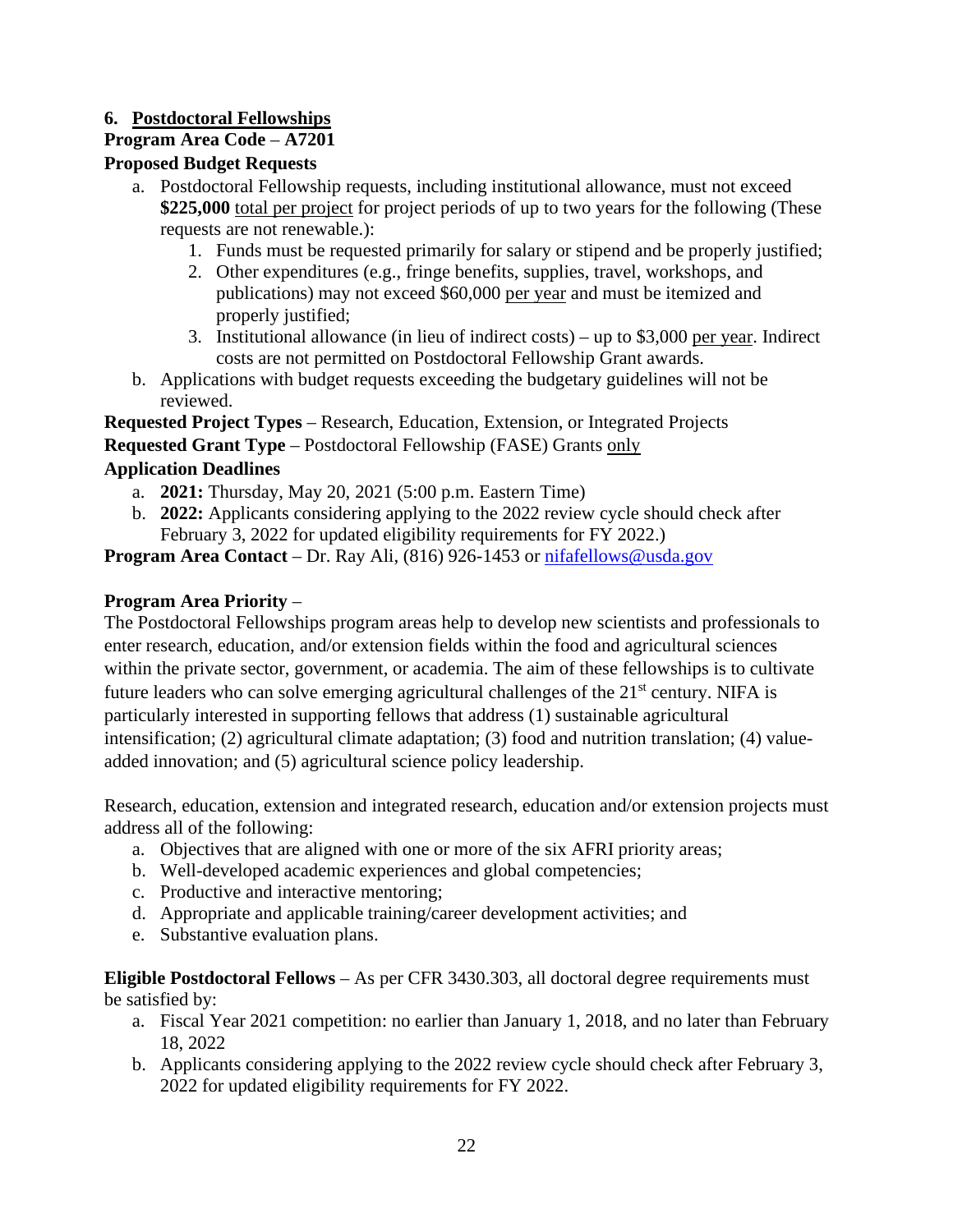### 6. Postdoctoral Fellowships

**Program Area Code – A7201**

**Proposed Budget Requests**

a. Postdoctoral Fellowship requests, including institutional allowance, must not exceed **$225,000** total per project for project periods of up to two years for the following (These requests are not renewable.):
   1. Funds must be requested primarily for salary or stipend and be properly justified;
   2. Other expenditures (e.g., fringe benefits, supplies, travel, workshops, and publications) may not exceed $60,000 per year and must be itemized and properly justified;
   3. Institutional allowance (in lieu of indirect costs) – up to $3,000 per year. Indirect costs are not permitted on Postdoctoral Fellowship Grant awards.

b. Applications with budget requests exceeding the budgetary guidelines will not be reviewed.

**Requested Project Types** – Research, Education, Extension, or Integrated Projects

**Requested Grant Type** – Postdoctoral Fellowship (FASE) Grants only

**Application Deadlines**

a. **2021:** Thursday, May 20, 2021 (5:00 p.m. Eastern Time)

b. **2022:** Applicants considering applying to the 2022 review cycle should check after February 3, 2022 for updated eligibility requirements for FY 2022.)

**Program Area Contact** – Dr. Ray Ali, (816) 926-1453 or nifafellows@usda.gov

**Program Area Priority** –

The Postdoctoral Fellowships program areas help to develop new scientists and professionals to enter research, education, and/or extension fields within the food and agricultural sciences within the private sector, government, or academia. The aim of these fellowships is to cultivate future leaders who can solve emerging agricultural challenges of the 21st century. NIFA is particularly interested in supporting fellows that address (1) sustainable agricultural intensification; (2) agricultural climate adaptation; (3) food and nutrition translation; (4) value-added innovation; and (5) agricultural science policy leadership.

Research, education, extension and integrated research, education and/or extension projects must address all of the following:

a. Objectives that are aligned with one or more of the six AFRI priority areas;

b. Well-developed academic experiences and global competencies;

c. Productive and interactive mentoring;

d. Appropriate and applicable training/career development activities; and

e. Substantive evaluation plans.

**Eligible Postdoctoral Fellows** – As per CFR 3430.303, all doctoral degree requirements must be satisfied by:

a. Fiscal Year 2021 competition: no earlier than January 1, 2018, and no later than February 18, 2022

b. Applicants considering applying to the 2022 review cycle should check after February 3, 2022 for updated eligibility requirements for FY 2022.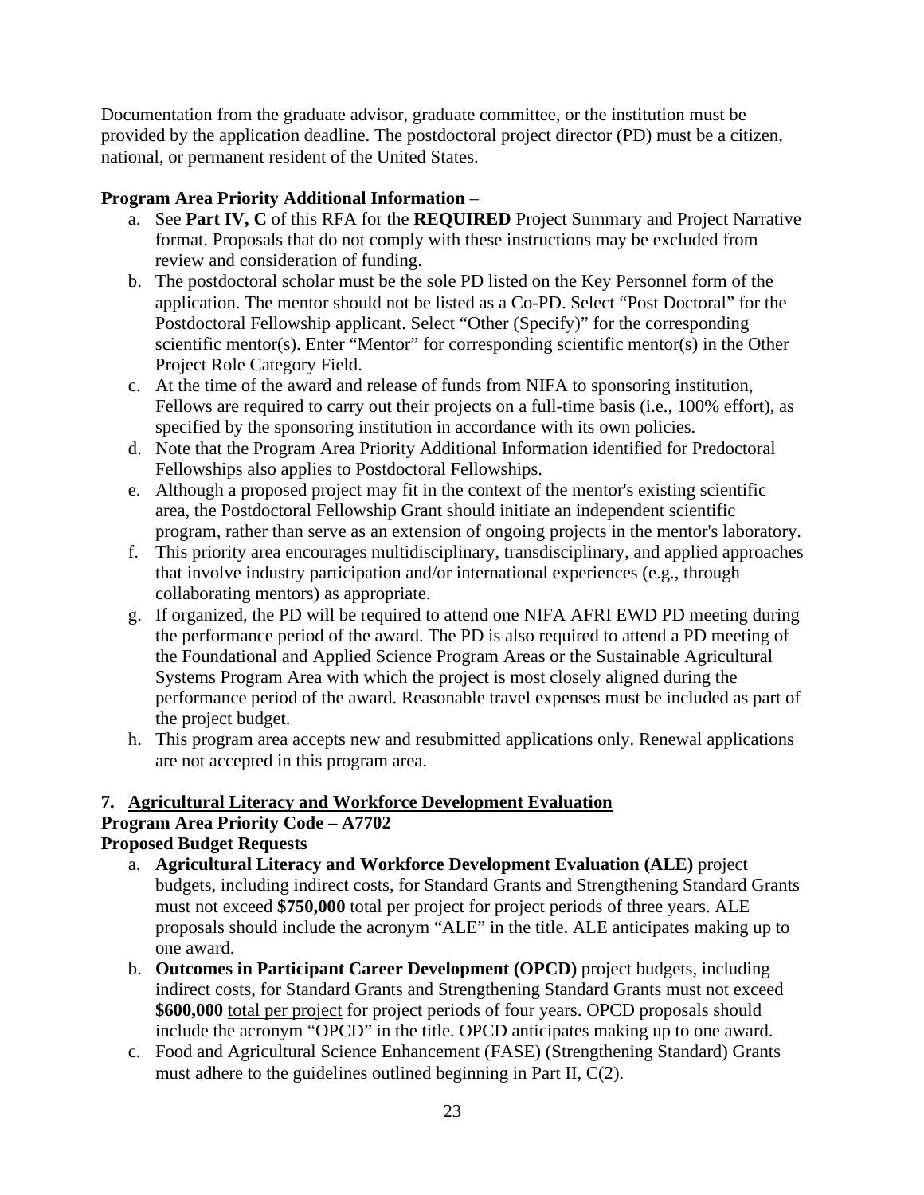Documentation from the graduate advisor, graduate committee, or the institution must be provided by the application deadline. The postdoctoral project director (PD) must be a citizen, national, or permanent resident of the United States.

**Program Area Priority Additional Information** –

a. See **Part IV, C** of this RFA for the **REQUIRED** Project Summary and Project Narrative format. Proposals that do not comply with these instructions may be excluded from review and consideration of funding.
b. The postdoctoral scholar must be the sole PD listed on the Key Personnel form of the application. The mentor should not be listed as a Co-PD. Select "Post Doctoral" for the Postdoctoral Fellowship applicant. Select "Other (Specify)" for the corresponding scientific mentor(s). Enter "Mentor" for corresponding scientific mentor(s) in the Other Project Role Category Field.
c. At the time of the award and release of funds from NIFA to sponsoring institution, Fellows are required to carry out their projects on a full-time basis (i.e., 100% effort), as specified by the sponsoring institution in accordance with its own policies.
d. Note that the Program Area Priority Additional Information identified for Predoctoral Fellowships also applies to Postdoctoral Fellowships.
e. Although a proposed project may fit in the context of the mentor's existing scientific area, the Postdoctoral Fellowship Grant should initiate an independent scientific program, rather than serve as an extension of ongoing projects in the mentor's laboratory.
f. This priority area encourages multidisciplinary, transdisciplinary, and applied approaches that involve industry participation and/or international experiences (e.g., through collaborating mentors) as appropriate.
g. If organized, the PD will be required to attend one NIFA AFRI EWD PD meeting during the performance period of the award. The PD is also required to attend a PD meeting of the Foundational and Applied Science Program Areas or the Sustainable Agricultural Systems Program Area with which the project is most closely aligned during the performance period of the award. Reasonable travel expenses must be included as part of the project budget.
h. This program area accepts new and resubmitted applications only. Renewal applications are not accepted in this program area.

### 7. Agricultural Literacy and Workforce Development Evaluation

**Program Area Priority Code – A7702**

**Proposed Budget Requests**

a. **Agricultural Literacy and Workforce Development Evaluation (ALE)** project budgets, including indirect costs, for Standard Grants and Strengthening Standard Grants must not exceed **$750,000** total per project for project periods of three years. ALE proposals should include the acronym "ALE" in the title. ALE anticipates making up to one award.
b. **Outcomes in Participant Career Development (OPCD)** project budgets, including indirect costs, for Standard Grants and Strengthening Standard Grants must not exceed **$600,000** total per project for project periods of four years. OPCD proposals should include the acronym "OPCD" in the title. OPCD anticipates making up to one award.
c. Food and Agricultural Science Enhancement (FASE) (Strengthening Standard) Grants must adhere to the guidelines outlined beginning in Part II, C(2).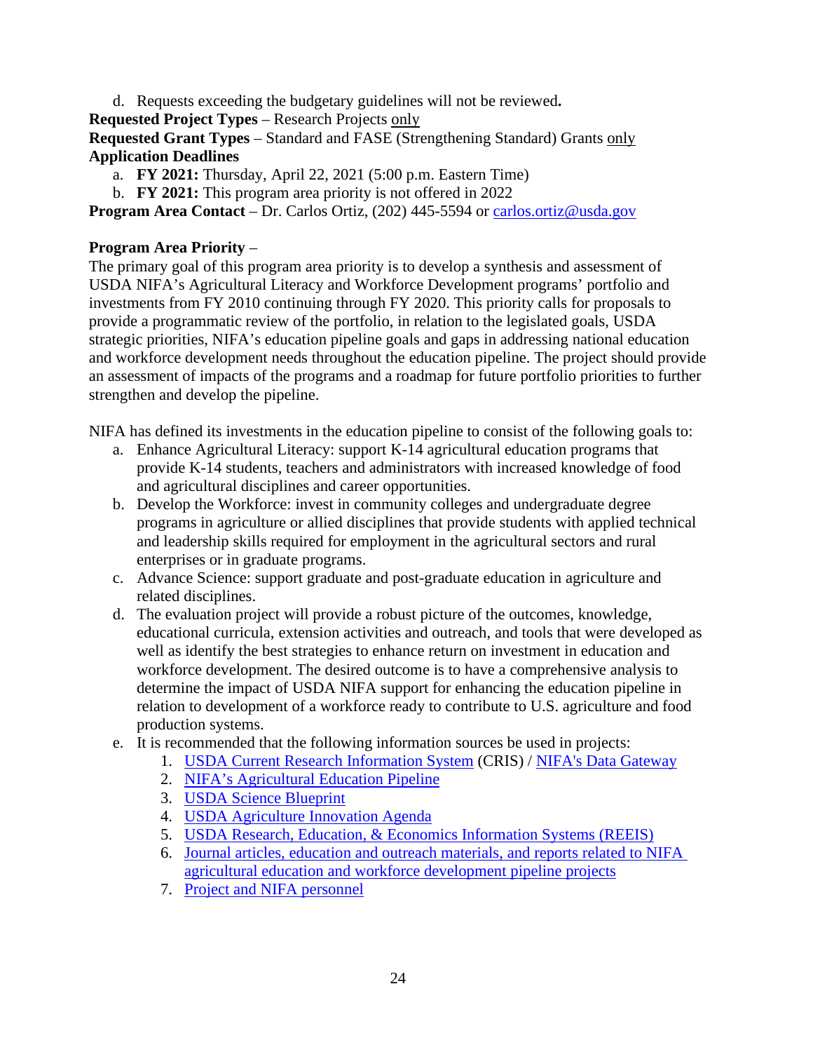d. Requests exceeding the budgetary guidelines will not be reviewed**.**

**Requested Project Types** – Research Projects <u>only</u>

**Requested Grant Types** – Standard and FASE (Strengthening Standard) Grants <u>only</u>

**Application Deadlines**

a. **FY 2021:** Thursday, April 22, 2021 (5:00 p.m. Eastern Time)
b. **FY 2021:** This program area priority is not offered in 2022

**Program Area Contact** – Dr. Carlos Ortiz, (202) 445-5594 or [carlos.ortiz@usda.gov](mailto:carlos.ortiz@usda.gov)

**Program Area Priority** –

The primary goal of this program area priority is to develop a synthesis and assessment of USDA NIFA's Agricultural Literacy and Workforce Development programs' portfolio and investments from FY 2010 continuing through FY 2020. This priority calls for proposals to provide a programmatic review of the portfolio, in relation to the legislated goals, USDA strategic priorities, NIFA's education pipeline goals and gaps in addressing national education and workforce development needs throughout the education pipeline. The project should provide an assessment of impacts of the programs and a roadmap for future portfolio priorities to further strengthen and develop the pipeline.

NIFA has defined its investments in the education pipeline to consist of the following goals to:

a. Enhance Agricultural Literacy: support K-14 agricultural education programs that provide K-14 students, teachers and administrators with increased knowledge of food and agricultural disciplines and career opportunities.
b. Develop the Workforce: invest in community colleges and undergraduate degree programs in agriculture or allied disciplines that provide students with applied technical and leadership skills required for employment in the agricultural sectors and rural enterprises or in graduate programs.
c. Advance Science: support graduate and post-graduate education in agriculture and related disciplines.
d. The evaluation project will provide a robust picture of the outcomes, knowledge, educational curricula, extension activities and outreach, and tools that were developed as well as identify the best strategies to enhance return on investment in education and workforce development. The desired outcome is to have a comprehensive analysis to determine the impact of USDA NIFA support for enhancing the education pipeline in relation to development of a workforce ready to contribute to U.S. agriculture and food production systems.
e. It is recommended that the following information sources be used in projects:
    1. USDA Current Research Information System (CRIS) / NIFA's Data Gateway
    2. NIFA's Agricultural Education Pipeline
    3. USDA Science Blueprint
    4. USDA Agriculture Innovation Agenda
    5. USDA Research, Education, & Economics Information Systems (REEIS)
    6. Journal articles, education and outreach materials, and reports related to NIFA agricultural education and workforce development pipeline projects
    7. Project and NIFA personnel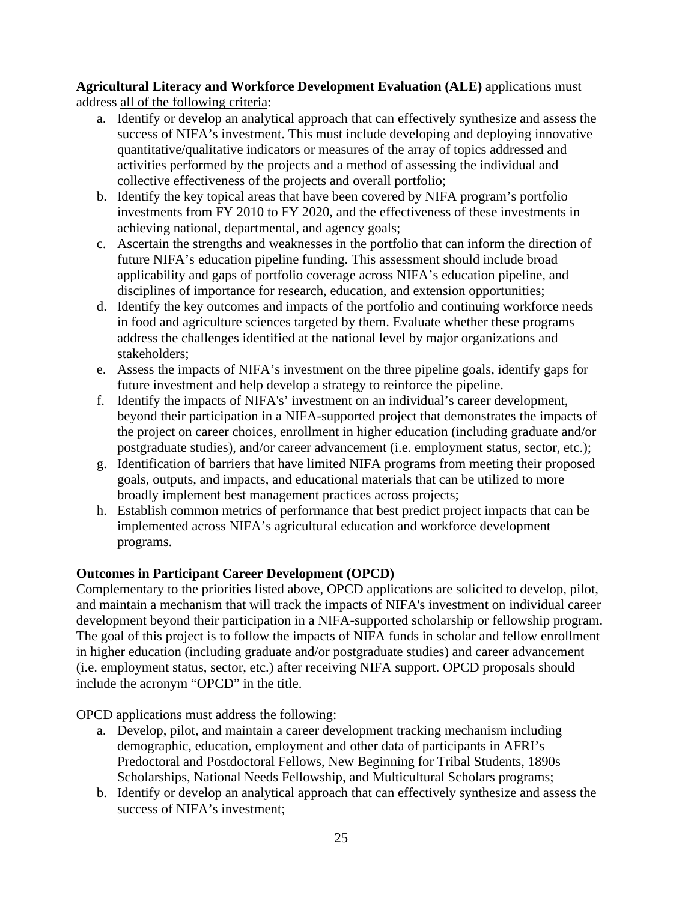**Agricultural Literacy and Workforce Development Evaluation (ALE)** applications must address <u>all of the following criteria</u>:

a. Identify or develop an analytical approach that can effectively synthesize and assess the success of NIFA's investment. This must include developing and deploying innovative quantitative/qualitative indicators or measures of the array of topics addressed and activities performed by the projects and a method of assessing the individual and collective effectiveness of the projects and overall portfolio;
b. Identify the key topical areas that have been covered by NIFA program's portfolio investments from FY 2010 to FY 2020, and the effectiveness of these investments in achieving national, departmental, and agency goals;
c. Ascertain the strengths and weaknesses in the portfolio that can inform the direction of future NIFA's education pipeline funding. This assessment should include broad applicability and gaps of portfolio coverage across NIFA's education pipeline, and disciplines of importance for research, education, and extension opportunities;
d. Identify the key outcomes and impacts of the portfolio and continuing workforce needs in food and agriculture sciences targeted by them. Evaluate whether these programs address the challenges identified at the national level by major organizations and stakeholders;
e. Assess the impacts of NIFA's investment on the three pipeline goals, identify gaps for future investment and help develop a strategy to reinforce the pipeline.
f. Identify the impacts of NIFA's' investment on an individual's career development, beyond their participation in a NIFA-supported project that demonstrates the impacts of the project on career choices, enrollment in higher education (including graduate and/or postgraduate studies), and/or career advancement (i.e. employment status, sector, etc.);
g. Identification of barriers that have limited NIFA programs from meeting their proposed goals, outputs, and impacts, and educational materials that can be utilized to more broadly implement best management practices across projects;
h. Establish common metrics of performance that best predict project impacts that can be implemented across NIFA's agricultural education and workforce development programs.

**Outcomes in Participant Career Development (OPCD)**

Complementary to the priorities listed above, OPCD applications are solicited to develop, pilot, and maintain a mechanism that will track the impacts of NIFA's investment on individual career development beyond their participation in a NIFA-supported scholarship or fellowship program. The goal of this project is to follow the impacts of NIFA funds in scholar and fellow enrollment in higher education (including graduate and/or postgraduate studies) and career advancement (i.e. employment status, sector, etc.) after receiving NIFA support. OPCD proposals should include the acronym "OPCD" in the title.

OPCD applications must address the following:

a. Develop, pilot, and maintain a career development tracking mechanism including demographic, education, employment and other data of participants in AFRI's Predoctoral and Postdoctoral Fellows, New Beginning for Tribal Students, 1890s Scholarships, National Needs Fellowship, and Multicultural Scholars programs;
b. Identify or develop an analytical approach that can effectively synthesize and assess the success of NIFA's investment;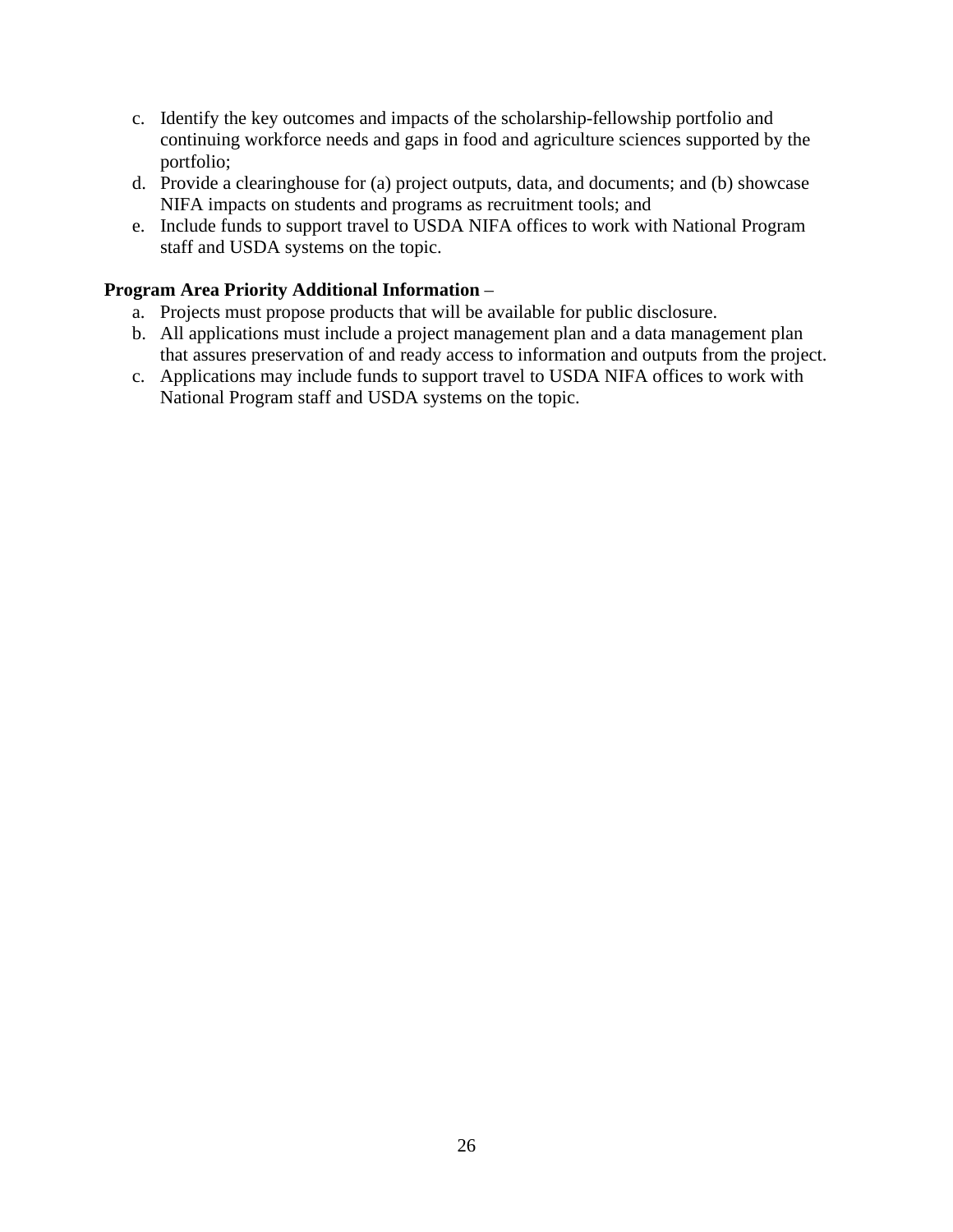c. Identify the key outcomes and impacts of the scholarship-fellowship portfolio and continuing workforce needs and gaps in food and agriculture sciences supported by the portfolio;
d. Provide a clearinghouse for (a) project outputs, data, and documents; and (b) showcase NIFA impacts on students and programs as recruitment tools; and
e. Include funds to support travel to USDA NIFA offices to work with National Program staff and USDA systems on the topic.

**Program Area Priority Additional Information** –

a. Projects must propose products that will be available for public disclosure.
b. All applications must include a project management plan and a data management plan that assures preservation of and ready access to information and outputs from the project.
c. Applications may include funds to support travel to USDA NIFA offices to work with National Program staff and USDA systems on the topic.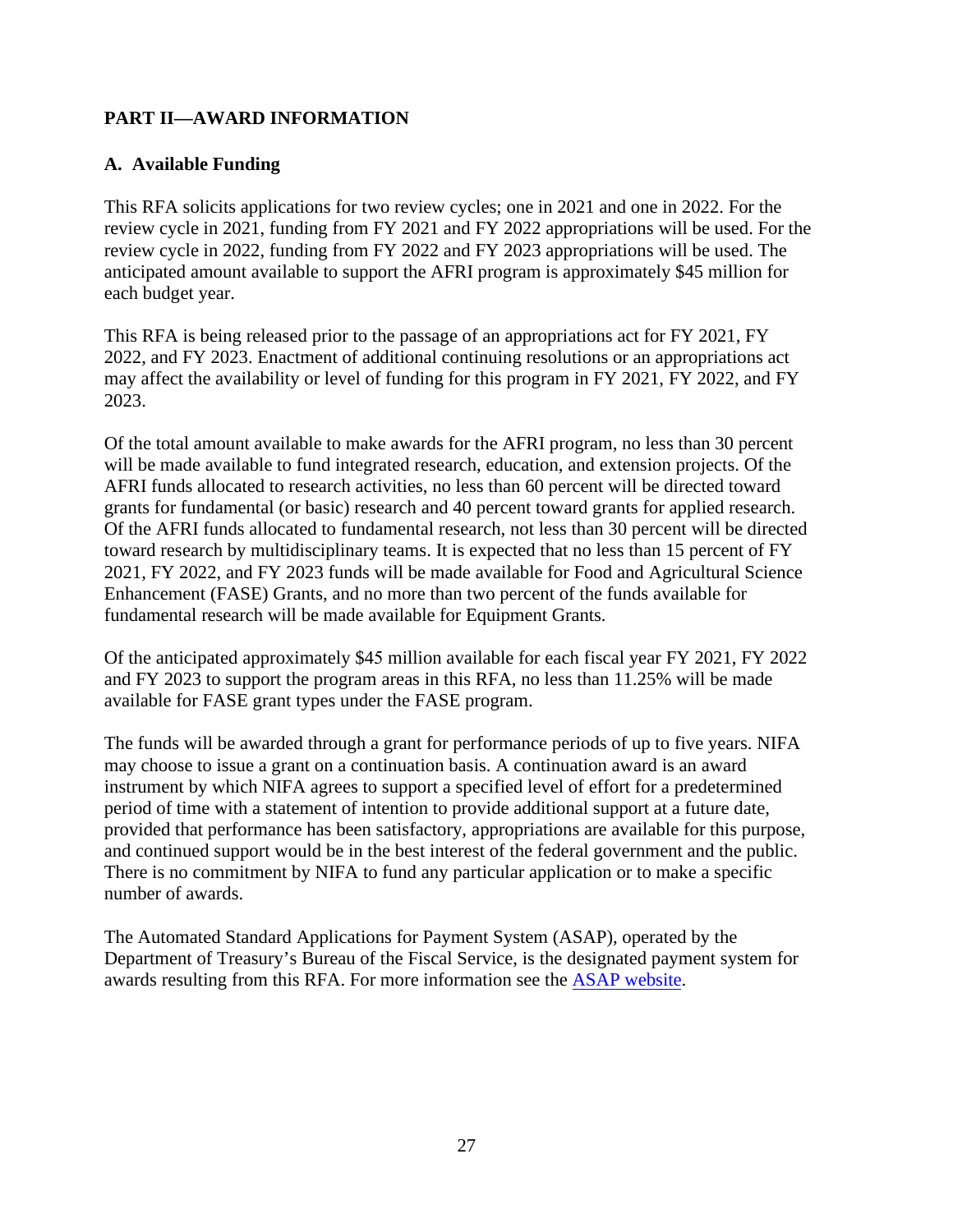## PART II—AWARD INFORMATION

### A. Available Funding

This RFA solicits applications for two review cycles; one in 2021 and one in 2022. For the review cycle in 2021, funding from FY 2021 and FY 2022 appropriations will be used. For the review cycle in 2022, funding from FY 2022 and FY 2023 appropriations will be used. The anticipated amount available to support the AFRI program is approximately $45 million for each budget year.

This RFA is being released prior to the passage of an appropriations act for FY 2021, FY 2022, and FY 2023. Enactment of additional continuing resolutions or an appropriations act may affect the availability or level of funding for this program in FY 2021, FY 2022, and FY 2023.

Of the total amount available to make awards for the AFRI program, no less than 30 percent will be made available to fund integrated research, education, and extension projects. Of the AFRI funds allocated to research activities, no less than 60 percent will be directed toward grants for fundamental (or basic) research and 40 percent toward grants for applied research. Of the AFRI funds allocated to fundamental research, not less than 30 percent will be directed toward research by multidisciplinary teams. It is expected that no less than 15 percent of FY 2021, FY 2022, and FY 2023 funds will be made available for Food and Agricultural Science Enhancement (FASE) Grants, and no more than two percent of the funds available for fundamental research will be made available for Equipment Grants.

Of the anticipated approximately $45 million available for each fiscal year FY 2021, FY 2022 and FY 2023 to support the program areas in this RFA, no less than 11.25% will be made available for FASE grant types under the FASE program.

The funds will be awarded through a grant for performance periods of up to five years. NIFA may choose to issue a grant on a continuation basis. A continuation award is an award instrument by which NIFA agrees to support a specified level of effort for a predetermined period of time with a statement of intention to provide additional support at a future date, provided that performance has been satisfactory, appropriations are available for this purpose, and continued support would be in the best interest of the federal government and the public. There is no commitment by NIFA to fund any particular application or to make a specific number of awards.

The Automated Standard Applications for Payment System (ASAP), operated by the Department of Treasury's Bureau of the Fiscal Service, is the designated payment system for awards resulting from this RFA. For more information see the ASAP website.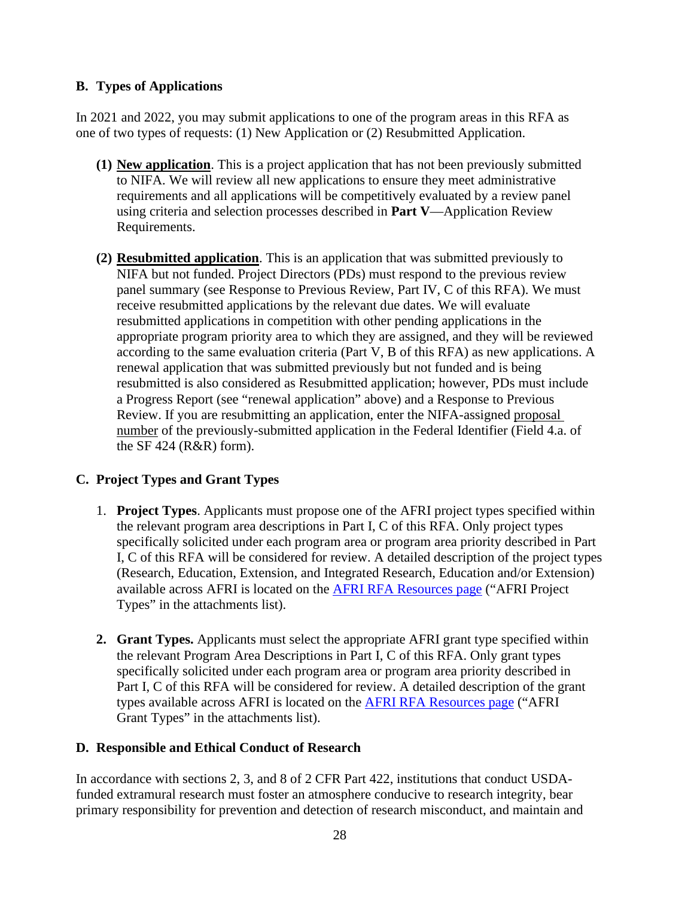## B. Types of Applications

In 2021 and 2022, you may submit applications to one of the program areas in this RFA as one of two types of requests: (1) New Application or (2) Resubmitted Application.

**(1) New application**. This is a project application that has not been previously submitted to NIFA. We will review all new applications to ensure they meet administrative requirements and all applications will be competitively evaluated by a review panel using criteria and selection processes described in **Part V**—Application Review Requirements.

**(2) Resubmitted application**. This is an application that was submitted previously to NIFA but not funded. Project Directors (PDs) must respond to the previous review panel summary (see Response to Previous Review, Part IV, C of this RFA). We must receive resubmitted applications by the relevant due dates. We will evaluate resubmitted applications in competition with other pending applications in the appropriate program priority area to which they are assigned, and they will be reviewed according to the same evaluation criteria (Part V, B of this RFA) as new applications. A renewal application that was submitted previously but not funded and is being resubmitted is also considered as Resubmitted application; however, PDs must include a Progress Report (see "renewal application" above) and a Response to Previous Review. If you are resubmitting an application, enter the NIFA-assigned proposal number of the previously-submitted application in the Federal Identifier (Field 4.a. of the SF 424 (R&R) form).

## C. Project Types and Grant Types

1. **Project Types**. Applicants must propose one of the AFRI project types specified within the relevant program area descriptions in Part I, C of this RFA. Only project types specifically solicited under each program area or program area priority described in Part I, C of this RFA will be considered for review. A detailed description of the project types (Research, Education, Extension, and Integrated Research, Education and/or Extension) available across AFRI is located on the AFRI RFA Resources page ("AFRI Project Types" in the attachments list).

2. **Grant Types.** Applicants must select the appropriate AFRI grant type specified within the relevant Program Area Descriptions in Part I, C of this RFA. Only grant types specifically solicited under each program area or program area priority described in Part I, C of this RFA will be considered for review. A detailed description of the grant types available across AFRI is located on the AFRI RFA Resources page ("AFRI Grant Types" in the attachments list).

## D. Responsible and Ethical Conduct of Research

In accordance with sections 2, 3, and 8 of 2 CFR Part 422, institutions that conduct USDA-funded extramural research must foster an atmosphere conducive to research integrity, bear primary responsibility for prevention and detection of research misconduct, and maintain and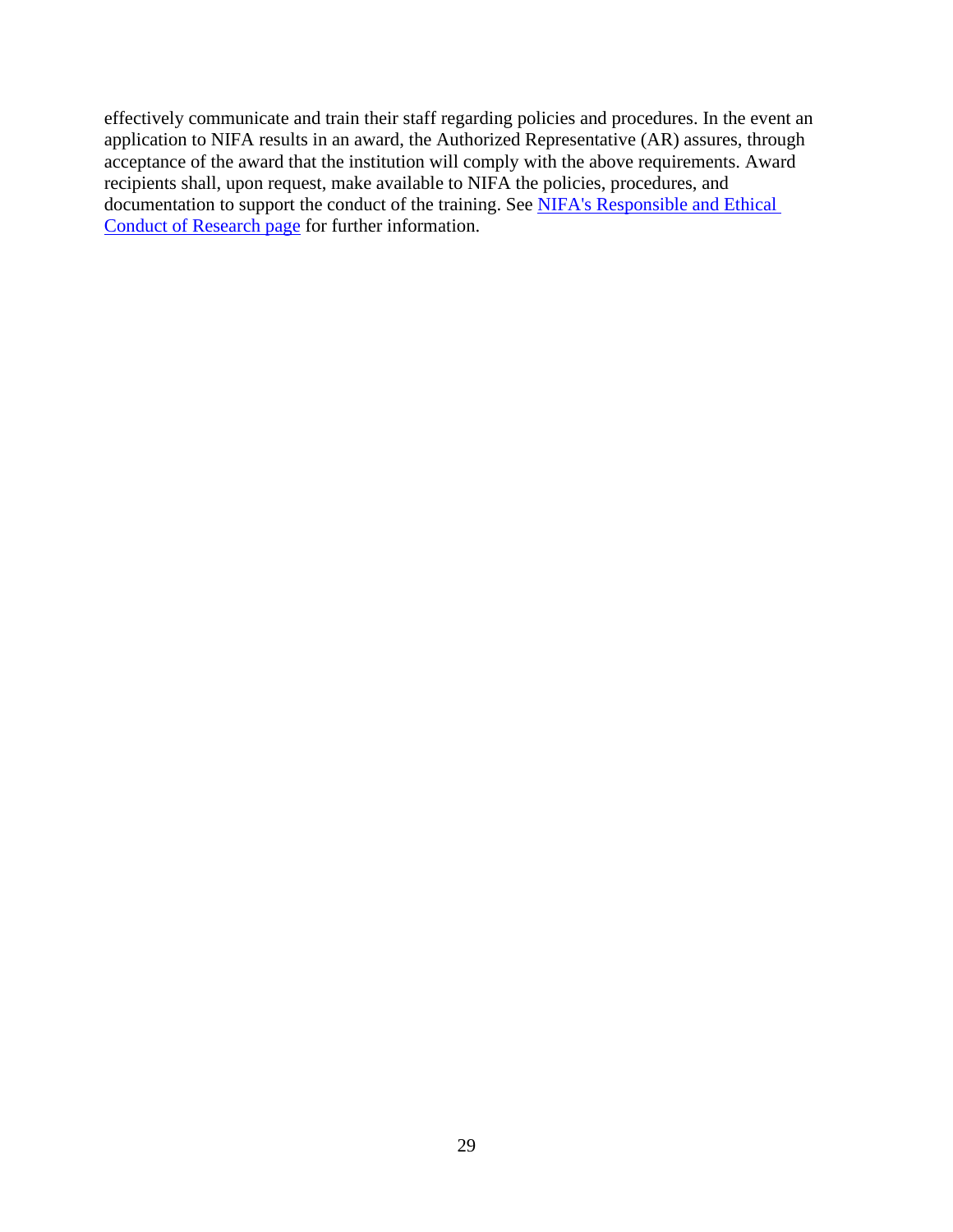effectively communicate and train their staff regarding policies and procedures. In the event an application to NIFA results in an award, the Authorized Representative (AR) assures, through acceptance of the award that the institution will comply with the above requirements. Award recipients shall, upon request, make available to NIFA the policies, procedures, and documentation to support the conduct of the training. See NIFA's Responsible and Ethical Conduct of Research page for further information.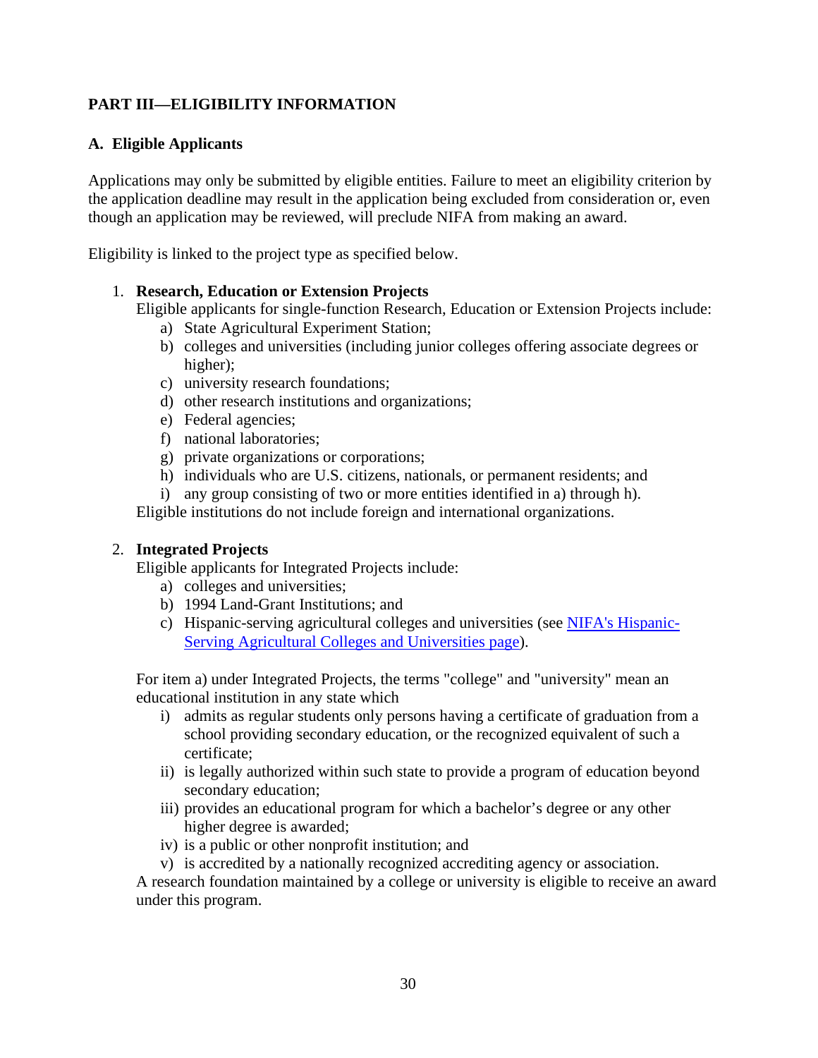## PART III—ELIGIBILITY INFORMATION

### A. Eligible Applicants

Applications may only be submitted by eligible entities. Failure to meet an eligibility criterion by the application deadline may result in the application being excluded from consideration or, even though an application may be reviewed, will preclude NIFA from making an award.

Eligibility is linked to the project type as specified below.

1. **Research, Education or Extension Projects**

   Eligible applicants for single-function Research, Education or Extension Projects include:

   a) State Agricultural Experiment Station;
   b) colleges and universities (including junior colleges offering associate degrees or higher);
   c) university research foundations;
   d) other research institutions and organizations;
   e) Federal agencies;
   f) national laboratories;
   g) private organizations or corporations;
   h) individuals who are U.S. citizens, nationals, or permanent residents; and
   i) any group consisting of two or more entities identified in a) through h).

   Eligible institutions do not include foreign and international organizations.

2. **Integrated Projects**

   Eligible applicants for Integrated Projects include:

   a) colleges and universities;
   b) 1994 Land-Grant Institutions; and
   c) Hispanic-serving agricultural colleges and universities (see [NIFA's Hispanic-Serving Agricultural Colleges and Universities page](#)).

   For item a) under Integrated Projects, the terms "college" and "university" mean an educational institution in any state which

   i) admits as regular students only persons having a certificate of graduation from a school providing secondary education, or the recognized equivalent of such a certificate;
   ii) is legally authorized within such state to provide a program of education beyond secondary education;
   iii) provides an educational program for which a bachelor's degree or any other higher degree is awarded;
   iv) is a public or other nonprofit institution; and
   v) is accredited by a nationally recognized accrediting agency or association.

   A research foundation maintained by a college or university is eligible to receive an award under this program.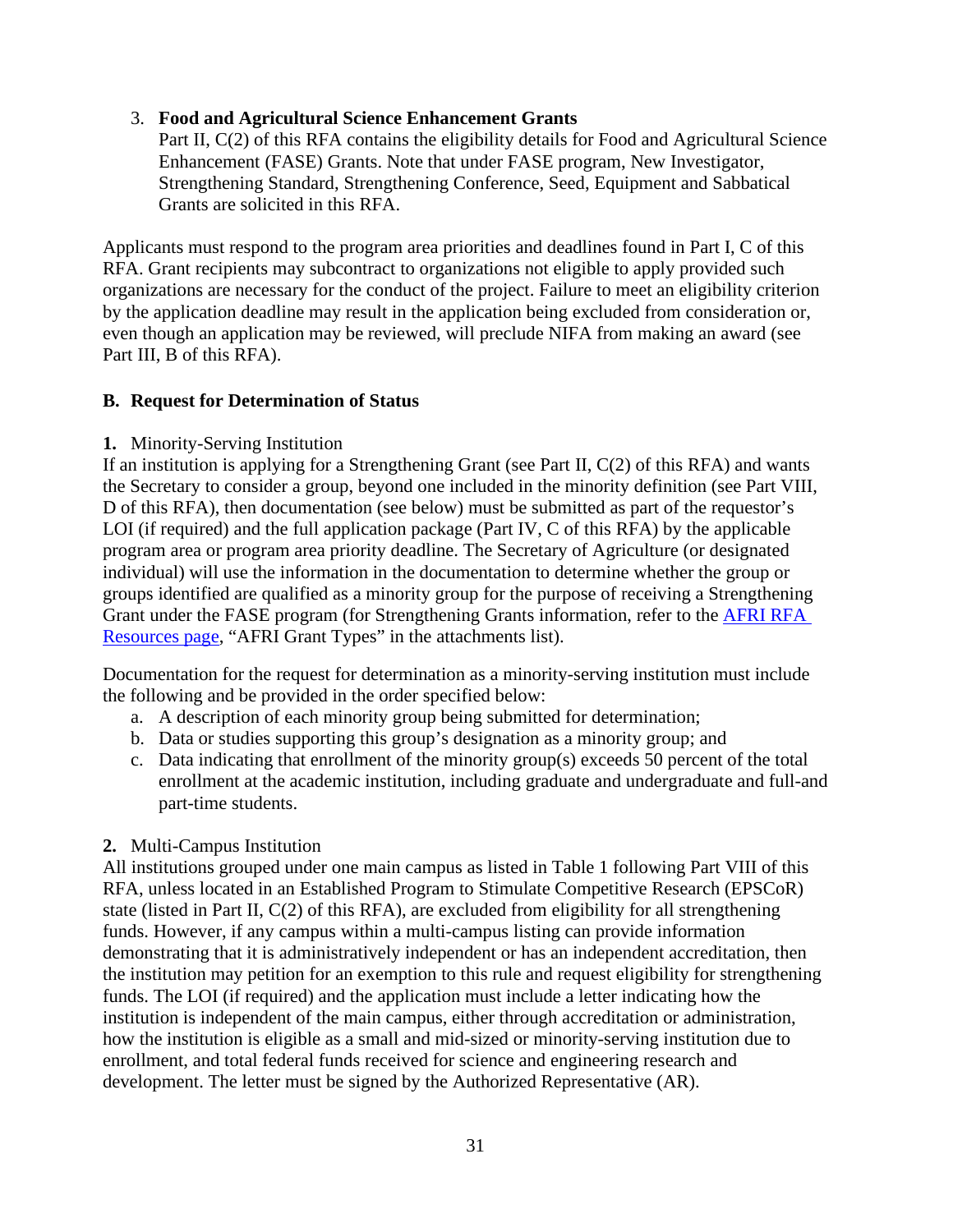3. **Food and Agricultural Science Enhancement Grants**
   Part II, C(2) of this RFA contains the eligibility details for Food and Agricultural Science Enhancement (FASE) Grants. Note that under FASE program, New Investigator, Strengthening Standard, Strengthening Conference, Seed, Equipment and Sabbatical Grants are solicited in this RFA.

Applicants must respond to the program area priorities and deadlines found in Part I, C of this RFA. Grant recipients may subcontract to organizations not eligible to apply provided such organizations are necessary for the conduct of the project. Failure to meet an eligibility criterion by the application deadline may result in the application being excluded from consideration or, even though an application may be reviewed, will preclude NIFA from making an award (see Part III, B of this RFA).

### B. Request for Determination of Status

**1.** Minority-Serving Institution
If an institution is applying for a Strengthening Grant (see Part II, C(2) of this RFA) and wants the Secretary to consider a group, beyond one included in the minority definition (see Part VIII, D of this RFA), then documentation (see below) must be submitted as part of the requestor's LOI (if required) and the full application package (Part IV, C of this RFA) by the applicable program area or program area priority deadline. The Secretary of Agriculture (or designated individual) will use the information in the documentation to determine whether the group or groups identified are qualified as a minority group for the purpose of receiving a Strengthening Grant under the FASE program (for Strengthening Grants information, refer to the [AFRI RFA Resources page](), "AFRI Grant Types" in the attachments list).

Documentation for the request for determination as a minority-serving institution must include the following and be provided in the order specified below:

a. A description of each minority group being submitted for determination;
b. Data or studies supporting this group's designation as a minority group; and
c. Data indicating that enrollment of the minority group(s) exceeds 50 percent of the total enrollment at the academic institution, including graduate and undergraduate and full-and part-time students.

**2.** Multi-Campus Institution
All institutions grouped under one main campus as listed in Table 1 following Part VIII of this RFA, unless located in an Established Program to Stimulate Competitive Research (EPSCoR) state (listed in Part II, C(2) of this RFA), are excluded from eligibility for all strengthening funds. However, if any campus within a multi-campus listing can provide information demonstrating that it is administratively independent or has an independent accreditation, then the institution may petition for an exemption to this rule and request eligibility for strengthening funds. The LOI (if required) and the application must include a letter indicating how the institution is independent of the main campus, either through accreditation or administration, how the institution is eligible as a small and mid-sized or minority-serving institution due to enrollment, and total federal funds received for science and engineering research and development. The letter must be signed by the Authorized Representative (AR).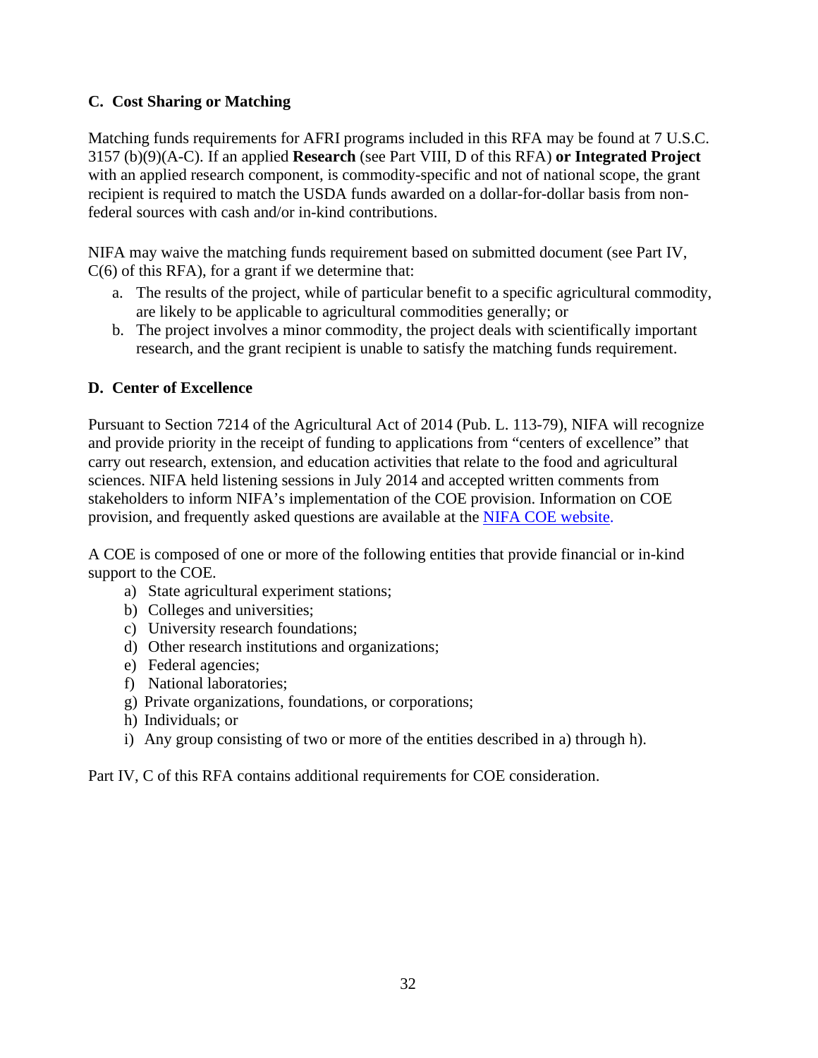### C. Cost Sharing or Matching

Matching funds requirements for AFRI programs included in this RFA may be found at 7 U.S.C. 3157 (b)(9)(A-C). If an applied **Research** (see Part VIII, D of this RFA) **or Integrated Project** with an applied research component, is commodity-specific and not of national scope, the grant recipient is required to match the USDA funds awarded on a dollar-for-dollar basis from non-federal sources with cash and/or in-kind contributions.

NIFA may waive the matching funds requirement based on submitted document (see Part IV, C(6) of this RFA), for a grant if we determine that:

a. The results of the project, while of particular benefit to a specific agricultural commodity, are likely to be applicable to agricultural commodities generally; or
b. The project involves a minor commodity, the project deals with scientifically important research, and the grant recipient is unable to satisfy the matching funds requirement.

### D. Center of Excellence

Pursuant to Section 7214 of the Agricultural Act of 2014 (Pub. L. 113-79), NIFA will recognize and provide priority in the receipt of funding to applications from "centers of excellence" that carry out research, extension, and education activities that relate to the food and agricultural sciences. NIFA held listening sessions in July 2014 and accepted written comments from stakeholders to inform NIFA's implementation of the COE provision. Information on COE provision, and frequently asked questions are available at the NIFA COE website.

A COE is composed of one or more of the following entities that provide financial or in-kind support to the COE.

a) State agricultural experiment stations;
b) Colleges and universities;
c) University research foundations;
d) Other research institutions and organizations;
e) Federal agencies;
f) National laboratories;
g) Private organizations, foundations, or corporations;
h) Individuals; or
i) Any group consisting of two or more of the entities described in a) through h).

Part IV, C of this RFA contains additional requirements for COE consideration.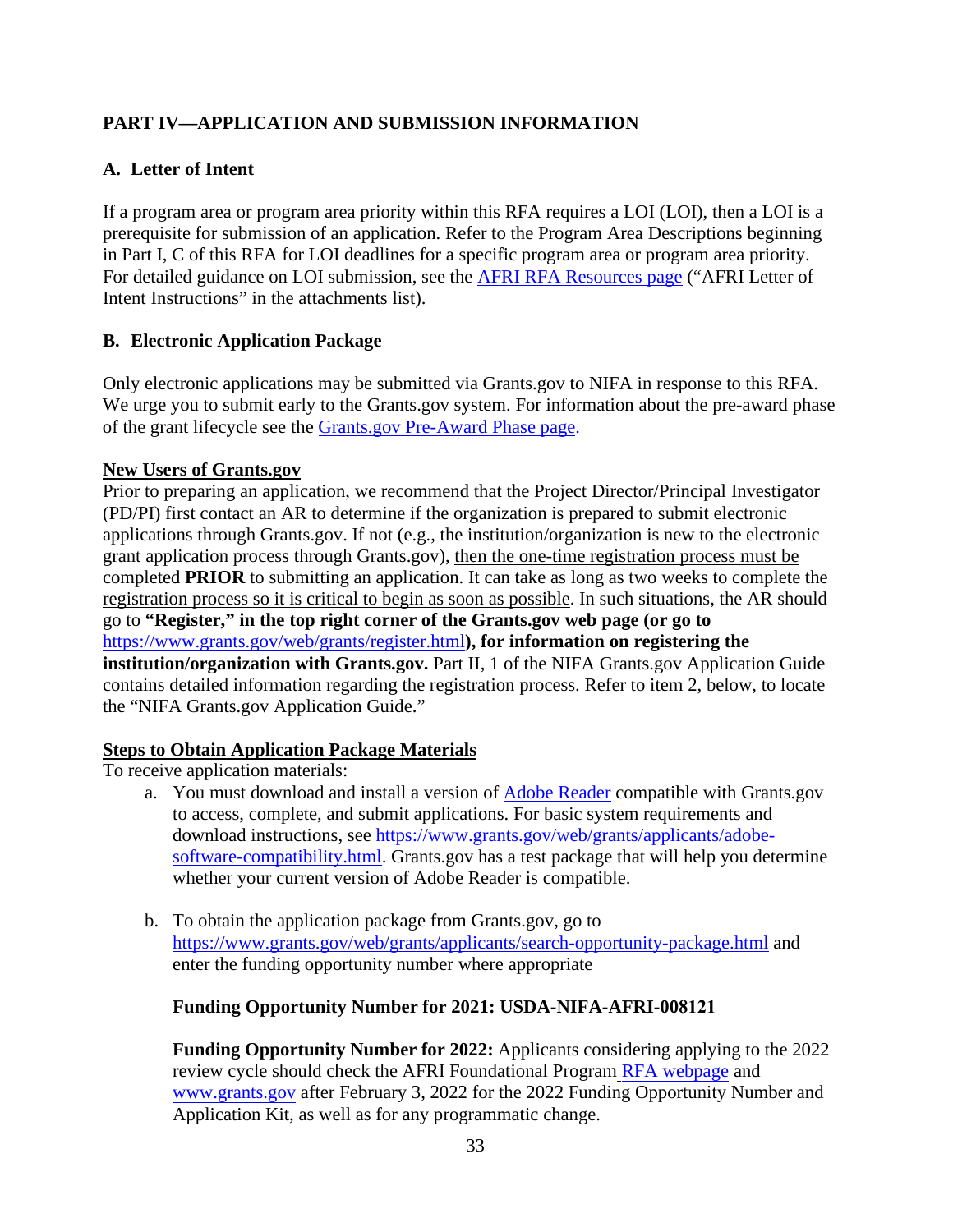## PART IV—APPLICATION AND SUBMISSION INFORMATION

### A. Letter of Intent

If a program area or program area priority within this RFA requires a LOI (LOI), then a LOI is a prerequisite for submission of an application. Refer to the Program Area Descriptions beginning in Part I, C of this RFA for LOI deadlines for a specific program area or program area priority. For detailed guidance on LOI submission, see the AFRI RFA Resources page ("AFRI Letter of Intent Instructions" in the attachments list).

### B. Electronic Application Package

Only electronic applications may be submitted via Grants.gov to NIFA in response to this RFA. We urge you to submit early to the Grants.gov system. For information about the pre-award phase of the grant lifecycle see the Grants.gov Pre-Award Phase page.

**New Users of Grants.gov**

Prior to preparing an application, we recommend that the Project Director/Principal Investigator (PD/PI) first contact an AR to determine if the organization is prepared to submit electronic applications through Grants.gov. If not (e.g., the institution/organization is new to the electronic grant application process through Grants.gov), then the one-time registration process must be completed **PRIOR** to submitting an application. It can take as long as two weeks to complete the registration process so it is critical to begin as soon as possible. In such situations, the AR should go to **"Register," in the top right corner of the Grants.gov web page (or go to** https://www.grants.gov/web/grants/register.html**), for information on registering the institution/organization with Grants.gov.** Part II, 1 of the NIFA Grants.gov Application Guide contains detailed information regarding the registration process. Refer to item 2, below, to locate the "NIFA Grants.gov Application Guide."

**Steps to Obtain Application Package Materials**

To receive application materials:

a. You must download and install a version of Adobe Reader compatible with Grants.gov to access, complete, and submit applications. For basic system requirements and download instructions, see https://www.grants.gov/web/grants/applicants/adobe-software-compatibility.html. Grants.gov has a test package that will help you determine whether your current version of Adobe Reader is compatible.

b. To obtain the application package from Grants.gov, go to https://www.grants.gov/web/grants/applicants/search-opportunity-package.html and enter the funding opportunity number where appropriate

   **Funding Opportunity Number for 2021: USDA-NIFA-AFRI-008121**

   **Funding Opportunity Number for 2022:** Applicants considering applying to the 2022 review cycle should check the AFRI Foundational Program RFA webpage and www.grants.gov after February 3, 2022 for the 2022 Funding Opportunity Number and Application Kit, as well as for any programmatic change.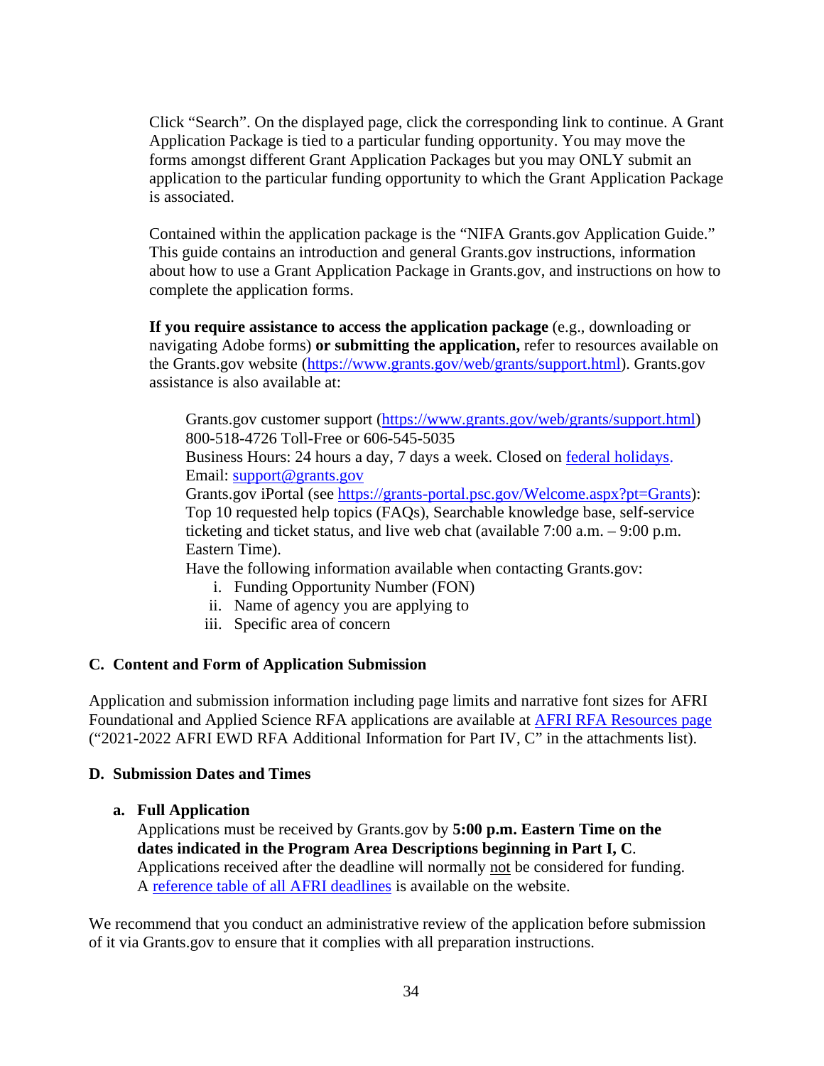Click “Search”. On the displayed page, click the corresponding link to continue. A Grant Application Package is tied to a particular funding opportunity. You may move the forms amongst different Grant Application Packages but you may ONLY submit an application to the particular funding opportunity to which the Grant Application Package is associated.

Contained within the application package is the “NIFA Grants.gov Application Guide.” This guide contains an introduction and general Grants.gov instructions, information about how to use a Grant Application Package in Grants.gov, and instructions on how to complete the application forms.

**If you require assistance to access the application package** (e.g., downloading or navigating Adobe forms) **or submitting the application,** refer to resources available on the Grants.gov website (https://www.grants.gov/web/grants/support.html). Grants.gov assistance is also available at:

> Grants.gov customer support (https://www.grants.gov/web/grants/support.html)
> 800-518-4726 Toll-Free or 606-545-5035
> Business Hours: 24 hours a day, 7 days a week. Closed on federal holidays.
> Email: support@grants.gov
> Grants.gov iPortal (see https://grants-portal.psc.gov/Welcome.aspx?pt=Grants): Top 10 requested help topics (FAQs), Searchable knowledge base, self-service ticketing and ticket status, and live web chat (available 7:00 a.m. – 9:00 p.m. Eastern Time).
> Have the following information available when contacting Grants.gov:
> 
> i. Funding Opportunity Number (FON)
> ii. Name of agency you are applying to
> iii. Specific area of concern

### C. Content and Form of Application Submission

Application and submission information including page limits and narrative font sizes for AFRI Foundational and Applied Science RFA applications are available at AFRI RFA Resources page (“2021-2022 AFRI EWD RFA Additional Information for Part IV, C” in the attachments list).

### D. Submission Dates and Times

**a. Full Application**

Applications must be received by Grants.gov by **5:00 p.m. Eastern Time on the dates indicated in the Program Area Descriptions beginning in Part I, C**. Applications received after the deadline will normally not be considered for funding. A reference table of all AFRI deadlines is available on the website.

We recommend that you conduct an administrative review of the application before submission of it via Grants.gov to ensure that it complies with all preparation instructions.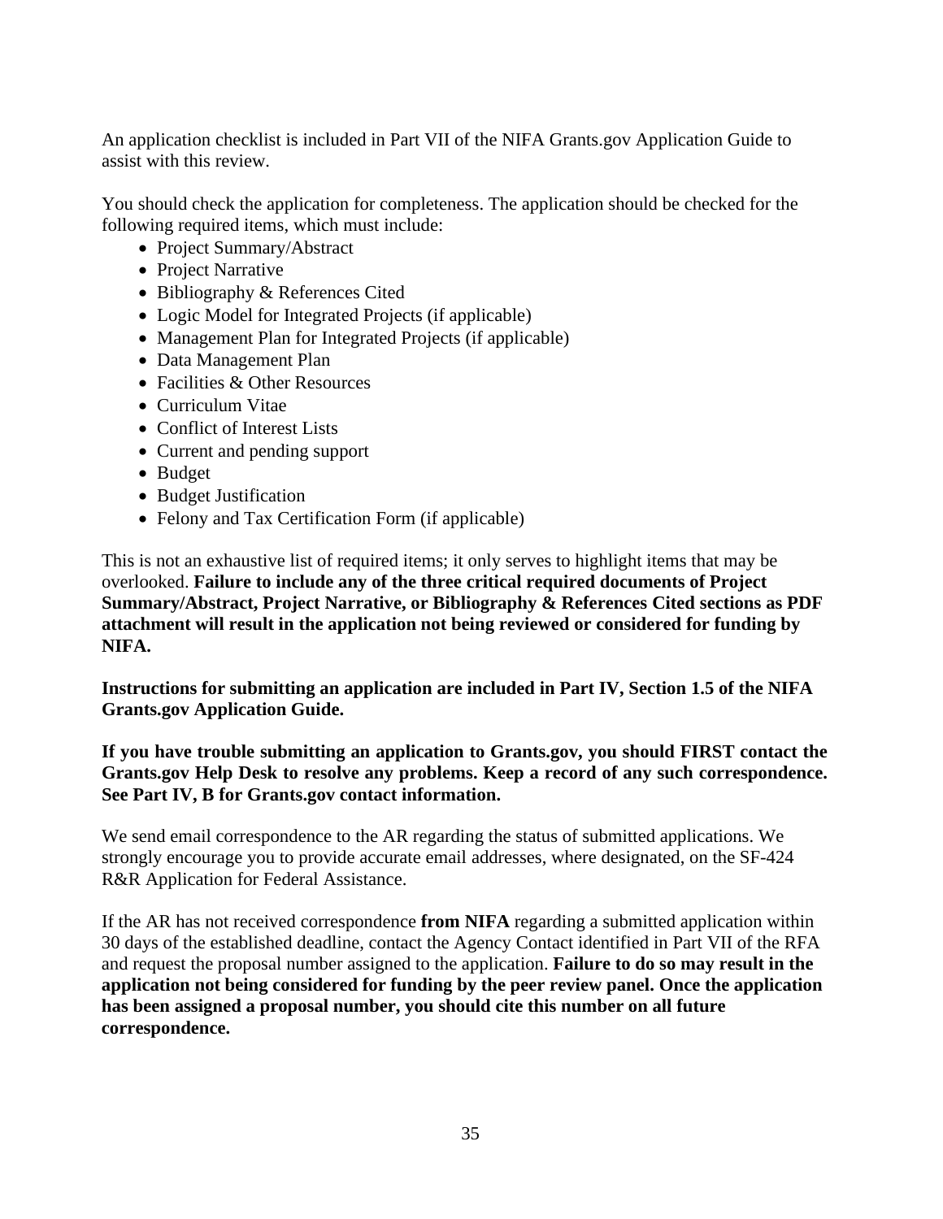An application checklist is included in Part VII of the NIFA Grants.gov Application Guide to assist with this review.

You should check the application for completeness. The application should be checked for the following required items, which must include:

- Project Summary/Abstract
- Project Narrative
- Bibliography & References Cited
- Logic Model for Integrated Projects (if applicable)
- Management Plan for Integrated Projects (if applicable)
- Data Management Plan
- Facilities & Other Resources
- Curriculum Vitae
- Conflict of Interest Lists
- Current and pending support
- Budget
- Budget Justification
- Felony and Tax Certification Form (if applicable)

This is not an exhaustive list of required items; it only serves to highlight items that may be overlooked. **Failure to include any of the three critical required documents of Project Summary/Abstract, Project Narrative, or Bibliography & References Cited sections as PDF attachment will result in the application not being reviewed or considered for funding by NIFA.**

**Instructions for submitting an application are included in Part IV, Section 1.5 of the NIFA Grants.gov Application Guide.**

**If you have trouble submitting an application to Grants.gov, you should FIRST contact the Grants.gov Help Desk to resolve any problems. Keep a record of any such correspondence. See Part IV, B for Grants.gov contact information.**

We send email correspondence to the AR regarding the status of submitted applications. We strongly encourage you to provide accurate email addresses, where designated, on the SF-424 R&R Application for Federal Assistance.

If the AR has not received correspondence **from NIFA** regarding a submitted application within 30 days of the established deadline, contact the Agency Contact identified in Part VII of the RFA and request the proposal number assigned to the application. **Failure to do so may result in the application not being considered for funding by the peer review panel. Once the application has been assigned a proposal number, you should cite this number on all future correspondence.**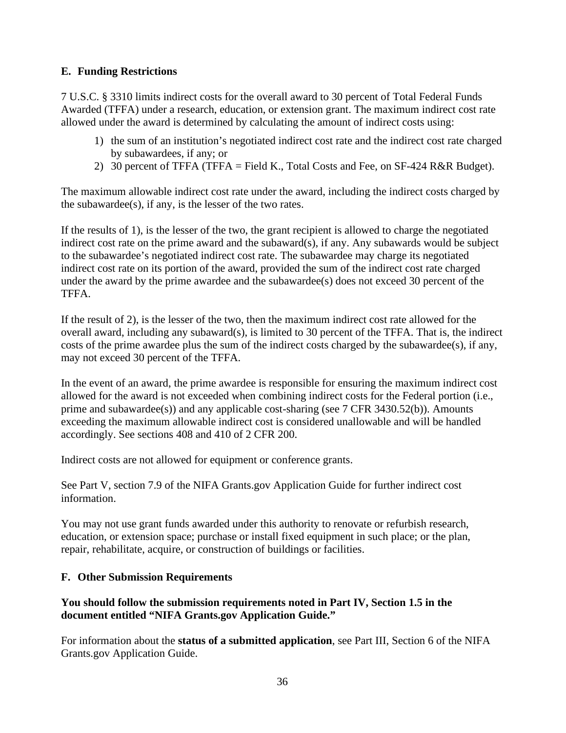### E. Funding Restrictions

7 U.S.C. § 3310 limits indirect costs for the overall award to 30 percent of Total Federal Funds Awarded (TFFA) under a research, education, or extension grant. The maximum indirect cost rate allowed under the award is determined by calculating the amount of indirect costs using:

1) the sum of an institution's negotiated indirect cost rate and the indirect cost rate charged by subawardees, if any; or
2) 30 percent of TFFA (TFFA = Field K., Total Costs and Fee, on SF-424 R&R Budget).

The maximum allowable indirect cost rate under the award, including the indirect costs charged by the subawardee(s), if any, is the lesser of the two rates.

If the results of 1), is the lesser of the two, the grant recipient is allowed to charge the negotiated indirect cost rate on the prime award and the subaward(s), if any. Any subawards would be subject to the subawardee's negotiated indirect cost rate. The subawardee may charge its negotiated indirect cost rate on its portion of the award, provided the sum of the indirect cost rate charged under the award by the prime awardee and the subawardee(s) does not exceed 30 percent of the TFFA.

If the result of 2), is the lesser of the two, then the maximum indirect cost rate allowed for the overall award, including any subaward(s), is limited to 30 percent of the TFFA. That is, the indirect costs of the prime awardee plus the sum of the indirect costs charged by the subawardee(s), if any, may not exceed 30 percent of the TFFA.

In the event of an award, the prime awardee is responsible for ensuring the maximum indirect cost allowed for the award is not exceeded when combining indirect costs for the Federal portion (i.e., prime and subawardee(s)) and any applicable cost-sharing (see 7 CFR 3430.52(b)). Amounts exceeding the maximum allowable indirect cost is considered unallowable and will be handled accordingly. See sections 408 and 410 of 2 CFR 200.

Indirect costs are not allowed for equipment or conference grants.

See Part V, section 7.9 of the NIFA Grants.gov Application Guide for further indirect cost information.

You may not use grant funds awarded under this authority to renovate or refurbish research, education, or extension space; purchase or install fixed equipment in such place; or the plan, repair, rehabilitate, acquire, or construction of buildings or facilities.

### F. Other Submission Requirements

**You should follow the submission requirements noted in Part IV, Section 1.5 in the document entitled "NIFA Grants.gov Application Guide."**

For information about the **status of a submitted application**, see Part III, Section 6 of the NIFA Grants.gov Application Guide.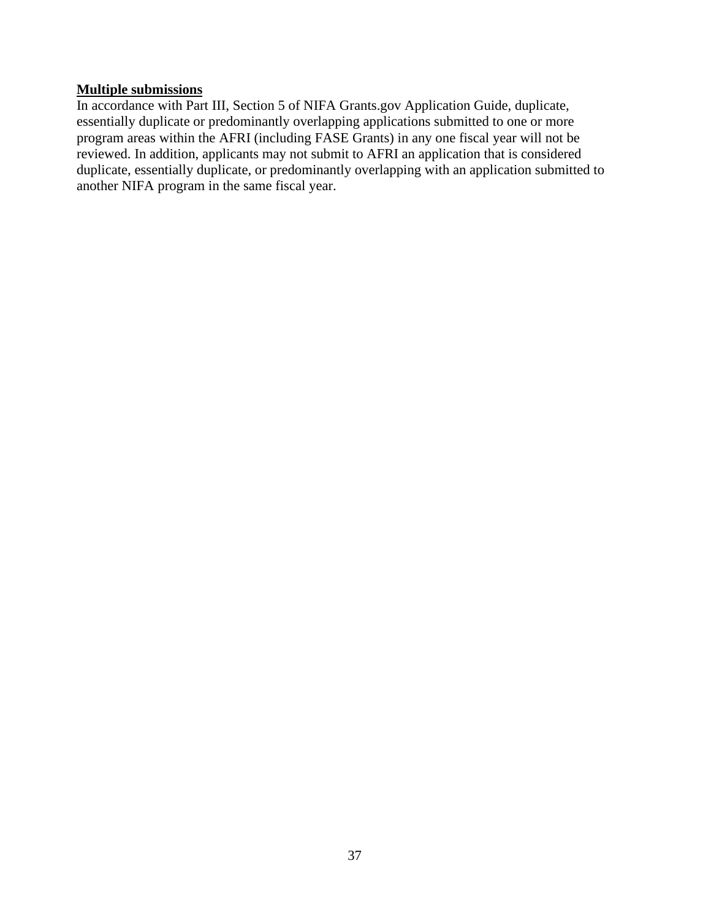**Multiple submissions**

In accordance with Part III, Section 5 of NIFA Grants.gov Application Guide, duplicate, essentially duplicate or predominantly overlapping applications submitted to one or more program areas within the AFRI (including FASE Grants) in any one fiscal year will not be reviewed. In addition, applicants may not submit to AFRI an application that is considered duplicate, essentially duplicate, or predominantly overlapping with an application submitted to another NIFA program in the same fiscal year.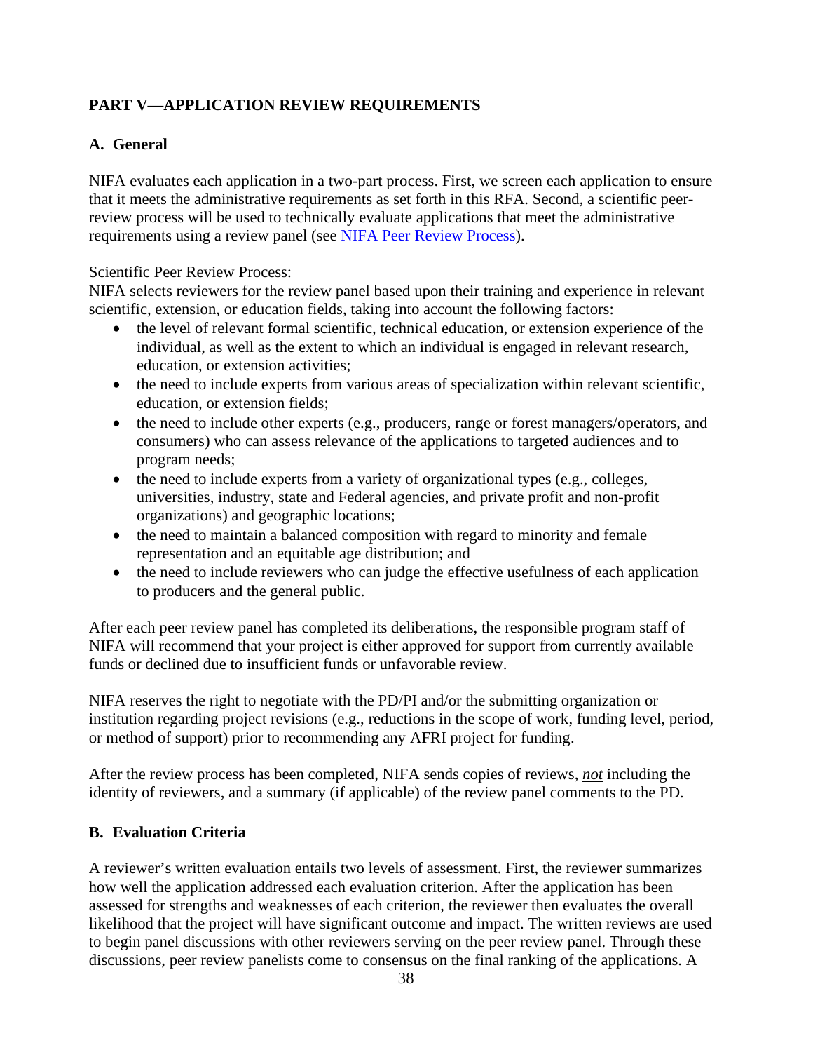## PART V—APPLICATION REVIEW REQUIREMENTS

### A. General

NIFA evaluates each application in a two-part process. First, we screen each application to ensure that it meets the administrative requirements as set forth in this RFA. Second, a scientific peer-review process will be used to technically evaluate applications that meet the administrative requirements using a review panel (see [NIFA Peer Review Process](NIFA Peer Review Process)).

Scientific Peer Review Process:
NIFA selects reviewers for the review panel based upon their training and experience in relevant scientific, extension, or education fields, taking into account the following factors:

- the level of relevant formal scientific, technical education, or extension experience of the individual, as well as the extent to which an individual is engaged in relevant research, education, or extension activities;
- the need to include experts from various areas of specialization within relevant scientific, education, or extension fields;
- the need to include other experts (e.g., producers, range or forest managers/operators, and consumers) who can assess relevance of the applications to targeted audiences and to program needs;
- the need to include experts from a variety of organizational types (e.g., colleges, universities, industry, state and Federal agencies, and private profit and non-profit organizations) and geographic locations;
- the need to maintain a balanced composition with regard to minority and female representation and an equitable age distribution; and
- the need to include reviewers who can judge the effective usefulness of each application to producers and the general public.

After each peer review panel has completed its deliberations, the responsible program staff of NIFA will recommend that your project is either approved for support from currently available funds or declined due to insufficient funds or unfavorable review.

NIFA reserves the right to negotiate with the PD/PI and/or the submitting organization or institution regarding project revisions (e.g., reductions in the scope of work, funding level, period, or method of support) prior to recommending any AFRI project for funding.

After the review process has been completed, NIFA sends copies of reviews, ***not*** including the identity of reviewers, and a summary (if applicable) of the review panel comments to the PD.

### B. Evaluation Criteria

A reviewer's written evaluation entails two levels of assessment. First, the reviewer summarizes how well the application addressed each evaluation criterion. After the application has been assessed for strengths and weaknesses of each criterion, the reviewer then evaluates the overall likelihood that the project will have significant outcome and impact. The written reviews are used to begin panel discussions with other reviewers serving on the peer review panel. Through these discussions, peer review panelists come to consensus on the final ranking of the applications. A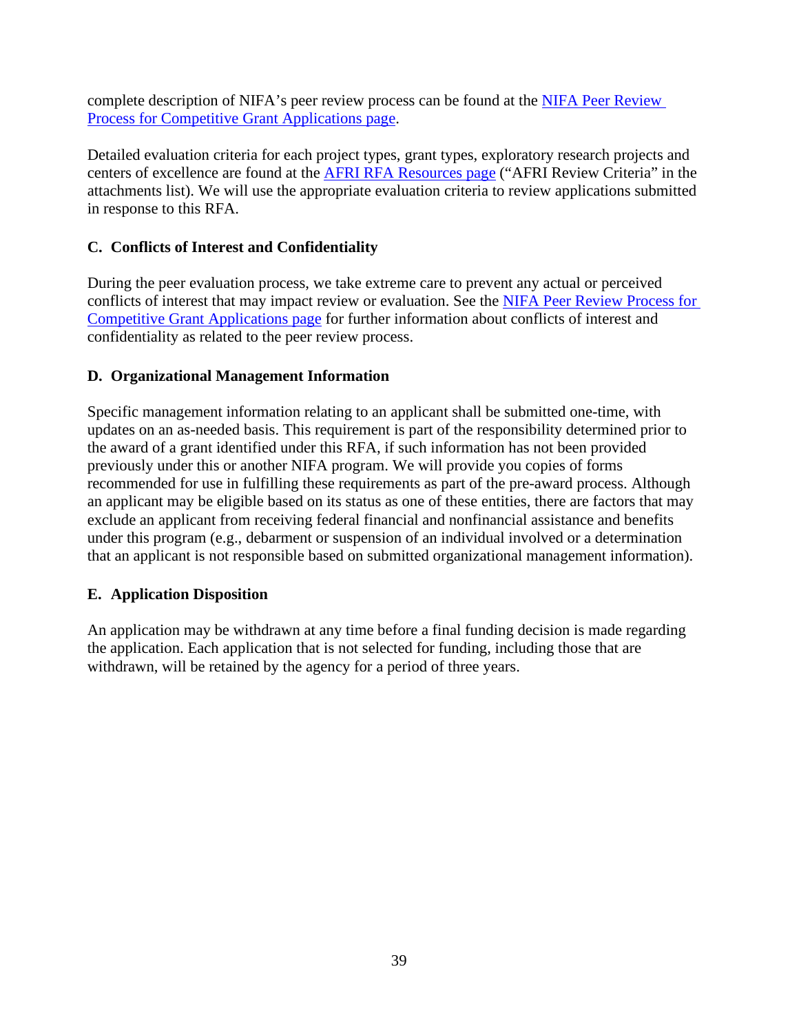complete description of NIFA's peer review process can be found at the [NIFA Peer Review Process for Competitive Grant Applications page](#).

Detailed evaluation criteria for each project types, grant types, exploratory research projects and centers of excellence are found at the [AFRI RFA Resources page](#) ("AFRI Review Criteria" in the attachments list). We will use the appropriate evaluation criteria to review applications submitted in response to this RFA.

### C. Conflicts of Interest and Confidentiality

During the peer evaluation process, we take extreme care to prevent any actual or perceived conflicts of interest that may impact review or evaluation. See the [NIFA Peer Review Process for Competitive Grant Applications page](#) for further information about conflicts of interest and confidentiality as related to the peer review process.

### D. Organizational Management Information

Specific management information relating to an applicant shall be submitted one-time, with updates on an as-needed basis. This requirement is part of the responsibility determined prior to the award of a grant identified under this RFA, if such information has not been provided previously under this or another NIFA program. We will provide you copies of forms recommended for use in fulfilling these requirements as part of the pre-award process. Although an applicant may be eligible based on its status as one of these entities, there are factors that may exclude an applicant from receiving federal financial and nonfinancial assistance and benefits under this program (e.g., debarment or suspension of an individual involved or a determination that an applicant is not responsible based on submitted organizational management information).

### E. Application Disposition

An application may be withdrawn at any time before a final funding decision is made regarding the application. Each application that is not selected for funding, including those that are withdrawn, will be retained by the agency for a period of three years.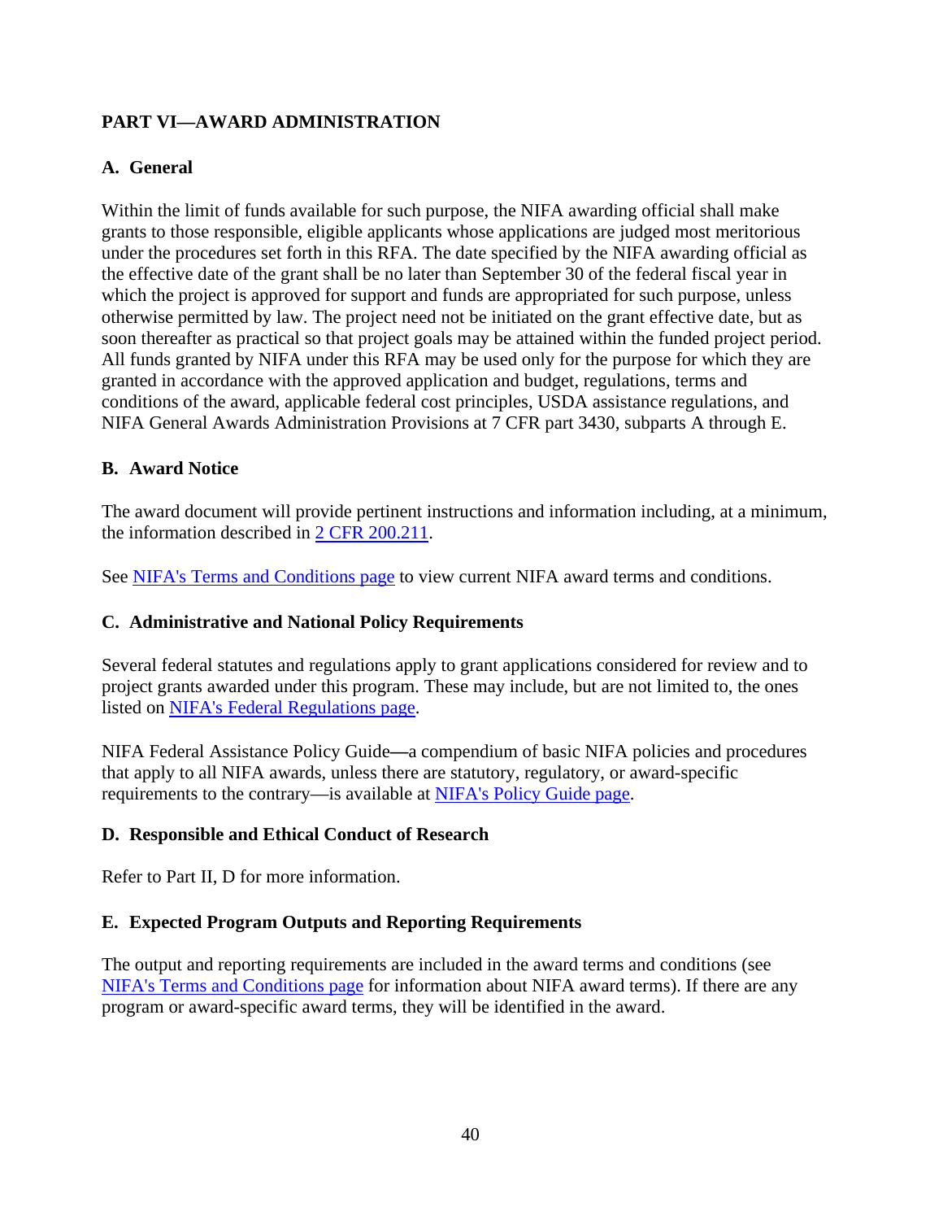## PART VI—AWARD ADMINISTRATION

### A. General

Within the limit of funds available for such purpose, the NIFA awarding official shall make grants to those responsible, eligible applicants whose applications are judged most meritorious under the procedures set forth in this RFA. The date specified by the NIFA awarding official as the effective date of the grant shall be no later than September 30 of the federal fiscal year in which the project is approved for support and funds are appropriated for such purpose, unless otherwise permitted by law. The project need not be initiated on the grant effective date, but as soon thereafter as practical so that project goals may be attained within the funded project period. All funds granted by NIFA under this RFA may be used only for the purpose for which they are granted in accordance with the approved application and budget, regulations, terms and conditions of the award, applicable federal cost principles, USDA assistance regulations, and NIFA General Awards Administration Provisions at 7 CFR part 3430, subparts A through E.

### B. Award Notice

The award document will provide pertinent instructions and information including, at a minimum, the information described in 2 CFR 200.211.

See NIFA's Terms and Conditions page to view current NIFA award terms and conditions.

### C. Administrative and National Policy Requirements

Several federal statutes and regulations apply to grant applications considered for review and to project grants awarded under this program. These may include, but are not limited to, the ones listed on NIFA's Federal Regulations page.

NIFA Federal Assistance Policy Guide—a compendium of basic NIFA policies and procedures that apply to all NIFA awards, unless there are statutory, regulatory, or award-specific requirements to the contrary—is available at NIFA's Policy Guide page.

### D. Responsible and Ethical Conduct of Research

Refer to Part II, D for more information.

### E. Expected Program Outputs and Reporting Requirements

The output and reporting requirements are included in the award terms and conditions (see NIFA's Terms and Conditions page for information about NIFA award terms). If there are any program or award-specific award terms, they will be identified in the award.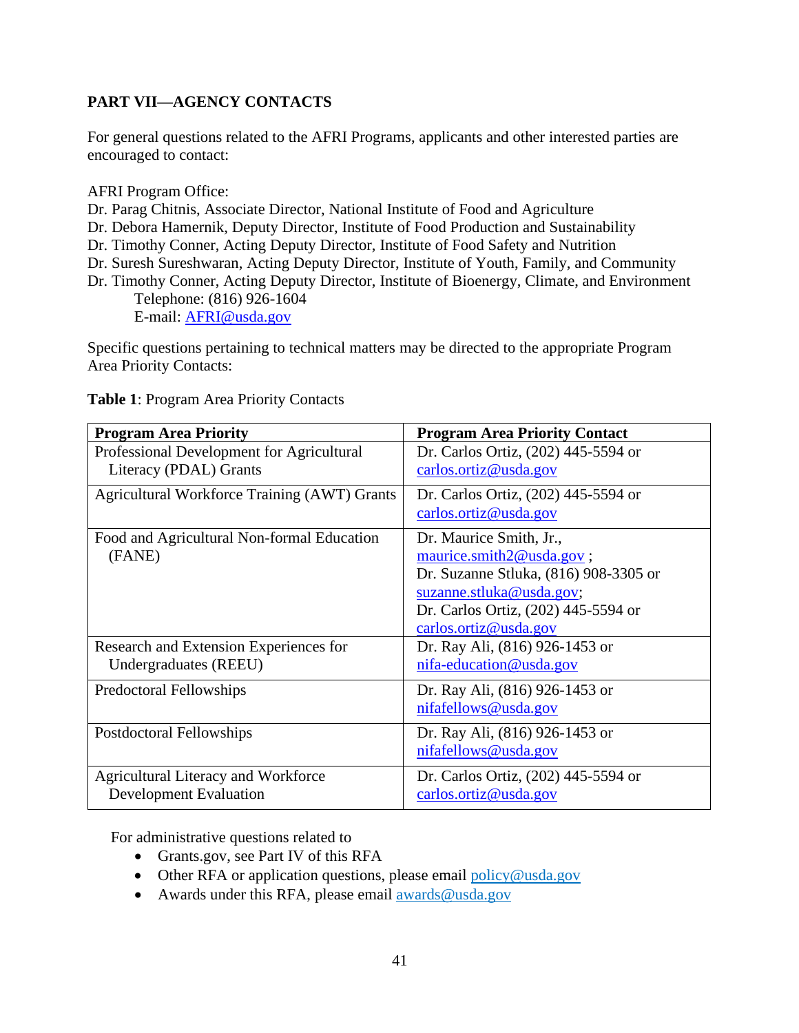## PART VII—AGENCY CONTACTS

For general questions related to the AFRI Programs, applicants and other interested parties are encouraged to contact:

AFRI Program Office:
Dr. Parag Chitnis, Associate Director, National Institute of Food and Agriculture
Dr. Debora Hamernik, Deputy Director, Institute of Food Production and Sustainability
Dr. Timothy Conner, Acting Deputy Director, Institute of Food Safety and Nutrition
Dr. Suresh Sureshwaran, Acting Deputy Director, Institute of Youth, Family, and Community
Dr. Timothy Conner, Acting Deputy Director, Institute of Bioenergy, Climate, and Environment
Telephone: (816) 926-1604
E-mail: AFRI@usda.gov

Specific questions pertaining to technical matters may be directed to the appropriate Program Area Priority Contacts:

**Table 1**: Program Area Priority Contacts

| Program Area Priority | Program Area Priority Contact |
|---|---|
| Professional Development for Agricultural Literacy (PDAL) Grants | Dr. Carlos Ortiz, (202) 445-5594 or carlos.ortiz@usda.gov |
| Agricultural Workforce Training (AWT) Grants | Dr. Carlos Ortiz, (202) 445-5594 or carlos.ortiz@usda.gov |
| Food and Agricultural Non-formal Education (FANE) | Dr. Maurice Smith, Jr., maurice.smith2@usda.gov ; Dr. Suzanne Stluka, (816) 908-3305 or suzanne.stluka@usda.gov; Dr. Carlos Ortiz, (202) 445-5594 or carlos.ortiz@usda.gov |
| Research and Extension Experiences for Undergraduates (REEU) | Dr. Ray Ali, (816) 926-1453 or nifa-education@usda.gov |
| Predoctoral Fellowships | Dr. Ray Ali, (816) 926-1453 or nifafellows@usda.gov |
| Postdoctoral Fellowships | Dr. Ray Ali, (816) 926-1453 or nifafellows@usda.gov |
| Agricultural Literacy and Workforce Development Evaluation | Dr. Carlos Ortiz, (202) 445-5594 or carlos.ortiz@usda.gov |

For administrative questions related to

- Grants.gov, see Part IV of this RFA
- Other RFA or application questions, please email policy@usda.gov
- Awards under this RFA, please email awards@usda.gov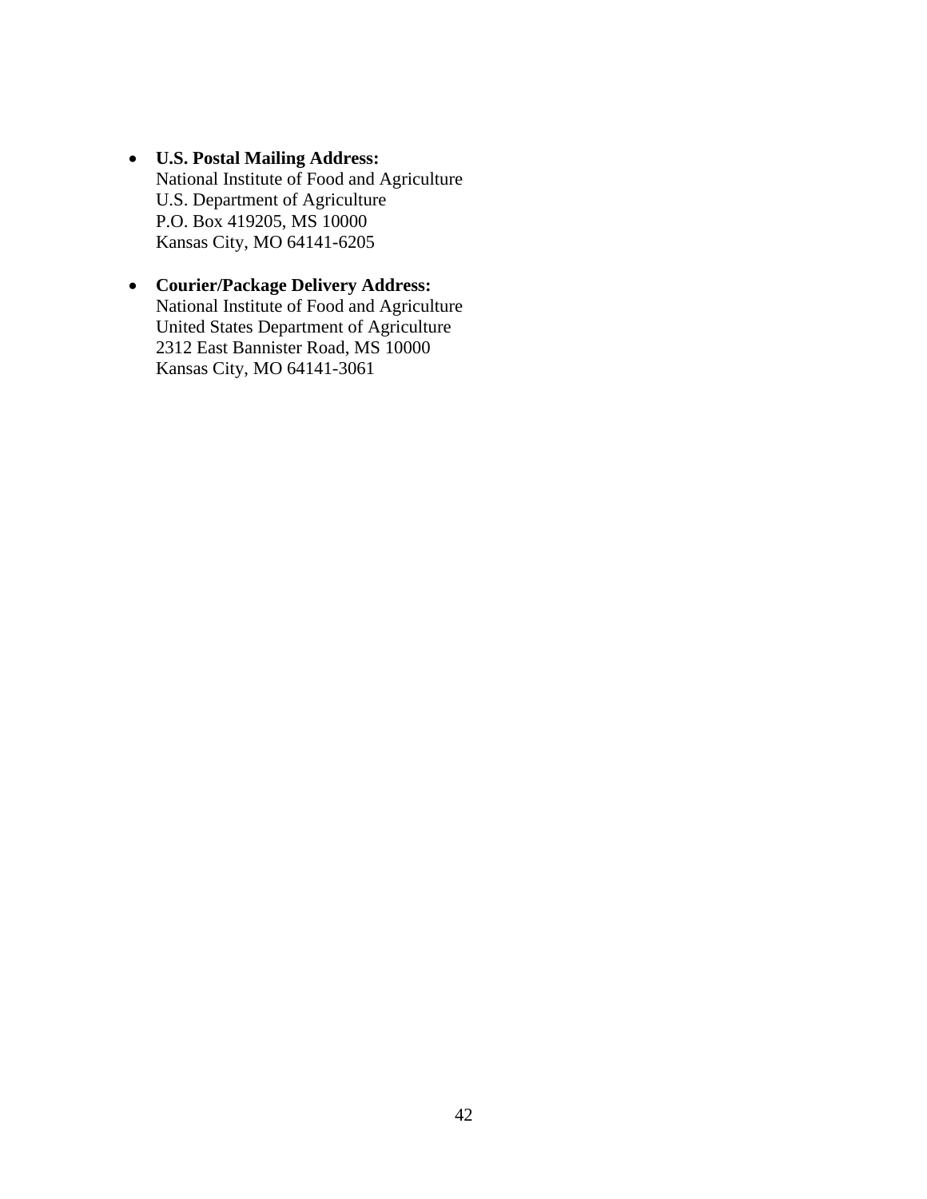- **U.S. Postal Mailing Address:**
  National Institute of Food and Agriculture
  U.S. Department of Agriculture
  P.O. Box 419205, MS 10000
  Kansas City, MO 64141-6205

- **Courier/Package Delivery Address:**
  National Institute of Food and Agriculture
  United States Department of Agriculture
  2312 East Bannister Road, MS 10000
  Kansas City, MO 64141-3061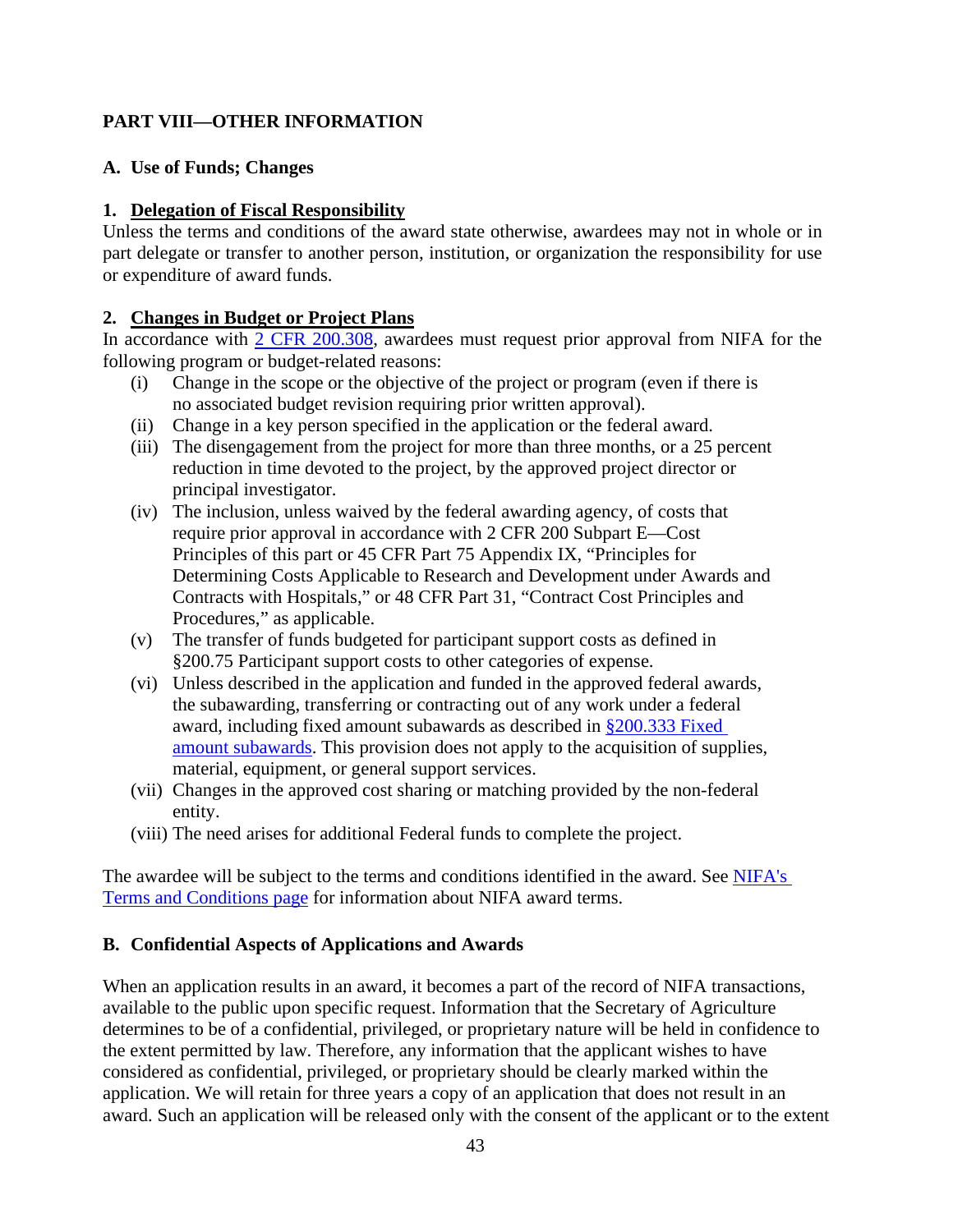## PART VIII—OTHER INFORMATION

### A. Use of Funds; Changes

#### 1. Delegation of Fiscal Responsibility

Unless the terms and conditions of the award state otherwise, awardees may not in whole or in part delegate or transfer to another person, institution, or organization the responsibility for use or expenditure of award funds.

#### 2. Changes in Budget or Project Plans

In accordance with [2 CFR 200.308](), awardees must request prior approval from NIFA for the following program or budget-related reasons:

- (i) Change in the scope or the objective of the project or program (even if there is no associated budget revision requiring prior written approval).
- (ii) Change in a key person specified in the application or the federal award.
- (iii) The disengagement from the project for more than three months, or a 25 percent reduction in time devoted to the project, by the approved project director or principal investigator.
- (iv) The inclusion, unless waived by the federal awarding agency, of costs that require prior approval in accordance with 2 CFR 200 Subpart E—Cost Principles of this part or 45 CFR Part 75 Appendix IX, "Principles for Determining Costs Applicable to Research and Development under Awards and Contracts with Hospitals," or 48 CFR Part 31, "Contract Cost Principles and Procedures," as applicable.
- (v) The transfer of funds budgeted for participant support costs as defined in §200.75 Participant support costs to other categories of expense.
- (vi) Unless described in the application and funded in the approved federal awards, the subawarding, transferring or contracting out of any work under a federal award, including fixed amount subawards as described in [§200.333 Fixed amount subawards](). This provision does not apply to the acquisition of supplies, material, equipment, or general support services.
- (vii) Changes in the approved cost sharing or matching provided by the non-federal entity.
- (viii) The need arises for additional Federal funds to complete the project.

The awardee will be subject to the terms and conditions identified in the award. See [NIFA's Terms and Conditions page]() for information about NIFA award terms.

### B. Confidential Aspects of Applications and Awards

When an application results in an award, it becomes a part of the record of NIFA transactions, available to the public upon specific request. Information that the Secretary of Agriculture determines to be of a confidential, privileged, or proprietary nature will be held in confidence to the extent permitted by law. Therefore, any information that the applicant wishes to have considered as confidential, privileged, or proprietary should be clearly marked within the application. We will retain for three years a copy of an application that does not result in an award. Such an application will be released only with the consent of the applicant or to the extent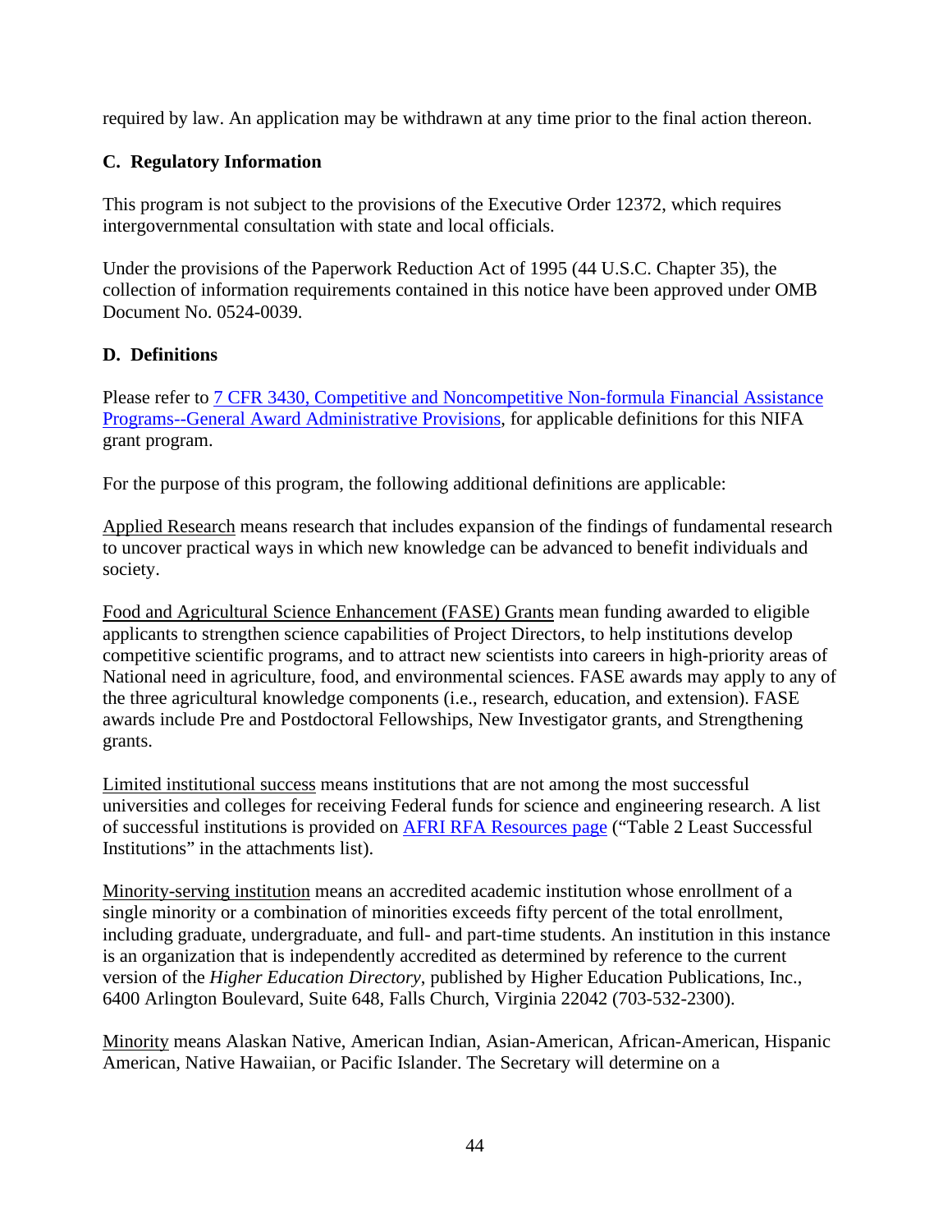required by law. An application may be withdrawn at any time prior to the final action thereon.

### C. Regulatory Information

This program is not subject to the provisions of the Executive Order 12372, which requires intergovernmental consultation with state and local officials.

Under the provisions of the Paperwork Reduction Act of 1995 (44 U.S.C. Chapter 35), the collection of information requirements contained in this notice have been approved under OMB Document No. 0524-0039.

### D. Definitions

Please refer to 7 CFR 3430, Competitive and Noncompetitive Non-formula Financial Assistance Programs--General Award Administrative Provisions, for applicable definitions for this NIFA grant program.

For the purpose of this program, the following additional definitions are applicable:

Applied Research means research that includes expansion of the findings of fundamental research to uncover practical ways in which new knowledge can be advanced to benefit individuals and society.

Food and Agricultural Science Enhancement (FASE) Grants mean funding awarded to eligible applicants to strengthen science capabilities of Project Directors, to help institutions develop competitive scientific programs, and to attract new scientists into careers in high-priority areas of National need in agriculture, food, and environmental sciences. FASE awards may apply to any of the three agricultural knowledge components (i.e., research, education, and extension). FASE awards include Pre and Postdoctoral Fellowships, New Investigator grants, and Strengthening grants.

Limited institutional success means institutions that are not among the most successful universities and colleges for receiving Federal funds for science and engineering research. A list of successful institutions is provided on AFRI RFA Resources page ("Table 2 Least Successful Institutions" in the attachments list).

Minority-serving institution means an accredited academic institution whose enrollment of a single minority or a combination of minorities exceeds fifty percent of the total enrollment, including graduate, undergraduate, and full- and part-time students. An institution in this instance is an organization that is independently accredited as determined by reference to the current version of the *Higher Education Directory*, published by Higher Education Publications, Inc., 6400 Arlington Boulevard, Suite 648, Falls Church, Virginia 22042 (703-532-2300).

Minority means Alaskan Native, American Indian, Asian-American, African-American, Hispanic American, Native Hawaiian, or Pacific Islander. The Secretary will determine on a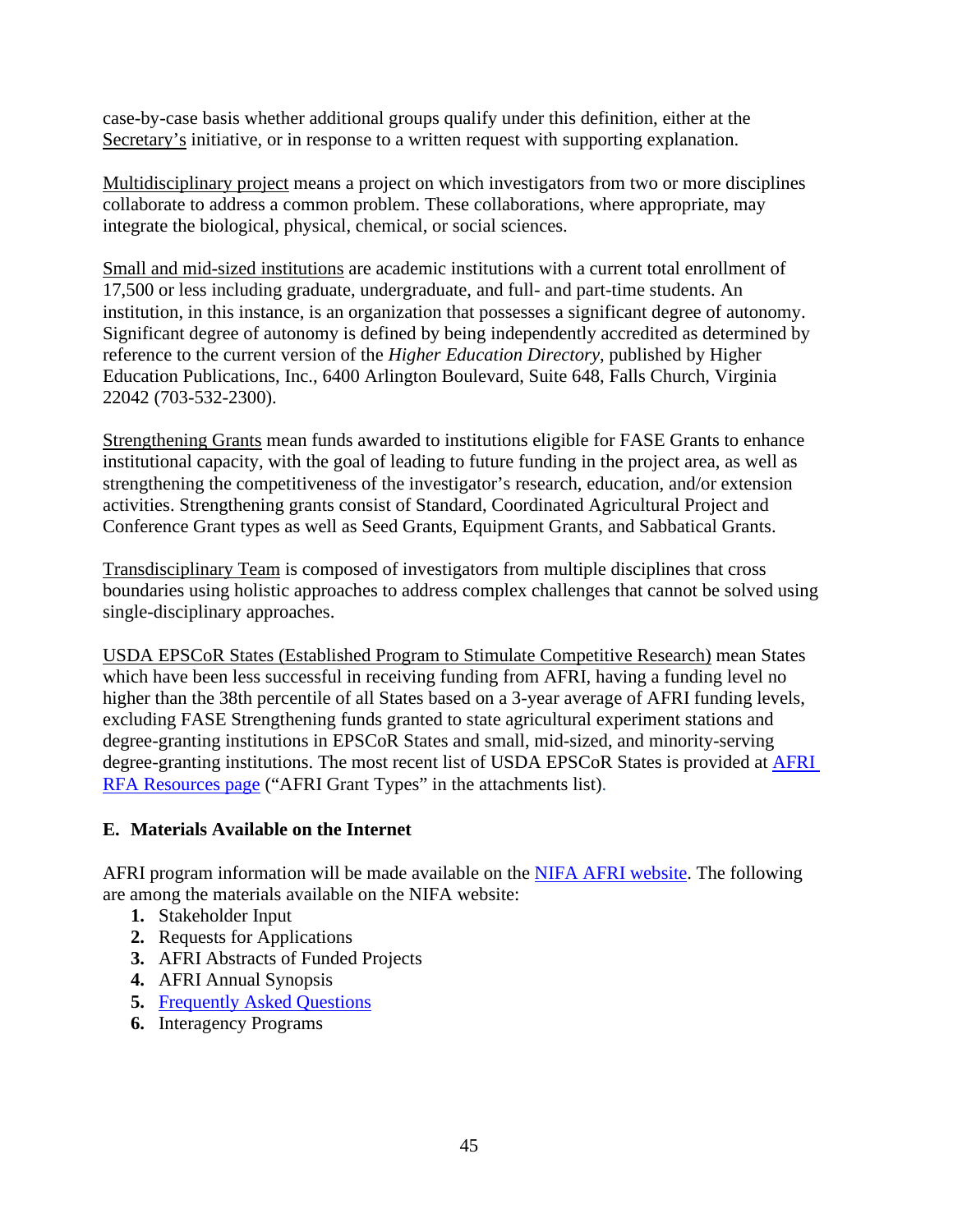case-by-case basis whether additional groups qualify under this definition, either at the Secretary's initiative, or in response to a written request with supporting explanation.

Multidisciplinary project means a project on which investigators from two or more disciplines collaborate to address a common problem. These collaborations, where appropriate, may integrate the biological, physical, chemical, or social sciences.

Small and mid-sized institutions are academic institutions with a current total enrollment of 17,500 or less including graduate, undergraduate, and full- and part-time students. An institution, in this instance, is an organization that possesses a significant degree of autonomy. Significant degree of autonomy is defined by being independently accredited as determined by reference to the current version of the *Higher Education Directory*, published by Higher Education Publications, Inc., 6400 Arlington Boulevard, Suite 648, Falls Church, Virginia 22042 (703-532-2300).

Strengthening Grants mean funds awarded to institutions eligible for FASE Grants to enhance institutional capacity, with the goal of leading to future funding in the project area, as well as strengthening the competitiveness of the investigator's research, education, and/or extension activities. Strengthening grants consist of Standard, Coordinated Agricultural Project and Conference Grant types as well as Seed Grants, Equipment Grants, and Sabbatical Grants.

Transdisciplinary Team is composed of investigators from multiple disciplines that cross boundaries using holistic approaches to address complex challenges that cannot be solved using single-disciplinary approaches.

USDA EPSCoR States (Established Program to Stimulate Competitive Research) mean States which have been less successful in receiving funding from AFRI, having a funding level no higher than the 38th percentile of all States based on a 3-year average of AFRI funding levels, excluding FASE Strengthening funds granted to state agricultural experiment stations and degree-granting institutions in EPSCoR States and small, mid-sized, and minority-serving degree-granting institutions. The most recent list of USDA EPSCoR States is provided at AFRI RFA Resources page ("AFRI Grant Types" in the attachments list).

### E. Materials Available on the Internet

AFRI program information will be made available on the NIFA AFRI website. The following are among the materials available on the NIFA website:

1. Stakeholder Input
2. Requests for Applications
3. AFRI Abstracts of Funded Projects
4. AFRI Annual Synopsis
5. Frequently Asked Questions
6. Interagency Programs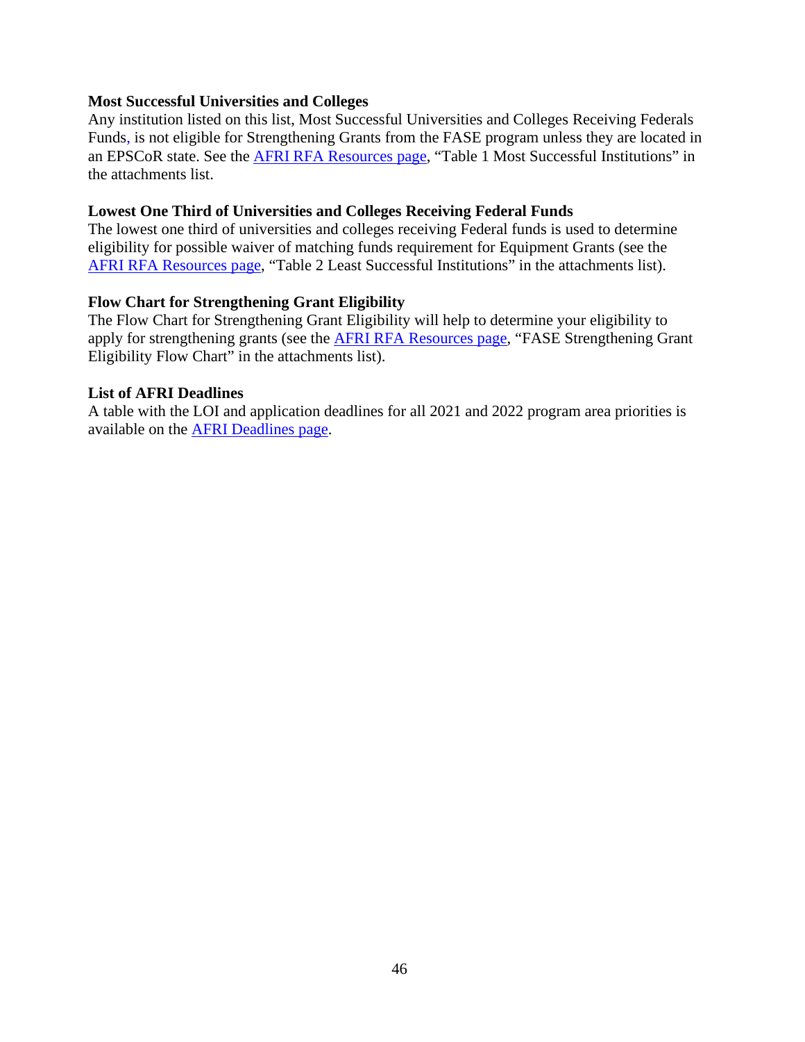**Most Successful Universities and Colleges**

Any institution listed on this list, Most Successful Universities and Colleges Receiving Federals Funds, is not eligible for Strengthening Grants from the FASE program unless they are located in an EPSCoR state. See the AFRI RFA Resources page, "Table 1 Most Successful Institutions" in the attachments list.

**Lowest One Third of Universities and Colleges Receiving Federal Funds**

The lowest one third of universities and colleges receiving Federal funds is used to determine eligibility for possible waiver of matching funds requirement for Equipment Grants (see the AFRI RFA Resources page, "Table 2 Least Successful Institutions" in the attachments list).

**Flow Chart for Strengthening Grant Eligibility**

The Flow Chart for Strengthening Grant Eligibility will help to determine your eligibility to apply for strengthening grants (see the AFRI RFA Resources page, "FASE Strengthening Grant Eligibility Flow Chart" in the attachments list).

**List of AFRI Deadlines**

A table with the LOI and application deadlines for all 2021 and 2022 program area priorities is available on the AFRI Deadlines page.